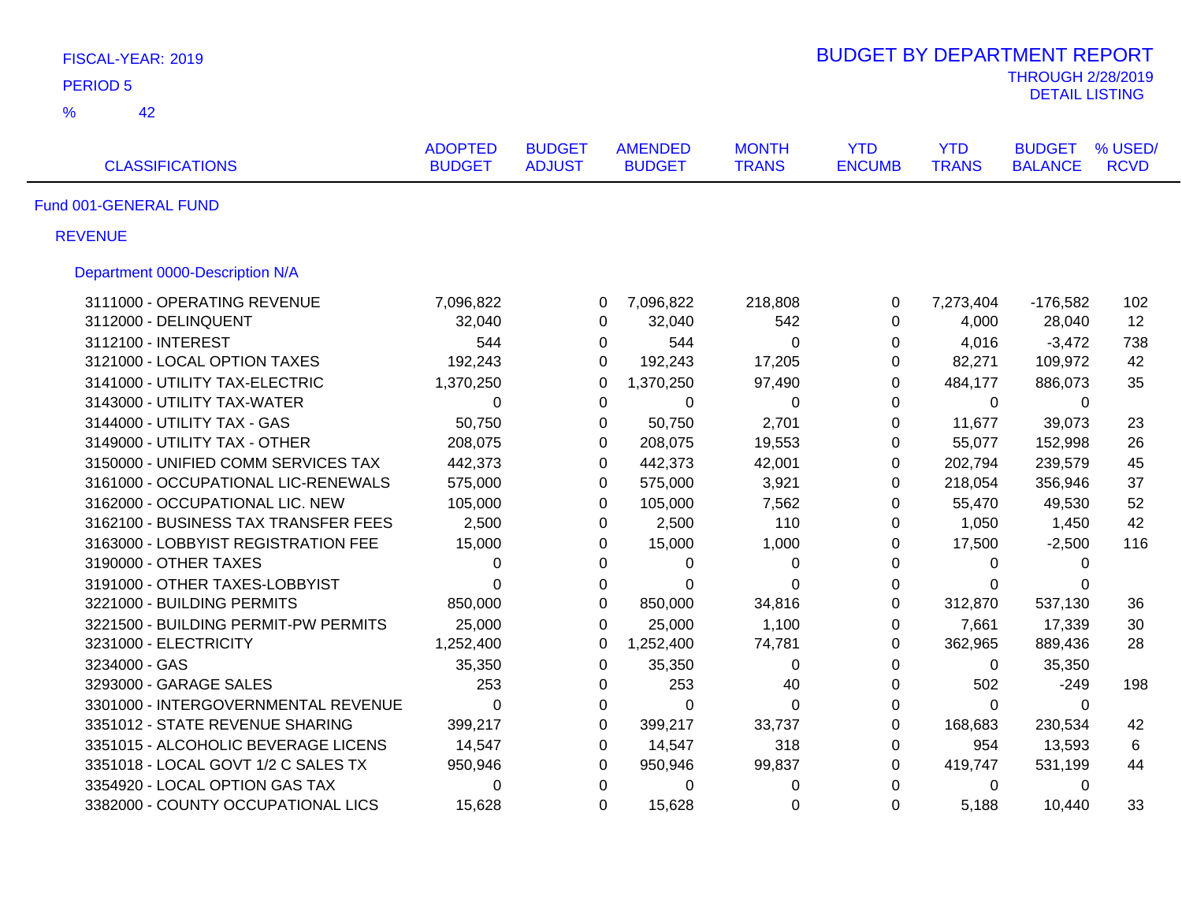FISCAL-YEAR: 2019

PERIOD 5

% 42

# BUDGET BY DEPARTMENT REPORT

THROUGH 2/28/2019

DETAIL LISTING

| CLASSIFICATIONS | ADOPTED BUDGET | BUDGET ADJUST | AMENDED BUDGET | MONTH TRANS | YTD ENCUMB | YTD TRANS | BUDGET BALANCE | % USED/ RCVD |
|---|---|---|---|---|---|---|---|---|
| Fund 001-GENERAL FUND | | | | | | | | |
| REVENUE | | | | | | | | |
| Department 0000-Description N/A | | | | | | | | |
| 3111000 - OPERATING REVENUE | 7,096,822 | 0 | 7,096,822 | 218,808 | 0 | 7,273,404 | -176,582 | 102 |
| 3112000 - DELINQUENT | 32,040 | 0 | 32,040 | 542 | 0 | 4,000 | 28,040 | 12 |
| 3112100 - INTEREST | 544 | 0 | 544 | 0 | 0 | 4,016 | -3,472 | 738 |
| 3121000 - LOCAL OPTION TAXES | 192,243 | 0 | 192,243 | 17,205 | 0 | 82,271 | 109,972 | 42 |
| 3141000 - UTILITY TAX-ELECTRIC | 1,370,250 | 0 | 1,370,250 | 97,490 | 0 | 484,177 | 886,073 | 35 |
| 3143000 - UTILITY TAX-WATER | 0 | 0 | 0 | 0 | 0 | 0 | 0 | |
| 3144000 - UTILITY TAX - GAS | 50,750 | 0 | 50,750 | 2,701 | 0 | 11,677 | 39,073 | 23 |
| 3149000 - UTILITY TAX - OTHER | 208,075 | 0 | 208,075 | 19,553 | 0 | 55,077 | 152,998 | 26 |
| 3150000 - UNIFIED COMM SERVICES TAX | 442,373 | 0 | 442,373 | 42,001 | 0 | 202,794 | 239,579 | 45 |
| 3161000 - OCCUPATIONAL LIC-RENEWALS | 575,000 | 0 | 575,000 | 3,921 | 0 | 218,054 | 356,946 | 37 |
| 3162000 - OCCUPATIONAL LIC. NEW | 105,000 | 0 | 105,000 | 7,562 | 0 | 55,470 | 49,530 | 52 |
| 3162100 - BUSINESS TAX TRANSFER FEES | 2,500 | 0 | 2,500 | 110 | 0 | 1,050 | 1,450 | 42 |
| 3163000 - LOBBYIST REGISTRATION FEE | 15,000 | 0 | 15,000 | 1,000 | 0 | 17,500 | -2,500 | 116 |
| 3190000 - OTHER TAXES | 0 | 0 | 0 | 0 | 0 | 0 | 0 | |
| 3191000 - OTHER TAXES-LOBBYIST | 0 | 0 | 0 | 0 | 0 | 0 | 0 | |
| 3221000 - BUILDING PERMITS | 850,000 | 0 | 850,000 | 34,816 | 0 | 312,870 | 537,130 | 36 |
| 3221500 - BUILDING PERMIT-PW PERMITS | 25,000 | 0 | 25,000 | 1,100 | 0 | 7,661 | 17,339 | 30 |
| 3231000 - ELECTRICITY | 1,252,400 | 0 | 1,252,400 | 74,781 | 0 | 362,965 | 889,436 | 28 |
| 3234000 - GAS | 35,350 | 0 | 35,350 | 0 | 0 | 0 | 35,350 | |
| 3293000 - GARAGE SALES | 253 | 0 | 253 | 40 | 0 | 502 | -249 | 198 |
| 3301000 - INTERGOVERNMENTAL REVENUE | 0 | 0 | 0 | 0 | 0 | 0 | 0 | |
| 3351012 - STATE REVENUE SHARING | 399,217 | 0 | 399,217 | 33,737 | 0 | 168,683 | 230,534 | 42 |
| 3351015 - ALCOHOLIC BEVERAGE LICENS | 14,547 | 0 | 14,547 | 318 | 0 | 954 | 13,593 | 6 |
| 3351018 - LOCAL GOVT 1/2 C SALES TX | 950,946 | 0 | 950,946 | 99,837 | 0 | 419,747 | 531,199 | 44 |
| 3354920 - LOCAL OPTION GAS TAX | 0 | 0 | 0 | 0 | 0 | 0 | 0 | |
| 3382000 - COUNTY OCCUPATIONAL LICS | 15,628 | 0 | 15,628 | 0 | 0 | 5,188 | 10,440 | 33 |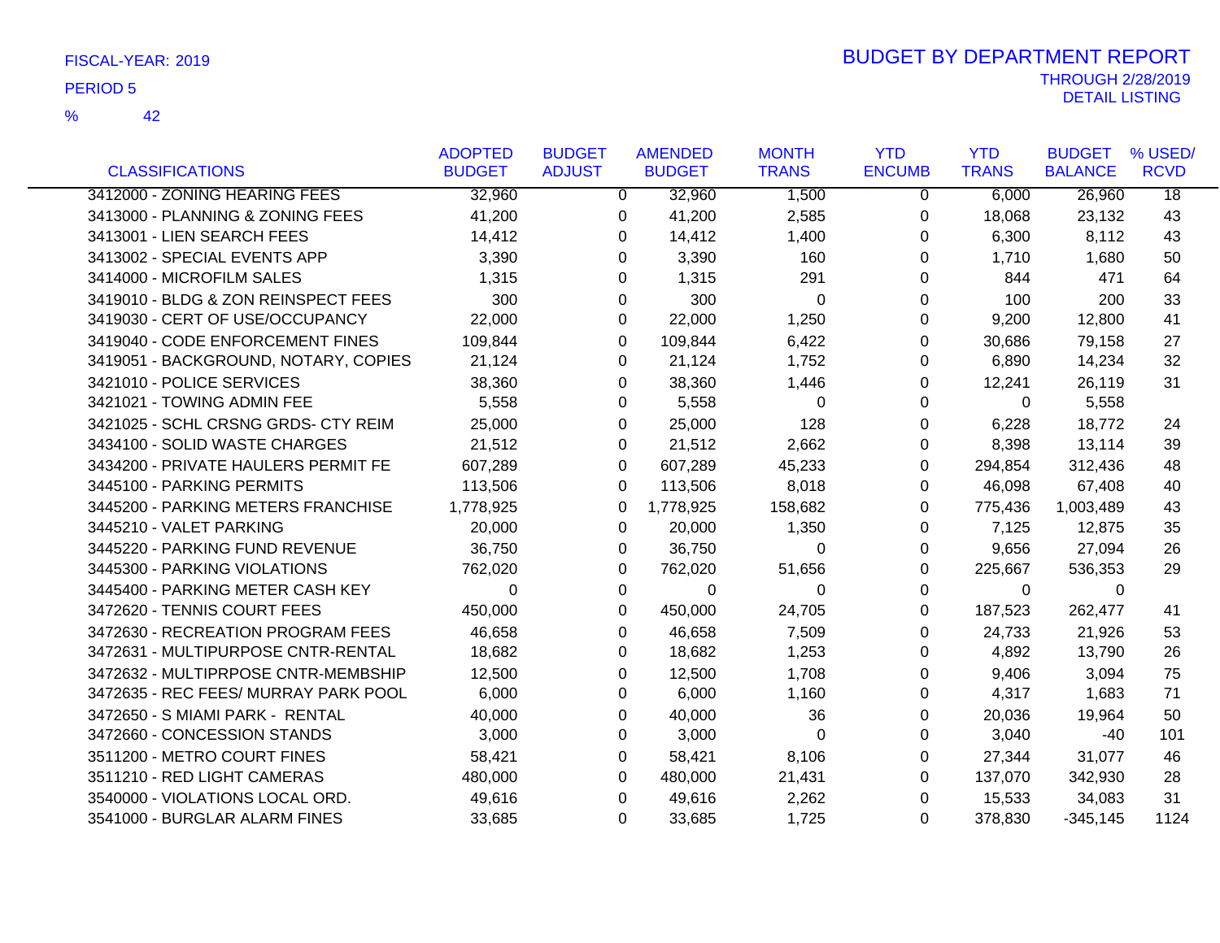FISCAL-YEAR: 2019

PERIOD 5

% 42

# BUDGET BY DEPARTMENT REPORT

THROUGH 2/28/2019
DETAIL LISTING

| CLASSIFICATIONS | ADOPTED BUDGET | BUDGET ADJUST | AMENDED BUDGET | MONTH TRANS | YTD ENCUMB | YTD TRANS | BUDGET BALANCE | % USED/ RCVD |
|---|---|---|---|---|---|---|---|---|
| 3412000 - ZONING HEARING FEES | 32,960 | 0 | 32,960 | 1,500 | 0 | 6,000 | 26,960 | 18 |
| 3413000 - PLANNING & ZONING FEES | 41,200 | 0 | 41,200 | 2,585 | 0 | 18,068 | 23,132 | 43 |
| 3413001 - LIEN SEARCH FEES | 14,412 | 0 | 14,412 | 1,400 | 0 | 6,300 | 8,112 | 43 |
| 3413002 - SPECIAL EVENTS APP | 3,390 | 0 | 3,390 | 160 | 0 | 1,710 | 1,680 | 50 |
| 3414000 - MICROFILM SALES | 1,315 | 0 | 1,315 | 291 | 0 | 844 | 471 | 64 |
| 3419010 - BLDG & ZON REINSPECT FEES | 300 | 0 | 300 | 0 | 0 | 100 | 200 | 33 |
| 3419030 - CERT OF USE/OCCUPANCY | 22,000 | 0 | 22,000 | 1,250 | 0 | 9,200 | 12,800 | 41 |
| 3419040 - CODE ENFORCEMENT FINES | 109,844 | 0 | 109,844 | 6,422 | 0 | 30,686 | 79,158 | 27 |
| 3419051 - BACKGROUND, NOTARY, COPIES | 21,124 | 0 | 21,124 | 1,752 | 0 | 6,890 | 14,234 | 32 |
| 3421010 - POLICE SERVICES | 38,360 | 0 | 38,360 | 1,446 | 0 | 12,241 | 26,119 | 31 |
| 3421021 - TOWING ADMIN FEE | 5,558 | 0 | 5,558 | 0 | 0 | 0 | 5,558 | |
| 3421025 - SCHL CRSNG GRDS- CTY REIM | 25,000 | 0 | 25,000 | 128 | 0 | 6,228 | 18,772 | 24 |
| 3434100 - SOLID WASTE CHARGES | 21,512 | 0 | 21,512 | 2,662 | 0 | 8,398 | 13,114 | 39 |
| 3434200 - PRIVATE HAULERS PERMIT FE | 607,289 | 0 | 607,289 | 45,233 | 0 | 294,854 | 312,436 | 48 |
| 3445100 - PARKING PERMITS | 113,506 | 0 | 113,506 | 8,018 | 0 | 46,098 | 67,408 | 40 |
| 3445200 - PARKING METERS FRANCHISE | 1,778,925 | 0 | 1,778,925 | 158,682 | 0 | 775,436 | 1,003,489 | 43 |
| 3445210 - VALET PARKING | 20,000 | 0 | 20,000 | 1,350 | 0 | 7,125 | 12,875 | 35 |
| 3445220 - PARKING FUND REVENUE | 36,750 | 0 | 36,750 | 0 | 0 | 9,656 | 27,094 | 26 |
| 3445300 - PARKING VIOLATIONS | 762,020 | 0 | 762,020 | 51,656 | 0 | 225,667 | 536,353 | 29 |
| 3445400 - PARKING METER CASH KEY | 0 | 0 | 0 | 0 | 0 | 0 | 0 | |
| 3472620 - TENNIS COURT FEES | 450,000 | 0 | 450,000 | 24,705 | 0 | 187,523 | 262,477 | 41 |
| 3472630 - RECREATION PROGRAM FEES | 46,658 | 0 | 46,658 | 7,509 | 0 | 24,733 | 21,926 | 53 |
| 3472631 - MULTIPURPOSE CNTR-RENTAL | 18,682 | 0 | 18,682 | 1,253 | 0 | 4,892 | 13,790 | 26 |
| 3472632 - MULTIPRPOSE CNTR-MEMBSHIP | 12,500 | 0 | 12,500 | 1,708 | 0 | 9,406 | 3,094 | 75 |
| 3472635 - REC FEES/ MURRAY PARK POOL | 6,000 | 0 | 6,000 | 1,160 | 0 | 4,317 | 1,683 | 71 |
| 3472650 - S MIAMI PARK - RENTAL | 40,000 | 0 | 40,000 | 36 | 0 | 20,036 | 19,964 | 50 |
| 3472660 - CONCESSION STANDS | 3,000 | 0 | 3,000 | 0 | 0 | 3,040 | -40 | 101 |
| 3511200 - METRO COURT FINES | 58,421 | 0 | 58,421 | 8,106 | 0 | 27,344 | 31,077 | 46 |
| 3511210 - RED LIGHT CAMERAS | 480,000 | 0 | 480,000 | 21,431 | 0 | 137,070 | 342,930 | 28 |
| 3540000 - VIOLATIONS LOCAL ORD. | 49,616 | 0 | 49,616 | 2,262 | 0 | 15,533 | 34,083 | 31 |
| 3541000 - BURGLAR ALARM FINES | 33,685 | 0 | 33,685 | 1,725 | 0 | 378,830 | -345,145 | 1124 |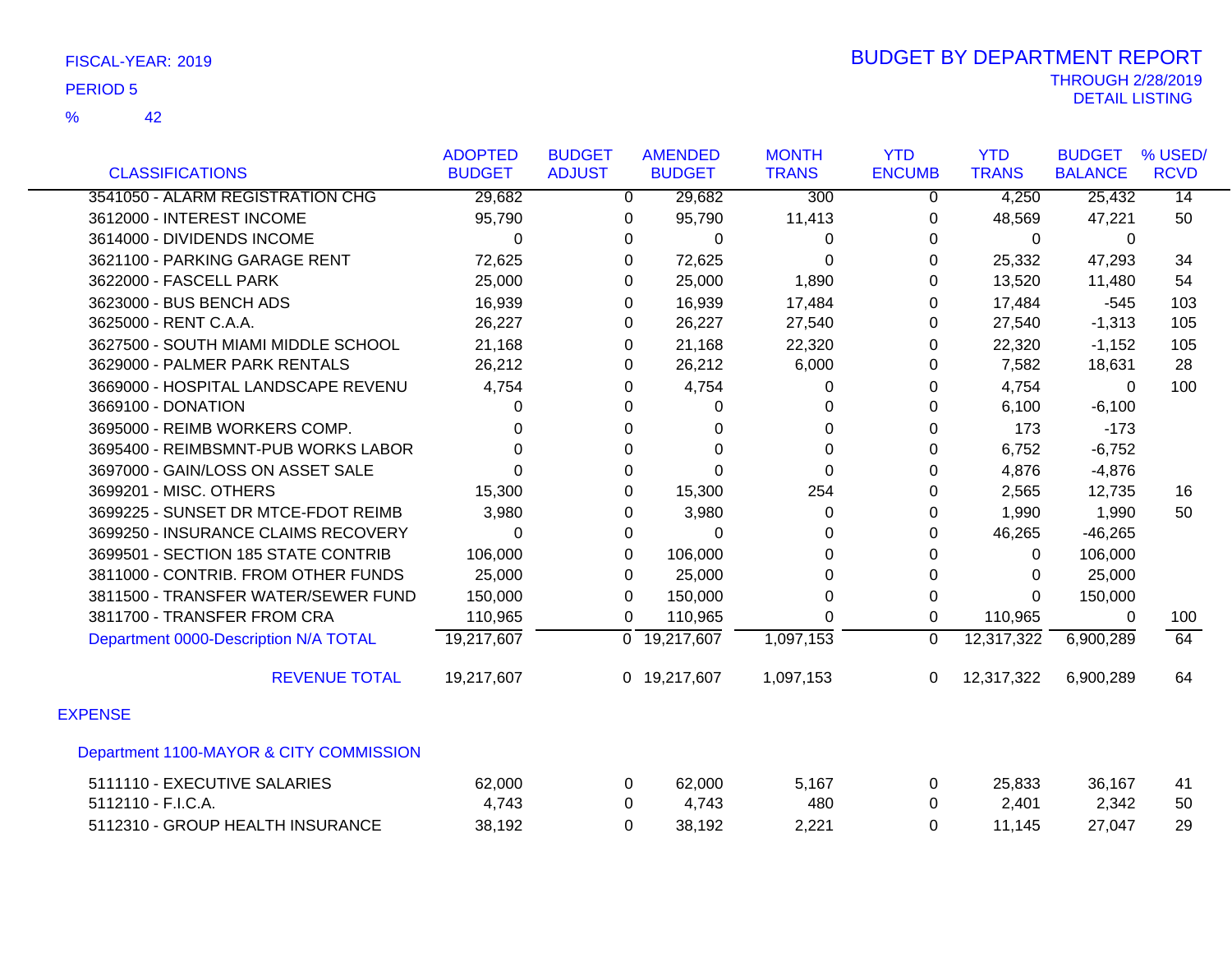FISCAL-YEAR: 2019

PERIOD 5

% 42

# BUDGET BY DEPARTMENT REPORT

THROUGH 2/28/2019
DETAIL LISTING

| CLASSIFICATIONS | ADOPTED BUDGET | BUDGET ADJUST | AMENDED BUDGET | MONTH TRANS | YTD ENCUMB | YTD TRANS | BUDGET BALANCE | % USED/ RCVD |
|---|---|---|---|---|---|---|---|---|
| 3541050 - ALARM REGISTRATION CHG | 29,682 | 0 | 29,682 | 300 | 0 | 4,250 | 25,432 | 14 |
| 3612000 - INTEREST INCOME | 95,790 | 0 | 95,790 | 11,413 | 0 | 48,569 | 47,221 | 50 |
| 3614000 - DIVIDENDS INCOME | 0 | 0 | 0 | 0 | 0 | 0 | 0 | |
| 3621100 - PARKING GARAGE RENT | 72,625 | 0 | 72,625 | 0 | 0 | 25,332 | 47,293 | 34 |
| 3622000 - FASCELL PARK | 25,000 | 0 | 25,000 | 1,890 | 0 | 13,520 | 11,480 | 54 |
| 3623000 - BUS BENCH ADS | 16,939 | 0 | 16,939 | 17,484 | 0 | 17,484 | -545 | 103 |
| 3625000 - RENT C.A.A. | 26,227 | 0 | 26,227 | 27,540 | 0 | 27,540 | -1,313 | 105 |
| 3627500 - SOUTH MIAMI MIDDLE SCHOOL | 21,168 | 0 | 21,168 | 22,320 | 0 | 22,320 | -1,152 | 105 |
| 3629000 - PALMER PARK RENTALS | 26,212 | 0 | 26,212 | 6,000 | 0 | 7,582 | 18,631 | 28 |
| 3669000 - HOSPITAL LANDSCAPE REVENU | 4,754 | 0 | 4,754 | 0 | 0 | 4,754 | 0 | 100 |
| 3669100 - DONATION | 0 | 0 | 0 | 0 | 0 | 6,100 | -6,100 | |
| 3695000 - REIMB WORKERS COMP. | 0 | 0 | 0 | 0 | 0 | 173 | -173 | |
| 3695400 - REIMBSMNT-PUB WORKS LABOR | 0 | 0 | 0 | 0 | 0 | 6,752 | -6,752 | |
| 3697000 - GAIN/LOSS ON ASSET SALE | 0 | 0 | 0 | 0 | 0 | 4,876 | -4,876 | |
| 3699201 - MISC. OTHERS | 15,300 | 0 | 15,300 | 254 | 0 | 2,565 | 12,735 | 16 |
| 3699225 - SUNSET DR MTCE-FDOT REIMB | 3,980 | 0 | 3,980 | 0 | 0 | 1,990 | 1,990 | 50 |
| 3699250 - INSURANCE CLAIMS RECOVERY | 0 | 0 | 0 | 0 | 0 | 46,265 | -46,265 | |
| 3699501 - SECTION 185 STATE CONTRIB | 106,000 | 0 | 106,000 | 0 | 0 | 0 | 106,000 | |
| 3811000 - CONTRIB. FROM OTHER FUNDS | 25,000 | 0 | 25,000 | 0 | 0 | 0 | 25,000 | |
| 3811500 - TRANSFER WATER/SEWER FUND | 150,000 | 0 | 150,000 | 0 | 0 | 0 | 150,000 | |
| 3811700 - TRANSFER FROM CRA | 110,965 | 0 | 110,965 | 0 | 0 | 110,965 | 0 | 100 |
| Department 0000-Description N/A TOTAL | 19,217,607 | 0 | 19,217,607 | 1,097,153 | 0 | 12,317,322 | 6,900,289 | 64 |
| REVENUE TOTAL | 19,217,607 | 0 | 19,217,607 | 1,097,153 | 0 | 12,317,322 | 6,900,289 | 64 |

## EXPENSE

### Department 1100-MAYOR & CITY COMMISSION

| CLASSIFICATIONS | ADOPTED BUDGET | BUDGET ADJUST | AMENDED BUDGET | MONTH TRANS | YTD ENCUMB | YTD TRANS | BUDGET BALANCE | % USED/ RCVD |
|---|---|---|---|---|---|---|---|---|
| 5111110 - EXECUTIVE SALARIES | 62,000 | 0 | 62,000 | 5,167 | 0 | 25,833 | 36,167 | 41 |
| 5112110 - F.I.C.A. | 4,743 | 0 | 4,743 | 480 | 0 | 2,401 | 2,342 | 50 |
| 5112310 - GROUP HEALTH INSURANCE | 38,192 | 0 | 38,192 | 2,221 | 0 | 11,145 | 27,047 | 29 |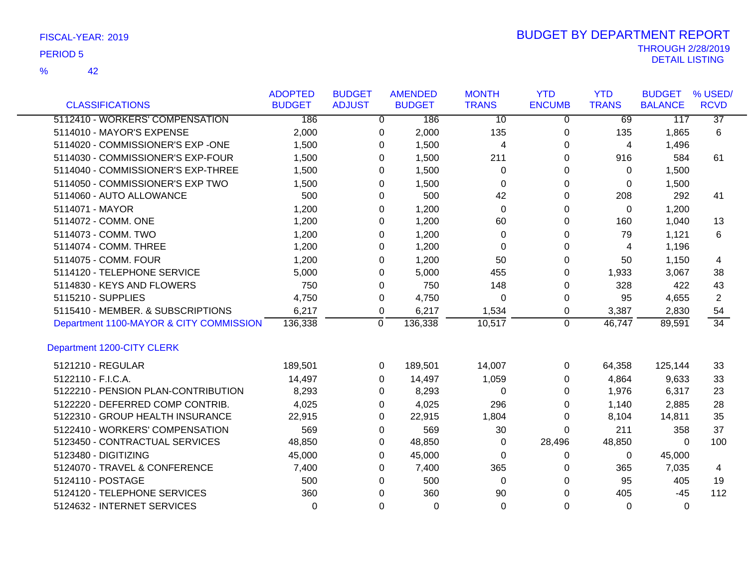FISCAL-YEAR: 2019

PERIOD 5

% 42

# BUDGET BY DEPARTMENT REPORT

THROUGH 2/28/2019

DETAIL LISTING

| CLASSIFICATIONS | ADOPTED BUDGET | BUDGET ADJUST | AMENDED BUDGET | MONTH TRANS | YTD ENCUMB | YTD TRANS | BUDGET BALANCE | % USED/ RCVD |
|---|---|---|---|---|---|---|---|---|
| 5112410 - WORKERS' COMPENSATION | 186 | 0 | 186 | 10 | 0 | 69 | 117 | 37 |
| 5114010 - MAYOR'S EXPENSE | 2,000 | 0 | 2,000 | 135 | 0 | 135 | 1,865 | 6 |
| 5114020 - COMMISSIONER'S EXP -ONE | 1,500 | 0 | 1,500 | 4 | 0 | 4 | 1,496 | |
| 5114030 - COMMISSIONER'S EXP-FOUR | 1,500 | 0 | 1,500 | 211 | 0 | 916 | 584 | 61 |
| 5114040 - COMMISSIONER'S EXP-THREE | 1,500 | 0 | 1,500 | 0 | 0 | 0 | 1,500 | |
| 5114050 - COMMISSIONER'S EXP TWO | 1,500 | 0 | 1,500 | 0 | 0 | 0 | 1,500 | |
| 5114060 - AUTO ALLOWANCE | 500 | 0 | 500 | 42 | 0 | 208 | 292 | 41 |
| 5114071 - MAYOR | 1,200 | 0 | 1,200 | 0 | 0 | 0 | 1,200 | |
| 5114072 - COMM. ONE | 1,200 | 0 | 1,200 | 60 | 0 | 160 | 1,040 | 13 |
| 5114073 - COMM. TWO | 1,200 | 0 | 1,200 | 0 | 0 | 79 | 1,121 | 6 |
| 5114074 - COMM. THREE | 1,200 | 0 | 1,200 | 0 | 0 | 4 | 1,196 | |
| 5114075 - COMM. FOUR | 1,200 | 0 | 1,200 | 50 | 0 | 50 | 1,150 | 4 |
| 5114120 - TELEPHONE SERVICE | 5,000 | 0 | 5,000 | 455 | 0 | 1,933 | 3,067 | 38 |
| 5114830 - KEYS AND FLOWERS | 750 | 0 | 750 | 148 | 0 | 328 | 422 | 43 |
| 5115210 - SUPPLIES | 4,750 | 0 | 4,750 | 0 | 0 | 95 | 4,655 | 2 |
| 5115410 - MEMBER. & SUBSCRIPTIONS | 6,217 | 0 | 6,217 | 1,534 | 0 | 3,387 | 2,830 | 54 |
| Department 1100-MAYOR & CITY COMMISSION | 136,338 | 0 | 136,338 | 10,517 | 0 | 46,747 | 89,591 | 34 |
| Department 1200-CITY CLERK | | | | | | | | |
| 5121210 - REGULAR | 189,501 | 0 | 189,501 | 14,007 | 0 | 64,358 | 125,144 | 33 |
| 5122110 - F.I.C.A. | 14,497 | 0 | 14,497 | 1,059 | 0 | 4,864 | 9,633 | 33 |
| 5122210 - PENSION PLAN-CONTRIBUTION | 8,293 | 0 | 8,293 | 0 | 0 | 1,976 | 6,317 | 23 |
| 5122220 - DEFERRED COMP CONTRIB. | 4,025 | 0 | 4,025 | 296 | 0 | 1,140 | 2,885 | 28 |
| 5122310 - GROUP HEALTH INSURANCE | 22,915 | 0 | 22,915 | 1,804 | 0 | 8,104 | 14,811 | 35 |
| 5122410 - WORKERS' COMPENSATION | 569 | 0 | 569 | 30 | 0 | 211 | 358 | 37 |
| 5123450 - CONTRACTUAL SERVICES | 48,850 | 0 | 48,850 | 0 | 28,496 | 48,850 | 0 | 100 |
| 5123480 - DIGITIZING | 45,000 | 0 | 45,000 | 0 | 0 | 0 | 45,000 | |
| 5124070 - TRAVEL & CONFERENCE | 7,400 | 0 | 7,400 | 365 | 0 | 365 | 7,035 | 4 |
| 5124110 - POSTAGE | 500 | 0 | 500 | 0 | 0 | 95 | 405 | 19 |
| 5124120 - TELEPHONE SERVICES | 360 | 0 | 360 | 90 | 0 | 405 | -45 | 112 |
| 5124632 - INTERNET SERVICES | 0 | 0 | 0 | 0 | 0 | 0 | 0 | |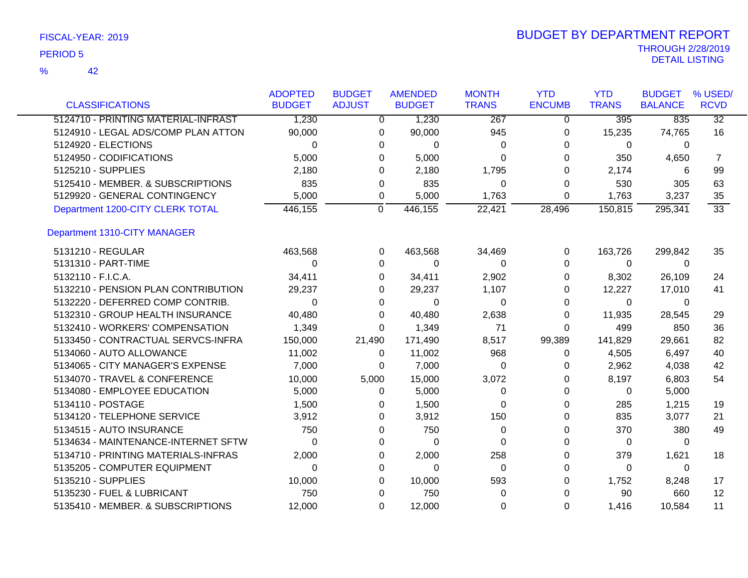FISCAL-YEAR: 2019

PERIOD 5

% 42

# BUDGET BY DEPARTMENT REPORT

THROUGH 2/28/2019

DETAIL LISTING

| CLASSIFICATIONS | ADOPTED BUDGET | BUDGET ADJUST | AMENDED BUDGET | MONTH TRANS | YTD ENCUMB | YTD TRANS | BUDGET BALANCE | % USED/ RCVD |
|---|---|---|---|---|---|---|---|---|
| 5124710 - PRINTING MATERIAL-INFRAST | 1,230 | 0 | 1,230 | 267 | 0 | 395 | 835 | 32 |
| 5124910 - LEGAL ADS/COMP PLAN ATTON | 90,000 | 0 | 90,000 | 945 | 0 | 15,235 | 74,765 | 16 |
| 5124920 - ELECTIONS | 0 | 0 | 0 | 0 | 0 | 0 | 0 | |
| 5124950 - CODIFICATIONS | 5,000 | 0 | 5,000 | 0 | 0 | 350 | 4,650 | 7 |
| 5125210 - SUPPLIES | 2,180 | 0 | 2,180 | 1,795 | 0 | 2,174 | 6 | 99 |
| 5125410 - MEMBER. & SUBSCRIPTIONS | 835 | 0 | 835 | 0 | 0 | 530 | 305 | 63 |
| 5129920 - GENERAL CONTINGENCY | 5,000 | 0 | 5,000 | 1,763 | 0 | 1,763 | 3,237 | 35 |
| Department 1200-CITY CLERK TOTAL | 446,155 | 0 | 446,155 | 22,421 | 28,496 | 150,815 | 295,341 | 33 |
| **Department 1310-CITY MANAGER** | | | | | | | | |
| 5131210 - REGULAR | 463,568 | 0 | 463,568 | 34,469 | 0 | 163,726 | 299,842 | 35 |
| 5131310 - PART-TIME | 0 | 0 | 0 | 0 | 0 | 0 | 0 | |
| 5132110 - F.I.C.A. | 34,411 | 0 | 34,411 | 2,902 | 0 | 8,302 | 26,109 | 24 |
| 5132210 - PENSION PLAN CONTRIBUTION | 29,237 | 0 | 29,237 | 1,107 | 0 | 12,227 | 17,010 | 41 |
| 5132220 - DEFERRED COMP CONTRIB. | 0 | 0 | 0 | 0 | 0 | 0 | 0 | |
| 5132310 - GROUP HEALTH INSURANCE | 40,480 | 0 | 40,480 | 2,638 | 0 | 11,935 | 28,545 | 29 |
| 5132410 - WORKERS' COMPENSATION | 1,349 | 0 | 1,349 | 71 | 0 | 499 | 850 | 36 |
| 5133450 - CONTRACTUAL SERVCS-INFRA | 150,000 | 21,490 | 171,490 | 8,517 | 99,389 | 141,829 | 29,661 | 82 |
| 5134060 - AUTO ALLOWANCE | 11,002 | 0 | 11,002 | 968 | 0 | 4,505 | 6,497 | 40 |
| 5134065 - CITY MANAGER'S EXPENSE | 7,000 | 0 | 7,000 | 0 | 0 | 2,962 | 4,038 | 42 |
| 5134070 - TRAVEL & CONFERENCE | 10,000 | 5,000 | 15,000 | 3,072 | 0 | 8,197 | 6,803 | 54 |
| 5134080 - EMPLOYEE EDUCATION | 5,000 | 0 | 5,000 | 0 | 0 | 0 | 5,000 | |
| 5134110 - POSTAGE | 1,500 | 0 | 1,500 | 0 | 0 | 285 | 1,215 | 19 |
| 5134120 - TELEPHONE SERVICE | 3,912 | 0 | 3,912 | 150 | 0 | 835 | 3,077 | 21 |
| 5134515 - AUTO INSURANCE | 750 | 0 | 750 | 0 | 0 | 370 | 380 | 49 |
| 5134634 - MAINTENANCE-INTERNET SFTW | 0 | 0 | 0 | 0 | 0 | 0 | 0 | |
| 5134710 - PRINTING MATERIALS-INFRAS | 2,000 | 0 | 2,000 | 258 | 0 | 379 | 1,621 | 18 |
| 5135205 - COMPUTER EQUIPMENT | 0 | 0 | 0 | 0 | 0 | 0 | 0 | |
| 5135210 - SUPPLIES | 10,000 | 0 | 10,000 | 593 | 0 | 1,752 | 8,248 | 17 |
| 5135230 - FUEL & LUBRICANT | 750 | 0 | 750 | 0 | 0 | 90 | 660 | 12 |
| 5135410 - MEMBER. & SUBSCRIPTIONS | 12,000 | 0 | 12,000 | 0 | 0 | 1,416 | 10,584 | 11 |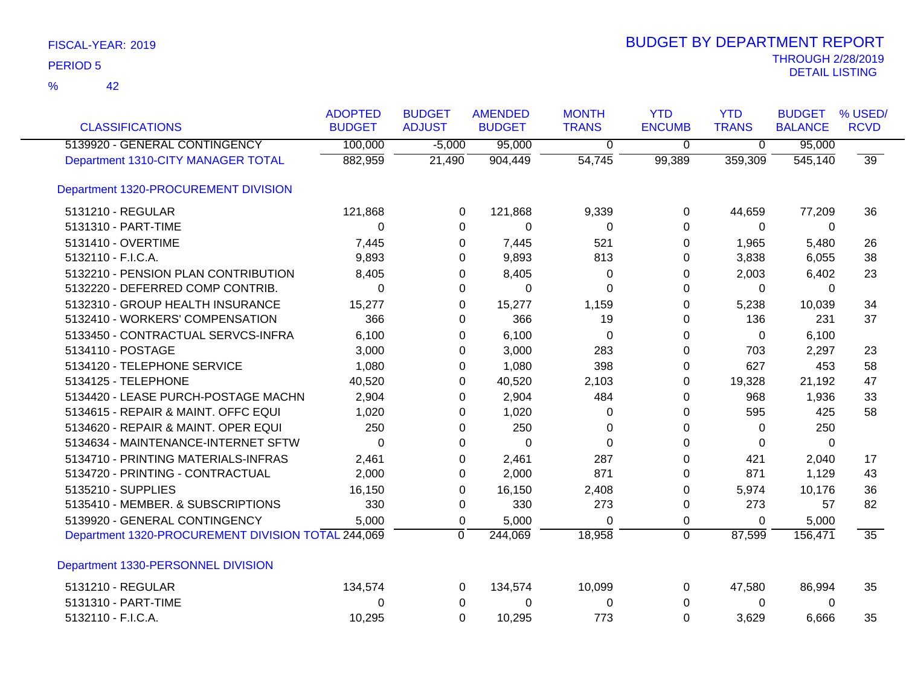FISCAL-YEAR: 2019

PERIOD 5

% 42

# BUDGET BY DEPARTMENT REPORT

THROUGH 2/28/2019

DETAIL LISTING

| CLASSIFICATIONS | ADOPTED BUDGET | BUDGET ADJUST | AMENDED BUDGET | MONTH TRANS | YTD ENCUMB | YTD TRANS | BUDGET BALANCE | % USED/ RCVD |
|---|---|---|---|---|---|---|---|---|
| 5139920 - GENERAL CONTINGENCY | 100,000 | -5,000 | 95,000 | 0 | 0 | 0 | 95,000 | |
| Department 1310-CITY MANAGER TOTAL | 882,959 | 21,490 | 904,449 | 54,745 | 99,389 | 359,309 | 545,140 | 39 |
| Department 1320-PROCUREMENT DIVISION | | | | | | | | |
| 5131210 - REGULAR | 121,868 | 0 | 121,868 | 9,339 | 0 | 44,659 | 77,209 | 36 |
| 5131310 - PART-TIME | 0 | 0 | 0 | 0 | 0 | 0 | 0 | |
| 5131410 - OVERTIME | 7,445 | 0 | 7,445 | 521 | 0 | 1,965 | 5,480 | 26 |
| 5132110 - F.I.C.A. | 9,893 | 0 | 9,893 | 813 | 0 | 3,838 | 6,055 | 38 |
| 5132210 - PENSION PLAN CONTRIBUTION | 8,405 | 0 | 8,405 | 0 | 0 | 2,003 | 6,402 | 23 |
| 5132220 - DEFERRED COMP CONTRIB. | 0 | 0 | 0 | 0 | 0 | 0 | 0 | |
| 5132310 - GROUP HEALTH INSURANCE | 15,277 | 0 | 15,277 | 1,159 | 0 | 5,238 | 10,039 | 34 |
| 5132410 - WORKERS' COMPENSATION | 366 | 0 | 366 | 19 | 0 | 136 | 231 | 37 |
| 5133450 - CONTRACTUAL SERVCS-INFRA | 6,100 | 0 | 6,100 | 0 | 0 | 0 | 6,100 | |
| 5134110 - POSTAGE | 3,000 | 0 | 3,000 | 283 | 0 | 703 | 2,297 | 23 |
| 5134120 - TELEPHONE SERVICE | 1,080 | 0 | 1,080 | 398 | 0 | 627 | 453 | 58 |
| 5134125 - TELEPHONE | 40,520 | 0 | 40,520 | 2,103 | 0 | 19,328 | 21,192 | 47 |
| 5134420 - LEASE PURCH-POSTAGE MACHN | 2,904 | 0 | 2,904 | 484 | 0 | 968 | 1,936 | 33 |
| 5134615 - REPAIR & MAINT. OFFC EQUI | 1,020 | 0 | 1,020 | 0 | 0 | 595 | 425 | 58 |
| 5134620 - REPAIR & MAINT. OPER EQUI | 250 | 0 | 250 | 0 | 0 | 0 | 250 | |
| 5134634 - MAINTENANCE-INTERNET SFTW | 0 | 0 | 0 | 0 | 0 | 0 | 0 | |
| 5134710 - PRINTING MATERIALS-INFRAS | 2,461 | 0 | 2,461 | 287 | 0 | 421 | 2,040 | 17 |
| 5134720 - PRINTING - CONTRACTUAL | 2,000 | 0 | 2,000 | 871 | 0 | 871 | 1,129 | 43 |
| 5135210 - SUPPLIES | 16,150 | 0 | 16,150 | 2,408 | 0 | 5,974 | 10,176 | 36 |
| 5135410 - MEMBER. & SUBSCRIPTIONS | 330 | 0 | 330 | 273 | 0 | 273 | 57 | 82 |
| 5139920 - GENERAL CONTINGENCY | 5,000 | 0 | 5,000 | 0 | 0 | 0 | 5,000 | |
| Department 1320-PROCUREMENT DIVISION TOTAL | 244,069 | 0 | 244,069 | 18,958 | 0 | 87,599 | 156,471 | 35 |
| Department 1330-PERSONNEL DIVISION | | | | | | | | |
| 5131210 - REGULAR | 134,574 | 0 | 134,574 | 10,099 | 0 | 47,580 | 86,994 | 35 |
| 5131310 - PART-TIME | 0 | 0 | 0 | 0 | 0 | 0 | 0 | |
| 5132110 - F.I.C.A. | 10,295 | 0 | 10,295 | 773 | 0 | 3,629 | 6,666 | 35 |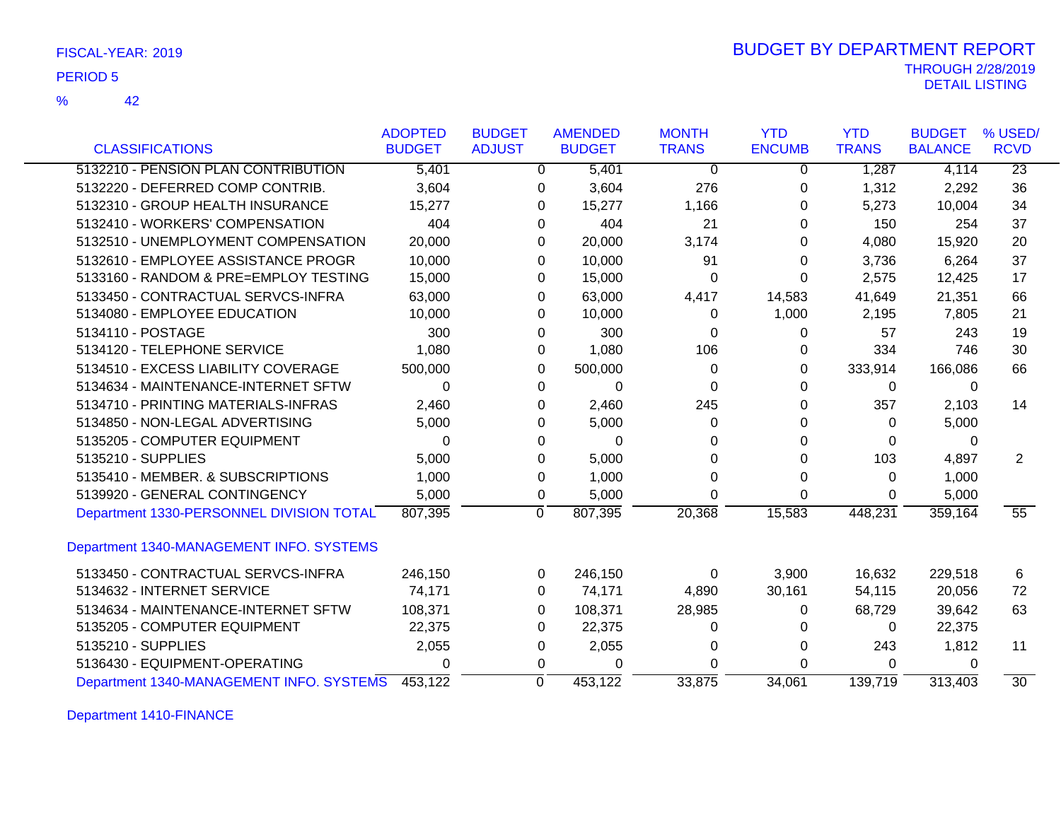FISCAL-YEAR: 2019

PERIOD 5

% 42

# BUDGET BY DEPARTMENT REPORT

THROUGH 2/28/2019

DETAIL LISTING

| CLASSIFICATIONS | ADOPTED BUDGET | BUDGET ADJUST | AMENDED BUDGET | MONTH TRANS | YTD ENCUMB | YTD TRANS | BUDGET BALANCE | % USED/ RCVD |
|---|---|---|---|---|---|---|---|---|
| 5132210 - PENSION PLAN CONTRIBUTION | 5,401 | 0 | 5,401 | 0 | 0 | 1,287 | 4,114 | 23 |
| 5132220 - DEFERRED COMP CONTRIB. | 3,604 | 0 | 3,604 | 276 | 0 | 1,312 | 2,292 | 36 |
| 5132310 - GROUP HEALTH INSURANCE | 15,277 | 0 | 15,277 | 1,166 | 0 | 5,273 | 10,004 | 34 |
| 5132410 - WORKERS' COMPENSATION | 404 | 0 | 404 | 21 | 0 | 150 | 254 | 37 |
| 5132510 - UNEMPLOYMENT COMPENSATION | 20,000 | 0 | 20,000 | 3,174 | 0 | 4,080 | 15,920 | 20 |
| 5132610 - EMPLOYEE ASSISTANCE PROGR | 10,000 | 0 | 10,000 | 91 | 0 | 3,736 | 6,264 | 37 |
| 5133160 - RANDOM & PRE=EMPLOY TESTING | 15,000 | 0 | 15,000 | 0 | 0 | 2,575 | 12,425 | 17 |
| 5133450 - CONTRACTUAL SERVCS-INFRA | 63,000 | 0 | 63,000 | 4,417 | 14,583 | 41,649 | 21,351 | 66 |
| 5134080 - EMPLOYEE EDUCATION | 10,000 | 0 | 10,000 | 0 | 1,000 | 2,195 | 7,805 | 21 |
| 5134110 - POSTAGE | 300 | 0 | 300 | 0 | 0 | 57 | 243 | 19 |
| 5134120 - TELEPHONE SERVICE | 1,080 | 0 | 1,080 | 106 | 0 | 334 | 746 | 30 |
| 5134510 - EXCESS LIABILITY COVERAGE | 500,000 | 0 | 500,000 | 0 | 0 | 333,914 | 166,086 | 66 |
| 5134634 - MAINTENANCE-INTERNET SFTW | 0 | 0 | 0 | 0 | 0 | 0 | 0 | |
| 5134710 - PRINTING MATERIALS-INFRAS | 2,460 | 0 | 2,460 | 245 | 0 | 357 | 2,103 | 14 |
| 5134850 - NON-LEGAL ADVERTISING | 5,000 | 0 | 5,000 | 0 | 0 | 0 | 5,000 | |
| 5135205 - COMPUTER EQUIPMENT | 0 | 0 | 0 | 0 | 0 | 0 | 0 | |
| 5135210 - SUPPLIES | 5,000 | 0 | 5,000 | 0 | 0 | 103 | 4,897 | 2 |
| 5135410 - MEMBER. & SUBSCRIPTIONS | 1,000 | 0 | 1,000 | 0 | 0 | 0 | 1,000 | |
| 5139920 - GENERAL CONTINGENCY | 5,000 | 0 | 5,000 | 0 | 0 | 0 | 5,000 | |
| Department 1330-PERSONNEL DIVISION TOTAL | 807,395 | 0 | 807,395 | 20,368 | 15,583 | 448,231 | 359,164 | 55 |
| **Department 1340-MANAGEMENT INFO. SYSTEMS** | | | | | | | | |
| 5133450 - CONTRACTUAL SERVCS-INFRA | 246,150 | 0 | 246,150 | 0 | 3,900 | 16,632 | 229,518 | 6 |
| 5134632 - INTERNET SERVICE | 74,171 | 0 | 74,171 | 4,890 | 30,161 | 54,115 | 20,056 | 72 |
| 5134634 - MAINTENANCE-INTERNET SFTW | 108,371 | 0 | 108,371 | 28,985 | 0 | 68,729 | 39,642 | 63 |
| 5135205 - COMPUTER EQUIPMENT | 22,375 | 0 | 22,375 | 0 | 0 | 0 | 22,375 | |
| 5135210 - SUPPLIES | 2,055 | 0 | 2,055 | 0 | 0 | 243 | 1,812 | 11 |
| 5136430 - EQUIPMENT-OPERATING | 0 | 0 | 0 | 0 | 0 | 0 | 0 | |
| Department 1340-MANAGEMENT INFO. SYSTEMS | 453,122 | 0 | 453,122 | 33,875 | 34,061 | 139,719 | 313,403 | 30 |

Department 1410-FINANCE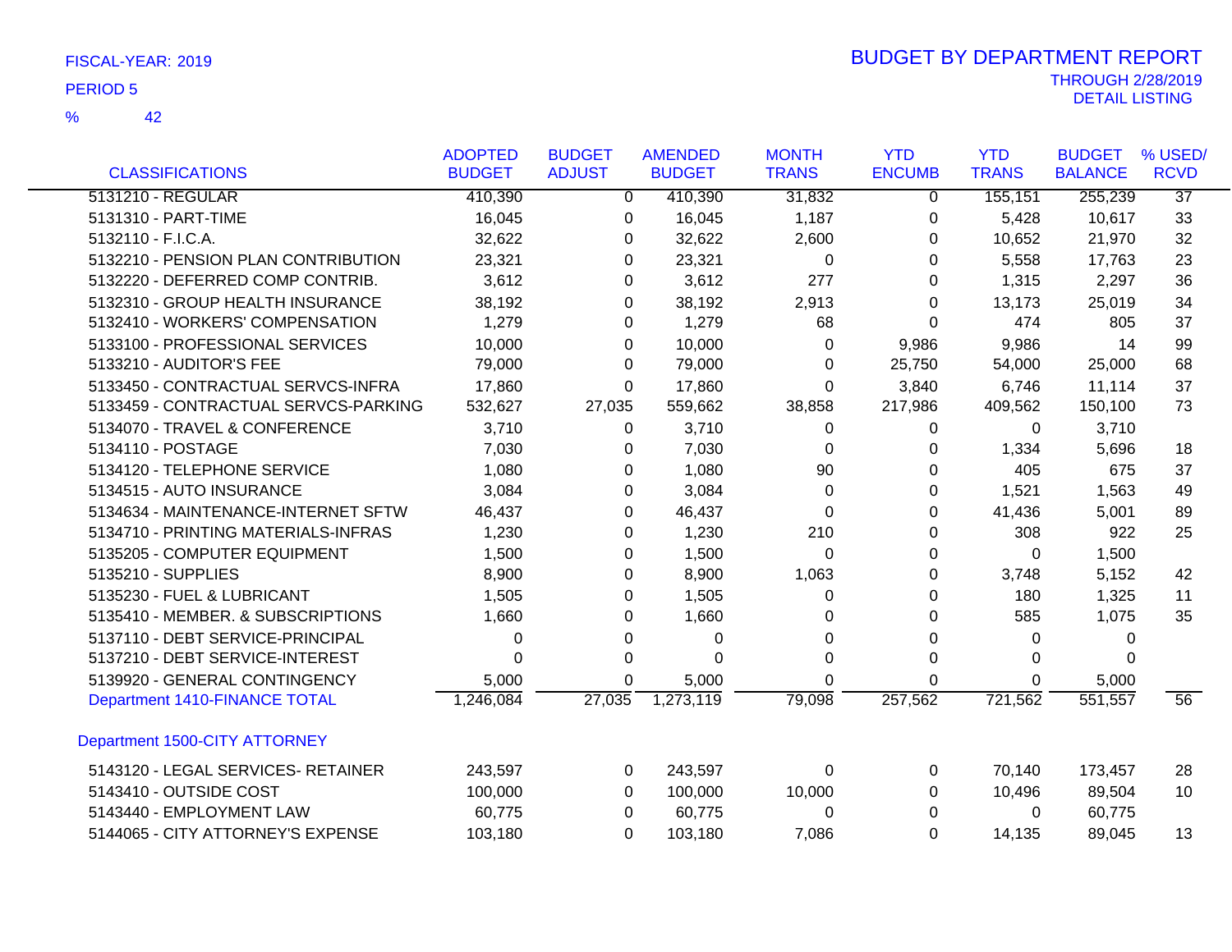FISCAL-YEAR: 2019

PERIOD 5

% 42

# BUDGET BY DEPARTMENT REPORT

THROUGH 2/28/2019

DETAIL LISTING

| CLASSIFICATIONS | ADOPTED BUDGET | BUDGET ADJUST | AMENDED BUDGET | MONTH TRANS | YTD ENCUMB | YTD TRANS | BUDGET BALANCE | % USED/ RCVD |
|---|---|---|---|---|---|---|---|---|
| 5131210 - REGULAR | 410,390 | 0 | 410,390 | 31,832 | 0 | 155,151 | 255,239 | 37 |
| 5131310 - PART-TIME | 16,045 | 0 | 16,045 | 1,187 | 0 | 5,428 | 10,617 | 33 |
| 5132110 - F.I.C.A. | 32,622 | 0 | 32,622 | 2,600 | 0 | 10,652 | 21,970 | 32 |
| 5132210 - PENSION PLAN CONTRIBUTION | 23,321 | 0 | 23,321 | 0 | 0 | 5,558 | 17,763 | 23 |
| 5132220 - DEFERRED COMP CONTRIB. | 3,612 | 0 | 3,612 | 277 | 0 | 1,315 | 2,297 | 36 |
| 5132310 - GROUP HEALTH INSURANCE | 38,192 | 0 | 38,192 | 2,913 | 0 | 13,173 | 25,019 | 34 |
| 5132410 - WORKERS' COMPENSATION | 1,279 | 0 | 1,279 | 68 | 0 | 474 | 805 | 37 |
| 5133100 - PROFESSIONAL SERVICES | 10,000 | 0 | 10,000 | 0 | 9,986 | 9,986 | 14 | 99 |
| 5133210 - AUDITOR'S FEE | 79,000 | 0 | 79,000 | 0 | 25,750 | 54,000 | 25,000 | 68 |
| 5133450 - CONTRACTUAL SERVCS-INFRA | 17,860 | 0 | 17,860 | 0 | 3,840 | 6,746 | 11,114 | 37 |
| 5133459 - CONTRACTUAL SERVCS-PARKING | 532,627 | 27,035 | 559,662 | 38,858 | 217,986 | 409,562 | 150,100 | 73 |
| 5134070 - TRAVEL & CONFERENCE | 3,710 | 0 | 3,710 | 0 | 0 | 0 | 3,710 | |
| 5134110 - POSTAGE | 7,030 | 0 | 7,030 | 0 | 0 | 1,334 | 5,696 | 18 |
| 5134120 - TELEPHONE SERVICE | 1,080 | 0 | 1,080 | 90 | 0 | 405 | 675 | 37 |
| 5134515 - AUTO INSURANCE | 3,084 | 0 | 3,084 | 0 | 0 | 1,521 | 1,563 | 49 |
| 5134634 - MAINTENANCE-INTERNET SFTW | 46,437 | 0 | 46,437 | 0 | 0 | 41,436 | 5,001 | 89 |
| 5134710 - PRINTING MATERIALS-INFRAS | 1,230 | 0 | 1,230 | 210 | 0 | 308 | 922 | 25 |
| 5135205 - COMPUTER EQUIPMENT | 1,500 | 0 | 1,500 | 0 | 0 | 0 | 1,500 | |
| 5135210 - SUPPLIES | 8,900 | 0 | 8,900 | 1,063 | 0 | 3,748 | 5,152 | 42 |
| 5135230 - FUEL & LUBRICANT | 1,505 | 0 | 1,505 | 0 | 0 | 180 | 1,325 | 11 |
| 5135410 - MEMBER. & SUBSCRIPTIONS | 1,660 | 0 | 1,660 | 0 | 0 | 585 | 1,075 | 35 |
| 5137110 - DEBT SERVICE-PRINCIPAL | 0 | 0 | 0 | 0 | 0 | 0 | 0 | |
| 5137210 - DEBT SERVICE-INTEREST | 0 | 0 | 0 | 0 | 0 | 0 | 0 | |
| 5139920 - GENERAL CONTINGENCY | 5,000 | 0 | 5,000 | 0 | 0 | 0 | 5,000 | |
| Department 1410-FINANCE TOTAL | 1,246,084 | 27,035 | 1,273,119 | 79,098 | 257,562 | 721,562 | 551,557 | 56 |

Department 1500-CITY ATTORNEY

| CLASSIFICATIONS | ADOPTED BUDGET | BUDGET ADJUST | AMENDED BUDGET | MONTH TRANS | YTD ENCUMB | YTD TRANS | BUDGET BALANCE | % USED/ RCVD |
|---|---|---|---|---|---|---|---|---|
| 5143120 - LEGAL SERVICES- RETAINER | 243,597 | 0 | 243,597 | 0 | 0 | 70,140 | 173,457 | 28 |
| 5143410 - OUTSIDE COST | 100,000 | 0 | 100,000 | 10,000 | 0 | 10,496 | 89,504 | 10 |
| 5143440 - EMPLOYMENT LAW | 60,775 | 0 | 60,775 | 0 | 0 | 0 | 60,775 | |
| 5144065 - CITY ATTORNEY'S EXPENSE | 103,180 | 0 | 103,180 | 7,086 | 0 | 14,135 | 89,045 | 13 |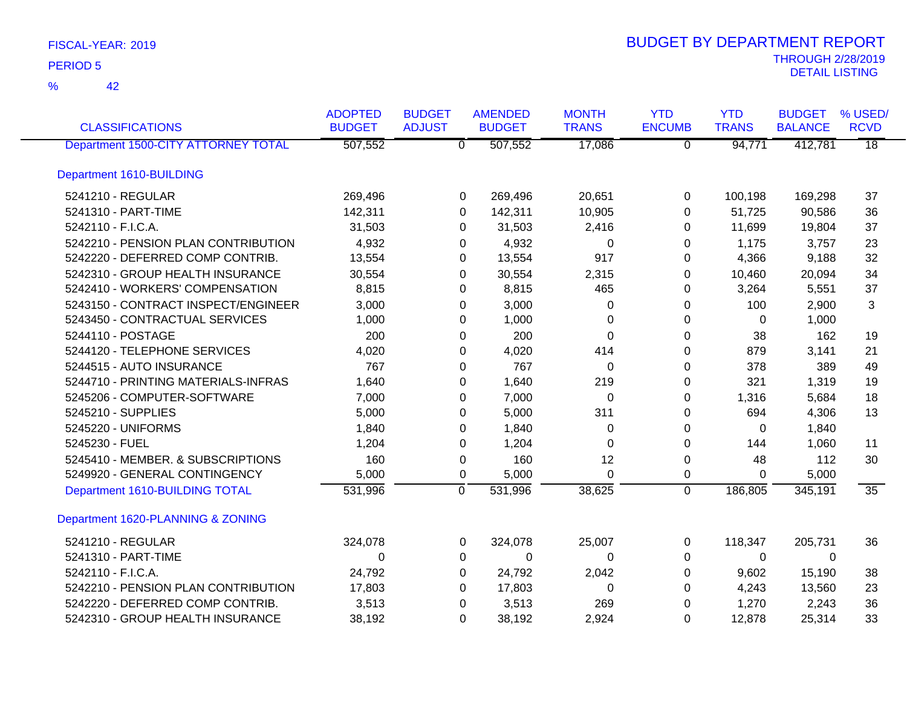FISCAL-YEAR: 2019

PERIOD 5

% 42

# BUDGET BY DEPARTMENT REPORT

THROUGH 2/28/2019

DETAIL LISTING

| CLASSIFICATIONS | ADOPTED BUDGET | BUDGET ADJUST | AMENDED BUDGET | MONTH TRANS | YTD ENCUMB | YTD TRANS | BUDGET BALANCE | % USED/ RCVD |
|---|---|---|---|---|---|---|---|---|
| Department 1500-CITY ATTORNEY TOTAL | 507,552 | 0 | 507,552 | 17,086 | 0 | 94,771 | 412,781 | 18 |
| **Department 1610-BUILDING** | | | | | | | | |
| 5241210 - REGULAR | 269,496 | 0 | 269,496 | 20,651 | 0 | 100,198 | 169,298 | 37 |
| 5241310 - PART-TIME | 142,311 | 0 | 142,311 | 10,905 | 0 | 51,725 | 90,586 | 36 |
| 5242110 - F.I.C.A. | 31,503 | 0 | 31,503 | 2,416 | 0 | 11,699 | 19,804 | 37 |
| 5242210 - PENSION PLAN CONTRIBUTION | 4,932 | 0 | 4,932 | 0 | 0 | 1,175 | 3,757 | 23 |
| 5242220 - DEFERRED COMP CONTRIB. | 13,554 | 0 | 13,554 | 917 | 0 | 4,366 | 9,188 | 32 |
| 5242310 - GROUP HEALTH INSURANCE | 30,554 | 0 | 30,554 | 2,315 | 0 | 10,460 | 20,094 | 34 |
| 5242410 - WORKERS' COMPENSATION | 8,815 | 0 | 8,815 | 465 | 0 | 3,264 | 5,551 | 37 |
| 5243150 - CONTRACT INSPECT/ENGINEER | 3,000 | 0 | 3,000 | 0 | 0 | 100 | 2,900 | 3 |
| 5243450 - CONTRACTUAL SERVICES | 1,000 | 0 | 1,000 | 0 | 0 | 0 | 1,000 | |
| 5244110 - POSTAGE | 200 | 0 | 200 | 0 | 0 | 38 | 162 | 19 |
| 5244120 - TELEPHONE SERVICES | 4,020 | 0 | 4,020 | 414 | 0 | 879 | 3,141 | 21 |
| 5244515 - AUTO INSURANCE | 767 | 0 | 767 | 0 | 0 | 378 | 389 | 49 |
| 5244710 - PRINTING MATERIALS-INFRAS | 1,640 | 0 | 1,640 | 219 | 0 | 321 | 1,319 | 19 |
| 5245206 - COMPUTER-SOFTWARE | 7,000 | 0 | 7,000 | 0 | 0 | 1,316 | 5,684 | 18 |
| 5245210 - SUPPLIES | 5,000 | 0 | 5,000 | 311 | 0 | 694 | 4,306 | 13 |
| 5245220 - UNIFORMS | 1,840 | 0 | 1,840 | 0 | 0 | 0 | 1,840 | |
| 5245230 - FUEL | 1,204 | 0 | 1,204 | 0 | 0 | 144 | 1,060 | 11 |
| 5245410 - MEMBER. & SUBSCRIPTIONS | 160 | 0 | 160 | 12 | 0 | 48 | 112 | 30 |
| 5249920 - GENERAL CONTINGENCY | 5,000 | 0 | 5,000 | 0 | 0 | 0 | 5,000 | |
| Department 1610-BUILDING TOTAL | 531,996 | 0 | 531,996 | 38,625 | 0 | 186,805 | 345,191 | 35 |
| **Department 1620-PLANNING & ZONING** | | | | | | | | |
| 5241210 - REGULAR | 324,078 | 0 | 324,078 | 25,007 | 0 | 118,347 | 205,731 | 36 |
| 5241310 - PART-TIME | 0 | 0 | 0 | 0 | 0 | 0 | 0 | |
| 5242110 - F.I.C.A. | 24,792 | 0 | 24,792 | 2,042 | 0 | 9,602 | 15,190 | 38 |
| 5242210 - PENSION PLAN CONTRIBUTION | 17,803 | 0 | 17,803 | 0 | 0 | 4,243 | 13,560 | 23 |
| 5242220 - DEFERRED COMP CONTRIB. | 3,513 | 0 | 3,513 | 269 | 0 | 1,270 | 2,243 | 36 |
| 5242310 - GROUP HEALTH INSURANCE | 38,192 | 0 | 38,192 | 2,924 | 0 | 12,878 | 25,314 | 33 |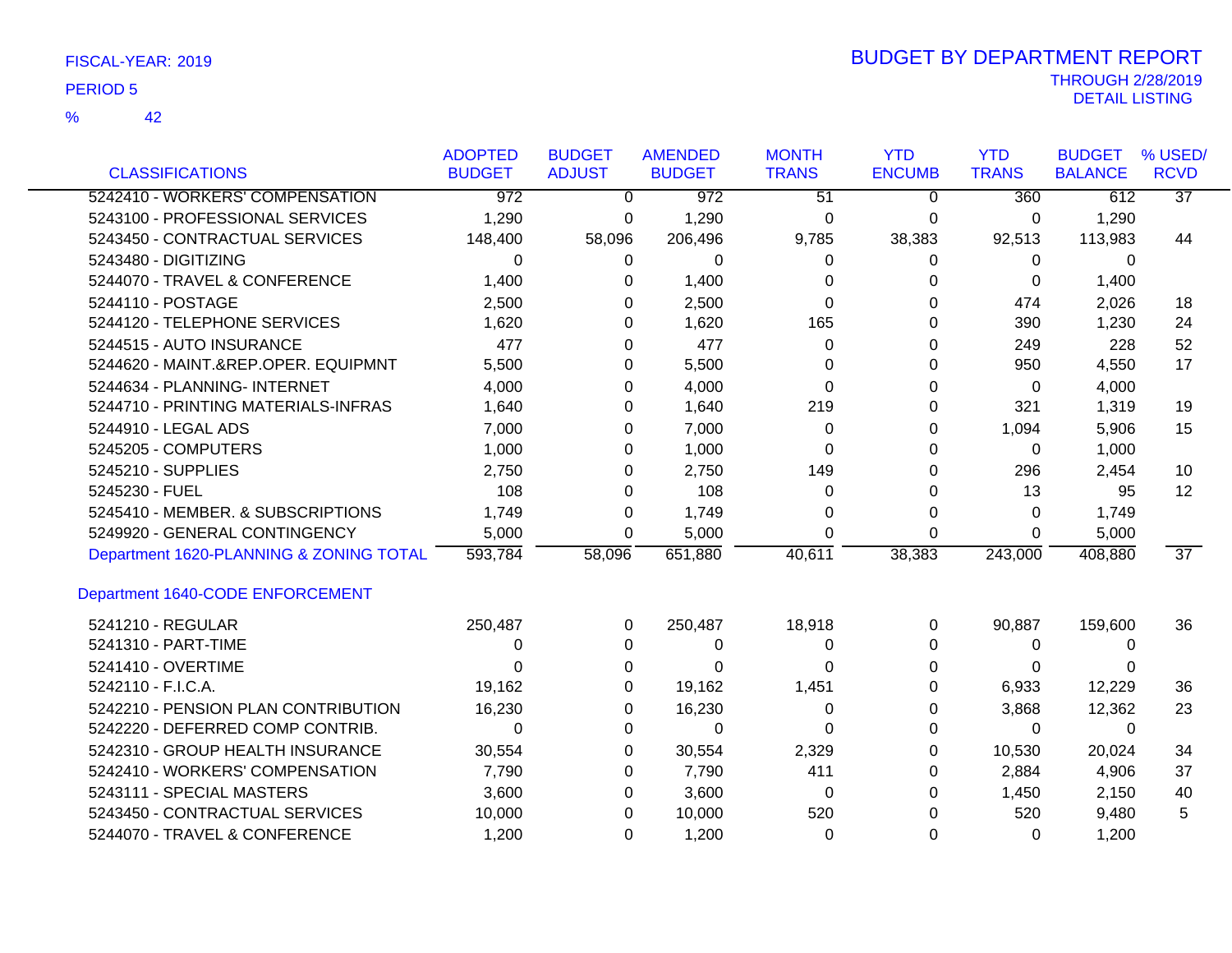FISCAL-YEAR: 2019

PERIOD 5

% 42

# BUDGET BY DEPARTMENT REPORT

THROUGH 2/28/2019

DETAIL LISTING

| CLASSIFICATIONS | ADOPTED BUDGET | BUDGET ADJUST | AMENDED BUDGET | MONTH TRANS | YTD ENCUMB | YTD TRANS | BUDGET BALANCE | % USED/ RCVD |
|---|---|---|---|---|---|---|---|---|
| 5242410 - WORKERS' COMPENSATION | 972 | 0 | 972 | 51 | 0 | 360 | 612 | 37 |
| 5243100 - PROFESSIONAL SERVICES | 1,290 | 0 | 1,290 | 0 | 0 | 0 | 1,290 | |
| 5243450 - CONTRACTUAL SERVICES | 148,400 | 58,096 | 206,496 | 9,785 | 38,383 | 92,513 | 113,983 | 44 |
| 5243480 - DIGITIZING | 0 | 0 | 0 | 0 | 0 | 0 | 0 | |
| 5244070 - TRAVEL & CONFERENCE | 1,400 | 0 | 1,400 | 0 | 0 | 0 | 1,400 | |
| 5244110 - POSTAGE | 2,500 | 0 | 2,500 | 0 | 0 | 474 | 2,026 | 18 |
| 5244120 - TELEPHONE SERVICES | 1,620 | 0 | 1,620 | 165 | 0 | 390 | 1,230 | 24 |
| 5244515 - AUTO INSURANCE | 477 | 0 | 477 | 0 | 0 | 249 | 228 | 52 |
| 5244620 - MAINT.&REP.OPER. EQUIPMNT | 5,500 | 0 | 5,500 | 0 | 0 | 950 | 4,550 | 17 |
| 5244634 - PLANNING- INTERNET | 4,000 | 0 | 4,000 | 0 | 0 | 0 | 4,000 | |
| 5244710 - PRINTING MATERIALS-INFRAS | 1,640 | 0 | 1,640 | 219 | 0 | 321 | 1,319 | 19 |
| 5244910 - LEGAL ADS | 7,000 | 0 | 7,000 | 0 | 0 | 1,094 | 5,906 | 15 |
| 5245205 - COMPUTERS | 1,000 | 0 | 1,000 | 0 | 0 | 0 | 1,000 | |
| 5245210 - SUPPLIES | 2,750 | 0 | 2,750 | 149 | 0 | 296 | 2,454 | 10 |
| 5245230 - FUEL | 108 | 0 | 108 | 0 | 0 | 13 | 95 | 12 |
| 5245410 - MEMBER. & SUBSCRIPTIONS | 1,749 | 0 | 1,749 | 0 | 0 | 0 | 1,749 | |
| 5249920 - GENERAL CONTINGENCY | 5,000 | 0 | 5,000 | 0 | 0 | 0 | 5,000 | |
| Department 1620-PLANNING & ZONING TOTAL | 593,784 | 58,096 | 651,880 | 40,611 | 38,383 | 243,000 | 408,880 | 37 |

Department 1640-CODE ENFORCEMENT

| CLASSIFICATIONS | ADOPTED BUDGET | BUDGET ADJUST | AMENDED BUDGET | MONTH TRANS | YTD ENCUMB | YTD TRANS | BUDGET BALANCE | % USED/ RCVD |
|---|---|---|---|---|---|---|---|---|
| 5241210 - REGULAR | 250,487 | 0 | 250,487 | 18,918 | 0 | 90,887 | 159,600 | 36 |
| 5241310 - PART-TIME | 0 | 0 | 0 | 0 | 0 | 0 | 0 | |
| 5241410 - OVERTIME | 0 | 0 | 0 | 0 | 0 | 0 | 0 | |
| 5242110 - F.I.C.A. | 19,162 | 0 | 19,162 | 1,451 | 0 | 6,933 | 12,229 | 36 |
| 5242210 - PENSION PLAN CONTRIBUTION | 16,230 | 0 | 16,230 | 0 | 0 | 3,868 | 12,362 | 23 |
| 5242220 - DEFERRED COMP CONTRIB. | 0 | 0 | 0 | 0 | 0 | 0 | 0 | |
| 5242310 - GROUP HEALTH INSURANCE | 30,554 | 0 | 30,554 | 2,329 | 0 | 10,530 | 20,024 | 34 |
| 5242410 - WORKERS' COMPENSATION | 7,790 | 0 | 7,790 | 411 | 0 | 2,884 | 4,906 | 37 |
| 5243111 - SPECIAL MASTERS | 3,600 | 0 | 3,600 | 0 | 0 | 1,450 | 2,150 | 40 |
| 5243450 - CONTRACTUAL SERVICES | 10,000 | 0 | 10,000 | 520 | 0 | 520 | 9,480 | 5 |
| 5244070 - TRAVEL & CONFERENCE | 1,200 | 0 | 1,200 | 0 | 0 | 0 | 1,200 | |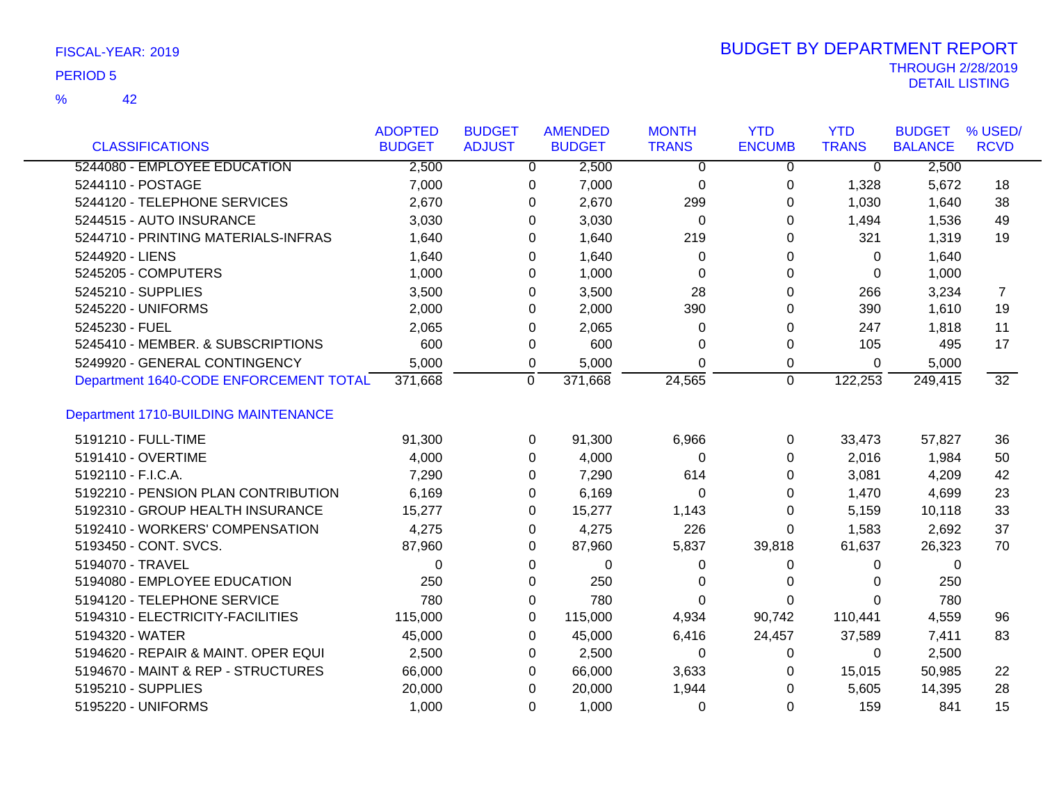FISCAL-YEAR: 2019

PERIOD 5

% 42

# BUDGET BY DEPARTMENT REPORT

THROUGH 2/28/2019

DETAIL LISTING

| CLASSIFICATIONS | ADOPTED BUDGET | BUDGET ADJUST | AMENDED BUDGET | MONTH TRANS | YTD ENCUMB | YTD TRANS | BUDGET BALANCE | % USED/ RCVD |
|---|---|---|---|---|---|---|---|---|
| 5244080 - EMPLOYEE EDUCATION | 2,500 | 0 | 2,500 | 0 | 0 | 0 | 2,500 | |
| 5244110 - POSTAGE | 7,000 | 0 | 7,000 | 0 | 0 | 1,328 | 5,672 | 18 |
| 5244120 - TELEPHONE SERVICES | 2,670 | 0 | 2,670 | 299 | 0 | 1,030 | 1,640 | 38 |
| 5244515 - AUTO INSURANCE | 3,030 | 0 | 3,030 | 0 | 0 | 1,494 | 1,536 | 49 |
| 5244710 - PRINTING MATERIALS-INFRAS | 1,640 | 0 | 1,640 | 219 | 0 | 321 | 1,319 | 19 |
| 5244920 - LIENS | 1,640 | 0 | 1,640 | 0 | 0 | 0 | 1,640 | |
| 5245205 - COMPUTERS | 1,000 | 0 | 1,000 | 0 | 0 | 0 | 1,000 | |
| 5245210 - SUPPLIES | 3,500 | 0 | 3,500 | 28 | 0 | 266 | 3,234 | 7 |
| 5245220 - UNIFORMS | 2,000 | 0 | 2,000 | 390 | 0 | 390 | 1,610 | 19 |
| 5245230 - FUEL | 2,065 | 0 | 2,065 | 0 | 0 | 247 | 1,818 | 11 |
| 5245410 - MEMBER. & SUBSCRIPTIONS | 600 | 0 | 600 | 0 | 0 | 105 | 495 | 17 |
| 5249920 - GENERAL CONTINGENCY | 5,000 | 0 | 5,000 | 0 | 0 | 0 | 5,000 | |
| Department 1640-CODE ENFORCEMENT TOTAL | 371,668 | 0 | 371,668 | 24,565 | 0 | 122,253 | 249,415 | 32 |
| **Department 1710-BUILDING MAINTENANCE** | | | | | | | | |
| 5191210 - FULL-TIME | 91,300 | 0 | 91,300 | 6,966 | 0 | 33,473 | 57,827 | 36 |
| 5191410 - OVERTIME | 4,000 | 0 | 4,000 | 0 | 0 | 2,016 | 1,984 | 50 |
| 5192110 - F.I.C.A. | 7,290 | 0 | 7,290 | 614 | 0 | 3,081 | 4,209 | 42 |
| 5192210 - PENSION PLAN CONTRIBUTION | 6,169 | 0 | 6,169 | 0 | 0 | 1,470 | 4,699 | 23 |
| 5192310 - GROUP HEALTH INSURANCE | 15,277 | 0 | 15,277 | 1,143 | 0 | 5,159 | 10,118 | 33 |
| 5192410 - WORKERS' COMPENSATION | 4,275 | 0 | 4,275 | 226 | 0 | 1,583 | 2,692 | 37 |
| 5193450 - CONT. SVCS. | 87,960 | 0 | 87,960 | 5,837 | 39,818 | 61,637 | 26,323 | 70 |
| 5194070 - TRAVEL | 0 | 0 | 0 | 0 | 0 | 0 | 0 | |
| 5194080 - EMPLOYEE EDUCATION | 250 | 0 | 250 | 0 | 0 | 0 | 250 | |
| 5194120 - TELEPHONE SERVICE | 780 | 0 | 780 | 0 | 0 | 0 | 780 | |
| 5194310 - ELECTRICITY-FACILITIES | 115,000 | 0 | 115,000 | 4,934 | 90,742 | 110,441 | 4,559 | 96 |
| 5194320 - WATER | 45,000 | 0 | 45,000 | 6,416 | 24,457 | 37,589 | 7,411 | 83 |
| 5194620 - REPAIR & MAINT. OPER EQUI | 2,500 | 0 | 2,500 | 0 | 0 | 0 | 2,500 | |
| 5194670 - MAINT & REP - STRUCTURES | 66,000 | 0 | 66,000 | 3,633 | 0 | 15,015 | 50,985 | 22 |
| 5195210 - SUPPLIES | 20,000 | 0 | 20,000 | 1,944 | 0 | 5,605 | 14,395 | 28 |
| 5195220 - UNIFORMS | 1,000 | 0 | 1,000 | 0 | 0 | 159 | 841 | 15 |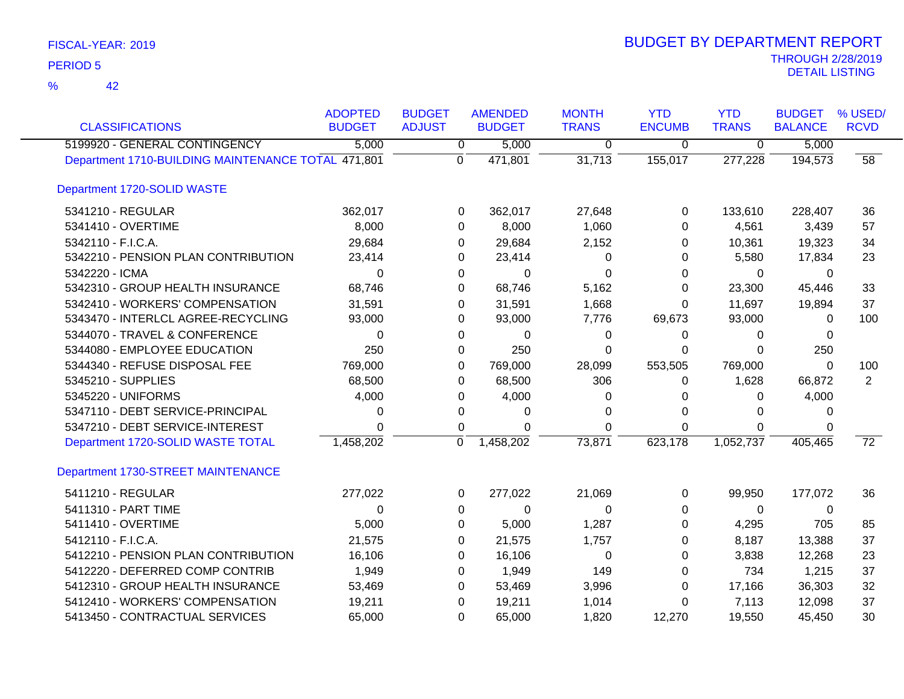FISCAL-YEAR: 2019

PERIOD 5

% 42

# BUDGET BY DEPARTMENT REPORT

THROUGH 2/28/2019

DETAIL LISTING

| CLASSIFICATIONS | ADOPTED BUDGET | BUDGET ADJUST | AMENDED BUDGET | MONTH TRANS | YTD ENCUMB | YTD TRANS | BUDGET BALANCE | % USED/ RCVD |
|---|---|---|---|---|---|---|---|---|
| 5199920 - GENERAL CONTINGENCY | 5,000 | 0 | 5,000 | 0 | 0 | 0 | 5,000 | |
| Department 1710-BUILDING MAINTENANCE TOTAL | 471,801 | 0 | 471,801 | 31,713 | 155,017 | 277,228 | 194,573 | 58 |
| Department 1720-SOLID WASTE | | | | | | | | |
| 5341210 - REGULAR | 362,017 | 0 | 362,017 | 27,648 | 0 | 133,610 | 228,407 | 36 |
| 5341410 - OVERTIME | 8,000 | 0 | 8,000 | 1,060 | 0 | 4,561 | 3,439 | 57 |
| 5342110 - F.I.C.A. | 29,684 | 0 | 29,684 | 2,152 | 0 | 10,361 | 19,323 | 34 |
| 5342210 - PENSION PLAN CONTRIBUTION | 23,414 | 0 | 23,414 | 0 | 0 | 5,580 | 17,834 | 23 |
| 5342220 - ICMA | 0 | 0 | 0 | 0 | 0 | 0 | 0 | |
| 5342310 - GROUP HEALTH INSURANCE | 68,746 | 0 | 68,746 | 5,162 | 0 | 23,300 | 45,446 | 33 |
| 5342410 - WORKERS' COMPENSATION | 31,591 | 0 | 31,591 | 1,668 | 0 | 11,697 | 19,894 | 37 |
| 5343470 - INTERLCL AGREE-RECYCLING | 93,000 | 0 | 93,000 | 7,776 | 69,673 | 93,000 | 0 | 100 |
| 5344070 - TRAVEL & CONFERENCE | 0 | 0 | 0 | 0 | 0 | 0 | 0 | |
| 5344080 - EMPLOYEE EDUCATION | 250 | 0 | 250 | 0 | 0 | 0 | 250 | |
| 5344340 - REFUSE DISPOSAL FEE | 769,000 | 0 | 769,000 | 28,099 | 553,505 | 769,000 | 0 | 100 |
| 5345210 - SUPPLIES | 68,500 | 0 | 68,500 | 306 | 0 | 1,628 | 66,872 | 2 |
| 5345220 - UNIFORMS | 4,000 | 0 | 4,000 | 0 | 0 | 0 | 4,000 | |
| 5347110 - DEBT SERVICE-PRINCIPAL | 0 | 0 | 0 | 0 | 0 | 0 | 0 | |
| 5347210 - DEBT SERVICE-INTEREST | 0 | 0 | 0 | 0 | 0 | 0 | 0 | |
| Department 1720-SOLID WASTE TOTAL | 1,458,202 | 0 | 1,458,202 | 73,871 | 623,178 | 1,052,737 | 405,465 | 72 |
| Department 1730-STREET MAINTENANCE | | | | | | | | |
| 5411210 - REGULAR | 277,022 | 0 | 277,022 | 21,069 | 0 | 99,950 | 177,072 | 36 |
| 5411310 - PART TIME | 0 | 0 | 0 | 0 | 0 | 0 | 0 | |
| 5411410 - OVERTIME | 5,000 | 0 | 5,000 | 1,287 | 0 | 4,295 | 705 | 85 |
| 5412110 - F.I.C.A. | 21,575 | 0 | 21,575 | 1,757 | 0 | 8,187 | 13,388 | 37 |
| 5412210 - PENSION PLAN CONTRIBUTION | 16,106 | 0 | 16,106 | 0 | 0 | 3,838 | 12,268 | 23 |
| 5412220 - DEFERRED COMP CONTRIB | 1,949 | 0 | 1,949 | 149 | 0 | 734 | 1,215 | 37 |
| 5412310 - GROUP HEALTH INSURANCE | 53,469 | 0 | 53,469 | 3,996 | 0 | 17,166 | 36,303 | 32 |
| 5412410 - WORKERS' COMPENSATION | 19,211 | 0 | 19,211 | 1,014 | 0 | 7,113 | 12,098 | 37 |
| 5413450 - CONTRACTUAL SERVICES | 65,000 | 0 | 65,000 | 1,820 | 12,270 | 19,550 | 45,450 | 30 |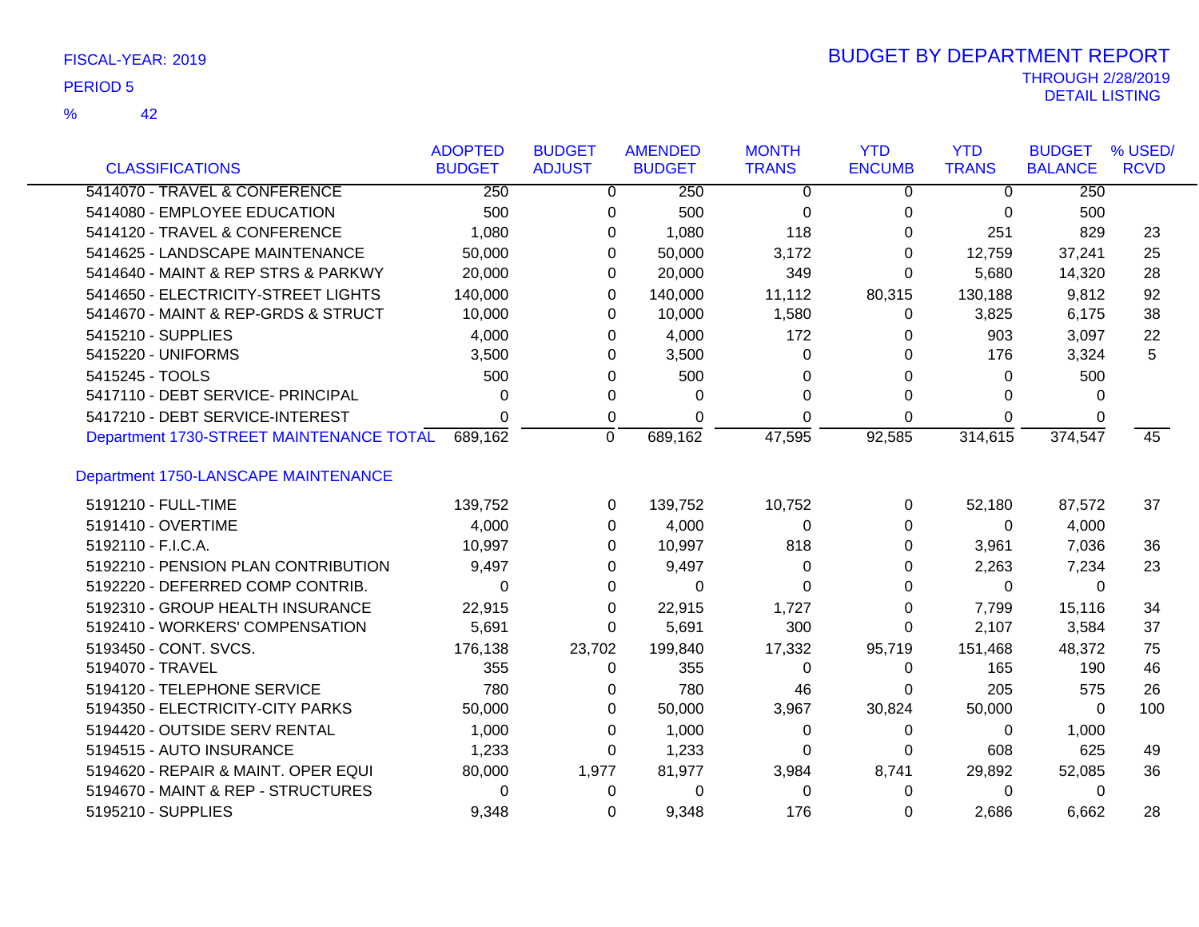FISCAL-YEAR: 2019

PERIOD 5

% 42

# BUDGET BY DEPARTMENT REPORT

THROUGH 2/28/2019

DETAIL LISTING

| CLASSIFICATIONS | ADOPTED BUDGET | BUDGET ADJUST | AMENDED BUDGET | MONTH TRANS | YTD ENCUMB | YTD TRANS | BUDGET BALANCE | % USED/ RCVD |
|---|---|---|---|---|---|---|---|---|
| 5414070 - TRAVEL & CONFERENCE | 250 | 0 | 250 | 0 | 0 | 0 | 250 | |
| 5414080 - EMPLOYEE EDUCATION | 500 | 0 | 500 | 0 | 0 | 0 | 500 | |
| 5414120 - TRAVEL & CONFERENCE | 1,080 | 0 | 1,080 | 118 | 0 | 251 | 829 | 23 |
| 5414625 - LANDSCAPE MAINTENANCE | 50,000 | 0 | 50,000 | 3,172 | 0 | 12,759 | 37,241 | 25 |
| 5414640 - MAINT & REP STRS & PARKWY | 20,000 | 0 | 20,000 | 349 | 0 | 5,680 | 14,320 | 28 |
| 5414650 - ELECTRICITY-STREET LIGHTS | 140,000 | 0 | 140,000 | 11,112 | 80,315 | 130,188 | 9,812 | 92 |
| 5414670 - MAINT & REP-GRDS & STRUCT | 10,000 | 0 | 10,000 | 1,580 | 0 | 3,825 | 6,175 | 38 |
| 5415210 - SUPPLIES | 4,000 | 0 | 4,000 | 172 | 0 | 903 | 3,097 | 22 |
| 5415220 - UNIFORMS | 3,500 | 0 | 3,500 | 0 | 0 | 176 | 3,324 | 5 |
| 5415245 - TOOLS | 500 | 0 | 500 | 0 | 0 | 0 | 500 | |
| 5417110 - DEBT SERVICE- PRINCIPAL | 0 | 0 | 0 | 0 | 0 | 0 | 0 | |
| 5417210 - DEBT SERVICE-INTEREST | 0 | 0 | 0 | 0 | 0 | 0 | 0 | |
| Department 1730-STREET MAINTENANCE TOTAL | 689,162 | 0 | 689,162 | 47,595 | 92,585 | 314,615 | 374,547 | 45 |
| Department 1750-LANSCAPE MAINTENANCE | | | | | | | | |
| 5191210 - FULL-TIME | 139,752 | 0 | 139,752 | 10,752 | 0 | 52,180 | 87,572 | 37 |
| 5191410 - OVERTIME | 4,000 | 0 | 4,000 | 0 | 0 | 0 | 4,000 | |
| 5192110 - F.I.C.A. | 10,997 | 0 | 10,997 | 818 | 0 | 3,961 | 7,036 | 36 |
| 5192210 - PENSION PLAN CONTRIBUTION | 9,497 | 0 | 9,497 | 0 | 0 | 2,263 | 7,234 | 23 |
| 5192220 - DEFERRED COMP CONTRIB. | 0 | 0 | 0 | 0 | 0 | 0 | 0 | |
| 5192310 - GROUP HEALTH INSURANCE | 22,915 | 0 | 22,915 | 1,727 | 0 | 7,799 | 15,116 | 34 |
| 5192410 - WORKERS' COMPENSATION | 5,691 | 0 | 5,691 | 300 | 0 | 2,107 | 3,584 | 37 |
| 5193450 - CONT. SVCS. | 176,138 | 23,702 | 199,840 | 17,332 | 95,719 | 151,468 | 48,372 | 75 |
| 5194070 - TRAVEL | 355 | 0 | 355 | 0 | 0 | 165 | 190 | 46 |
| 5194120 - TELEPHONE SERVICE | 780 | 0 | 780 | 46 | 0 | 205 | 575 | 26 |
| 5194350 - ELECTRICITY-CITY PARKS | 50,000 | 0 | 50,000 | 3,967 | 30,824 | 50,000 | 0 | 100 |
| 5194420 - OUTSIDE SERV RENTAL | 1,000 | 0 | 1,000 | 0 | 0 | 0 | 1,000 | |
| 5194515 - AUTO INSURANCE | 1,233 | 0 | 1,233 | 0 | 0 | 608 | 625 | 49 |
| 5194620 - REPAIR & MAINT. OPER EQUI | 80,000 | 1,977 | 81,977 | 3,984 | 8,741 | 29,892 | 52,085 | 36 |
| 5194670 - MAINT & REP - STRUCTURES | 0 | 0 | 0 | 0 | 0 | 0 | 0 | |
| 5195210 - SUPPLIES | 9,348 | 0 | 9,348 | 176 | 0 | 2,686 | 6,662 | 28 |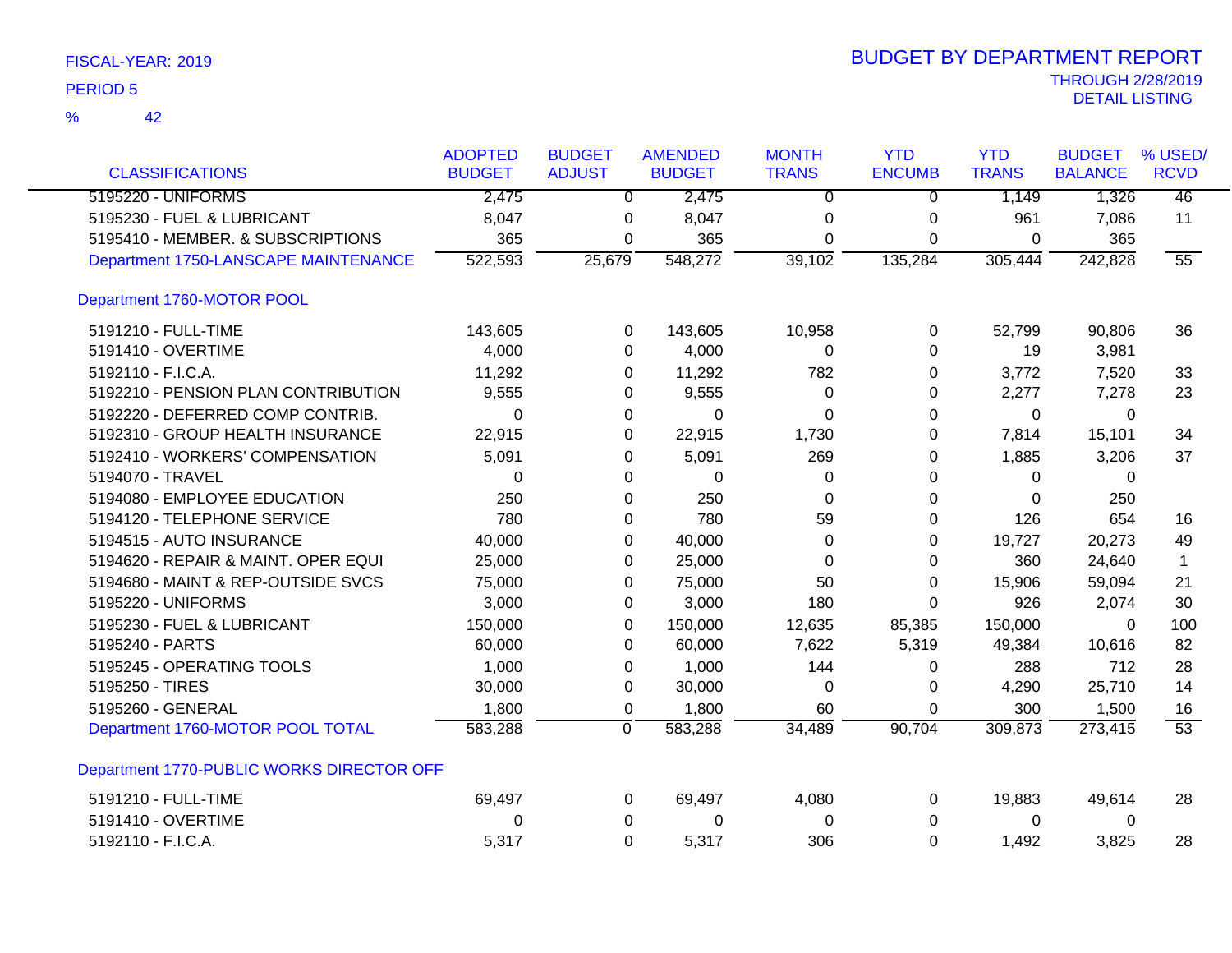FISCAL-YEAR: 2019

PERIOD 5

% 42

# BUDGET BY DEPARTMENT REPORT

THROUGH 2/28/2019

DETAIL LISTING

| CLASSIFICATIONS | ADOPTED BUDGET | BUDGET ADJUST | AMENDED BUDGET | MONTH TRANS | YTD ENCUMB | YTD TRANS | BUDGET BALANCE | % USED/ RCVD |
|---|---|---|---|---|---|---|---|---|
| 5195220 - UNIFORMS | 2,475 | 0 | 2,475 | 0 | 0 | 1,149 | 1,326 | 46 |
| 5195230 - FUEL & LUBRICANT | 8,047 | 0 | 8,047 | 0 | 0 | 961 | 7,086 | 11 |
| 5195410 - MEMBER. & SUBSCRIPTIONS | 365 | 0 | 365 | 0 | 0 | 0 | 365 | |
| Department 1750-LANSCAPE MAINTENANCE | 522,593 | 25,679 | 548,272 | 39,102 | 135,284 | 305,444 | 242,828 | 55 |
| **Department 1760-MOTOR POOL** | | | | | | | | |
| 5191210 - FULL-TIME | 143,605 | 0 | 143,605 | 10,958 | 0 | 52,799 | 90,806 | 36 |
| 5191410 - OVERTIME | 4,000 | 0 | 4,000 | 0 | 0 | 19 | 3,981 | |
| 5192110 - F.I.C.A. | 11,292 | 0 | 11,292 | 782 | 0 | 3,772 | 7,520 | 33 |
| 5192210 - PENSION PLAN CONTRIBUTION | 9,555 | 0 | 9,555 | 0 | 0 | 2,277 | 7,278 | 23 |
| 5192220 - DEFERRED COMP CONTRIB. | 0 | 0 | 0 | 0 | 0 | 0 | 0 | |
| 5192310 - GROUP HEALTH INSURANCE | 22,915 | 0 | 22,915 | 1,730 | 0 | 7,814 | 15,101 | 34 |
| 5192410 - WORKERS' COMPENSATION | 5,091 | 0 | 5,091 | 269 | 0 | 1,885 | 3,206 | 37 |
| 5194070 - TRAVEL | 0 | 0 | 0 | 0 | 0 | 0 | 0 | |
| 5194080 - EMPLOYEE EDUCATION | 250 | 0 | 250 | 0 | 0 | 0 | 250 | |
| 5194120 - TELEPHONE SERVICE | 780 | 0 | 780 | 59 | 0 | 126 | 654 | 16 |
| 5194515 - AUTO INSURANCE | 40,000 | 0 | 40,000 | 0 | 0 | 19,727 | 20,273 | 49 |
| 5194620 - REPAIR & MAINT. OPER EQUI | 25,000 | 0 | 25,000 | 0 | 0 | 360 | 24,640 | 1 |
| 5194680 - MAINT & REP-OUTSIDE SVCS | 75,000 | 0 | 75,000 | 50 | 0 | 15,906 | 59,094 | 21 |
| 5195220 - UNIFORMS | 3,000 | 0 | 3,000 | 180 | 0 | 926 | 2,074 | 30 |
| 5195230 - FUEL & LUBRICANT | 150,000 | 0 | 150,000 | 12,635 | 85,385 | 150,000 | 0 | 100 |
| 5195240 - PARTS | 60,000 | 0 | 60,000 | 7,622 | 5,319 | 49,384 | 10,616 | 82 |
| 5195245 - OPERATING TOOLS | 1,000 | 0 | 1,000 | 144 | 0 | 288 | 712 | 28 |
| 5195250 - TIRES | 30,000 | 0 | 30,000 | 0 | 0 | 4,290 | 25,710 | 14 |
| 5195260 - GENERAL | 1,800 | 0 | 1,800 | 60 | 0 | 300 | 1,500 | 16 |
| Department 1760-MOTOR POOL TOTAL | 583,288 | 0 | 583,288 | 34,489 | 90,704 | 309,873 | 273,415 | 53 |
| **Department 1770-PUBLIC WORKS DIRECTOR OFF** | | | | | | | | |
| 5191210 - FULL-TIME | 69,497 | 0 | 69,497 | 4,080 | 0 | 19,883 | 49,614 | 28 |
| 5191410 - OVERTIME | 0 | 0 | 0 | 0 | 0 | 0 | 0 | |
| 5192110 - F.I.C.A. | 5,317 | 0 | 5,317 | 306 | 0 | 1,492 | 3,825 | 28 |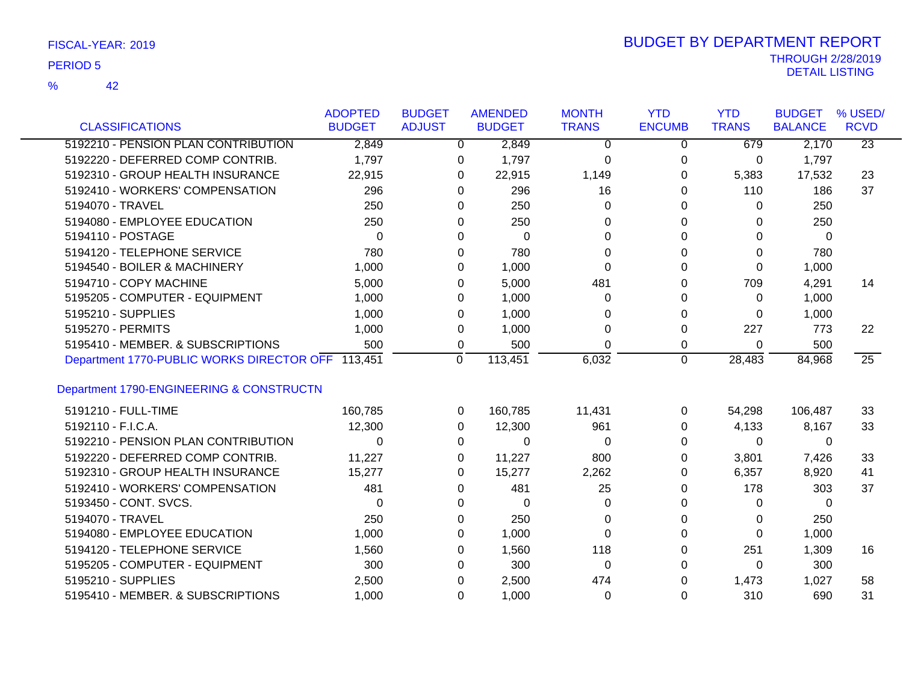FISCAL-YEAR: 2019

PERIOD 5

% 42

# BUDGET BY DEPARTMENT REPORT

THROUGH 2/28/2019

DETAIL LISTING

| CLASSIFICATIONS | ADOPTED BUDGET | BUDGET ADJUST | AMENDED BUDGET | MONTH TRANS | YTD ENCUMB | YTD TRANS | BUDGET BALANCE | % USED/ RCVD |
|---|---|---|---|---|---|---|---|---|
| 5192210 - PENSION PLAN CONTRIBUTION | 2,849 | 0 | 2,849 | 0 | 0 | 679 | 2,170 | 23 |
| 5192220 - DEFERRED COMP CONTRIB. | 1,797 | 0 | 1,797 | 0 | 0 | 0 | 1,797 | |
| 5192310 - GROUP HEALTH INSURANCE | 22,915 | 0 | 22,915 | 1,149 | 0 | 5,383 | 17,532 | 23 |
| 5192410 - WORKERS' COMPENSATION | 296 | 0 | 296 | 16 | 0 | 110 | 186 | 37 |
| 5194070 - TRAVEL | 250 | 0 | 250 | 0 | 0 | 0 | 250 | |
| 5194080 - EMPLOYEE EDUCATION | 250 | 0 | 250 | 0 | 0 | 0 | 250 | |
| 5194110 - POSTAGE | 0 | 0 | 0 | 0 | 0 | 0 | 0 | |
| 5194120 - TELEPHONE SERVICE | 780 | 0 | 780 | 0 | 0 | 0 | 780 | |
| 5194540 - BOILER & MACHINERY | 1,000 | 0 | 1,000 | 0 | 0 | 0 | 1,000 | |
| 5194710 - COPY MACHINE | 5,000 | 0 | 5,000 | 481 | 0 | 709 | 4,291 | 14 |
| 5195205 - COMPUTER - EQUIPMENT | 1,000 | 0 | 1,000 | 0 | 0 | 0 | 1,000 | |
| 5195210 - SUPPLIES | 1,000 | 0 | 1,000 | 0 | 0 | 0 | 1,000 | |
| 5195270 - PERMITS | 1,000 | 0 | 1,000 | 0 | 0 | 227 | 773 | 22 |
| 5195410 - MEMBER. & SUBSCRIPTIONS | 500 | 0 | 500 | 0 | 0 | 0 | 500 | |
| Department 1770-PUBLIC WORKS DIRECTOR OFF | 113,451 | 0 | 113,451 | 6,032 | 0 | 28,483 | 84,968 | 25 |
| **Department 1790-ENGINEERING & CONSTRUCTN** | | | | | | | | |
| 5191210 - FULL-TIME | 160,785 | 0 | 160,785 | 11,431 | 0 | 54,298 | 106,487 | 33 |
| 5192110 - F.I.C.A. | 12,300 | 0 | 12,300 | 961 | 0 | 4,133 | 8,167 | 33 |
| 5192210 - PENSION PLAN CONTRIBUTION | 0 | 0 | 0 | 0 | 0 | 0 | 0 | |
| 5192220 - DEFERRED COMP CONTRIB. | 11,227 | 0 | 11,227 | 800 | 0 | 3,801 | 7,426 | 33 |
| 5192310 - GROUP HEALTH INSURANCE | 15,277 | 0 | 15,277 | 2,262 | 0 | 6,357 | 8,920 | 41 |
| 5192410 - WORKERS' COMPENSATION | 481 | 0 | 481 | 25 | 0 | 178 | 303 | 37 |
| 5193450 - CONT. SVCS. | 0 | 0 | 0 | 0 | 0 | 0 | 0 | |
| 5194070 - TRAVEL | 250 | 0 | 250 | 0 | 0 | 0 | 250 | |
| 5194080 - EMPLOYEE EDUCATION | 1,000 | 0 | 1,000 | 0 | 0 | 0 | 1,000 | |
| 5194120 - TELEPHONE SERVICE | 1,560 | 0 | 1,560 | 118 | 0 | 251 | 1,309 | 16 |
| 5195205 - COMPUTER - EQUIPMENT | 300 | 0 | 300 | 0 | 0 | 0 | 300 | |
| 5195210 - SUPPLIES | 2,500 | 0 | 2,500 | 474 | 0 | 1,473 | 1,027 | 58 |
| 5195410 - MEMBER. & SUBSCRIPTIONS | 1,000 | 0 | 1,000 | 0 | 0 | 310 | 690 | 31 |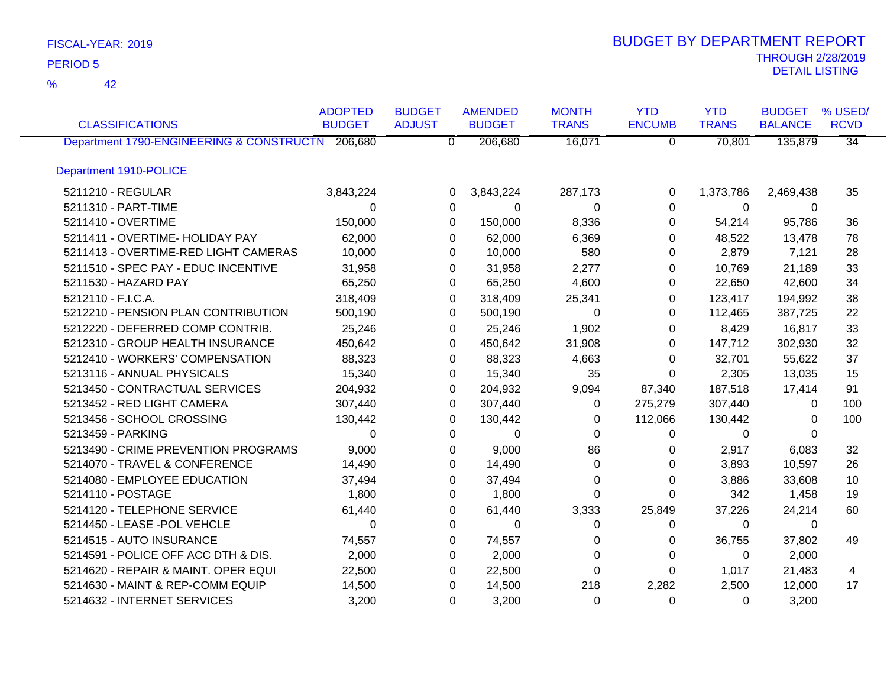FISCAL-YEAR: 2019

PERIOD 5

% 42

# BUDGET BY DEPARTMENT REPORT

THROUGH 2/28/2019

DETAIL LISTING

| CLASSIFICATIONS | ADOPTED BUDGET | BUDGET ADJUST | AMENDED BUDGET | MONTH TRANS | YTD ENCUMB | YTD TRANS | BUDGET BALANCE | % USED/ RCVD |
|---|---|---|---|---|---|---|---|---|
| Department 1790-ENGINEERING & CONSTRUCTN | 206,680 | 0 | 206,680 | 16,071 | 0 | 70,801 | 135,879 | 34 |
| Department 1910-POLICE | | | | | | | | |
| 5211210 - REGULAR | 3,843,224 | 0 | 3,843,224 | 287,173 | 0 | 1,373,786 | 2,469,438 | 35 |
| 5211310 - PART-TIME | 0 | 0 | 0 | 0 | 0 | 0 | 0 | |
| 5211410 - OVERTIME | 150,000 | 0 | 150,000 | 8,336 | 0 | 54,214 | 95,786 | 36 |
| 5211411 - OVERTIME- HOLIDAY PAY | 62,000 | 0 | 62,000 | 6,369 | 0 | 48,522 | 13,478 | 78 |
| 5211413 - OVERTIME-RED LIGHT CAMERAS | 10,000 | 0 | 10,000 | 580 | 0 | 2,879 | 7,121 | 28 |
| 5211510 - SPEC PAY - EDUC INCENTIVE | 31,958 | 0 | 31,958 | 2,277 | 0 | 10,769 | 21,189 | 33 |
| 5211530 - HAZARD PAY | 65,250 | 0 | 65,250 | 4,600 | 0 | 22,650 | 42,600 | 34 |
| 5212110 - F.I.C.A. | 318,409 | 0 | 318,409 | 25,341 | 0 | 123,417 | 194,992 | 38 |
| 5212210 - PENSION PLAN CONTRIBUTION | 500,190 | 0 | 500,190 | 0 | 0 | 112,465 | 387,725 | 22 |
| 5212220 - DEFERRED COMP CONTRIB. | 25,246 | 0 | 25,246 | 1,902 | 0 | 8,429 | 16,817 | 33 |
| 5212310 - GROUP HEALTH INSURANCE | 450,642 | 0 | 450,642 | 31,908 | 0 | 147,712 | 302,930 | 32 |
| 5212410 - WORKERS' COMPENSATION | 88,323 | 0 | 88,323 | 4,663 | 0 | 32,701 | 55,622 | 37 |
| 5213116 - ANNUAL PHYSICALS | 15,340 | 0 | 15,340 | 35 | 0 | 2,305 | 13,035 | 15 |
| 5213450 - CONTRACTUAL SERVICES | 204,932 | 0 | 204,932 | 9,094 | 87,340 | 187,518 | 17,414 | 91 |
| 5213452 - RED LIGHT CAMERA | 307,440 | 0 | 307,440 | 0 | 275,279 | 307,440 | 0 | 100 |
| 5213456 - SCHOOL CROSSING | 130,442 | 0 | 130,442 | 0 | 112,066 | 130,442 | 0 | 100 |
| 5213459 - PARKING | 0 | 0 | 0 | 0 | 0 | 0 | 0 | |
| 5213490 - CRIME PREVENTION PROGRAMS | 9,000 | 0 | 9,000 | 86 | 0 | 2,917 | 6,083 | 32 |
| 5214070 - TRAVEL & CONFERENCE | 14,490 | 0 | 14,490 | 0 | 0 | 3,893 | 10,597 | 26 |
| 5214080 - EMPLOYEE EDUCATION | 37,494 | 0 | 37,494 | 0 | 0 | 3,886 | 33,608 | 10 |
| 5214110 - POSTAGE | 1,800 | 0 | 1,800 | 0 | 0 | 342 | 1,458 | 19 |
| 5214120 - TELEPHONE SERVICE | 61,440 | 0 | 61,440 | 3,333 | 25,849 | 37,226 | 24,214 | 60 |
| 5214450 - LEASE -POL VEHCLE | 0 | 0 | 0 | 0 | 0 | 0 | 0 | |
| 5214515 - AUTO INSURANCE | 74,557 | 0 | 74,557 | 0 | 0 | 36,755 | 37,802 | 49 |
| 5214591 - POLICE OFF ACC DTH & DIS. | 2,000 | 0 | 2,000 | 0 | 0 | 0 | 2,000 | |
| 5214620 - REPAIR & MAINT. OPER EQUI | 22,500 | 0 | 22,500 | 0 | 0 | 1,017 | 21,483 | 4 |
| 5214630 - MAINT & REP-COMM EQUIP | 14,500 | 0 | 14,500 | 218 | 2,282 | 2,500 | 12,000 | 17 |
| 5214632 - INTERNET SERVICES | 3,200 | 0 | 3,200 | 0 | 0 | 0 | 3,200 | |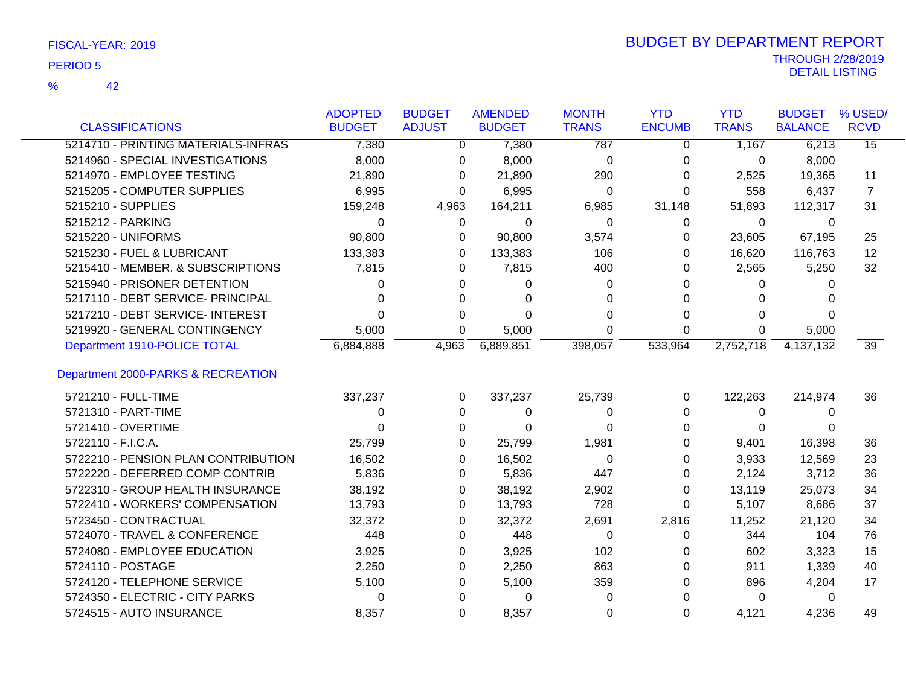FISCAL-YEAR: 2019
PERIOD 5
% 42

# BUDGET BY DEPARTMENT REPORT

THROUGH 2/28/2019
DETAIL LISTING

| CLASSIFICATIONS | ADOPTED BUDGET | BUDGET ADJUST | AMENDED BUDGET | MONTH TRANS | YTD ENCUMB | YTD TRANS | BUDGET BALANCE | % USED/ RCVD |
|---|---|---|---|---|---|---|---|---|
| 5214710 - PRINTING MATERIALS-INFRAS | 7,380 | 0 | 7,380 | 787 | 0 | 1,167 | 6,213 | 15 |
| 5214960 - SPECIAL INVESTIGATIONS | 8,000 | 0 | 8,000 | 0 | 0 | 0 | 8,000 | |
| 5214970 - EMPLOYEE TESTING | 21,890 | 0 | 21,890 | 290 | 0 | 2,525 | 19,365 | 11 |
| 5215205 - COMPUTER SUPPLIES | 6,995 | 0 | 6,995 | 0 | 0 | 558 | 6,437 | 7 |
| 5215210 - SUPPLIES | 159,248 | 4,963 | 164,211 | 6,985 | 31,148 | 51,893 | 112,317 | 31 |
| 5215212 - PARKING | 0 | 0 | 0 | 0 | 0 | 0 | 0 | |
| 5215220 - UNIFORMS | 90,800 | 0 | 90,800 | 3,574 | 0 | 23,605 | 67,195 | 25 |
| 5215230 - FUEL & LUBRICANT | 133,383 | 0 | 133,383 | 106 | 0 | 16,620 | 116,763 | 12 |
| 5215410 - MEMBER. & SUBSCRIPTIONS | 7,815 | 0 | 7,815 | 400 | 0 | 2,565 | 5,250 | 32 |
| 5215940 - PRISONER DETENTION | 0 | 0 | 0 | 0 | 0 | 0 | 0 | |
| 5217110 - DEBT SERVICE- PRINCIPAL | 0 | 0 | 0 | 0 | 0 | 0 | 0 | |
| 5217210 - DEBT SERVICE- INTEREST | 0 | 0 | 0 | 0 | 0 | 0 | 0 | |
| 5219920 - GENERAL CONTINGENCY | 5,000 | 0 | 5,000 | 0 | 0 | 0 | 5,000 | |
| Department 1910-POLICE TOTAL | 6,884,888 | 4,963 | 6,889,851 | 398,057 | 533,964 | 2,752,718 | 4,137,132 | 39 |
| **Department 2000-PARKS & RECREATION** | | | | | | | | |
| 5721210 - FULL-TIME | 337,237 | 0 | 337,237 | 25,739 | 0 | 122,263 | 214,974 | 36 |
| 5721310 - PART-TIME | 0 | 0 | 0 | 0 | 0 | 0 | 0 | |
| 5721410 - OVERTIME | 0 | 0 | 0 | 0 | 0 | 0 | 0 | |
| 5722110 - F.I.C.A. | 25,799 | 0 | 25,799 | 1,981 | 0 | 9,401 | 16,398 | 36 |
| 5722210 - PENSION PLAN CONTRIBUTION | 16,502 | 0 | 16,502 | 0 | 0 | 3,933 | 12,569 | 23 |
| 5722220 - DEFERRED COMP CONTRIB | 5,836 | 0 | 5,836 | 447 | 0 | 2,124 | 3,712 | 36 |
| 5722310 - GROUP HEALTH INSURANCE | 38,192 | 0 | 38,192 | 2,902 | 0 | 13,119 | 25,073 | 34 |
| 5722410 - WORKERS' COMPENSATION | 13,793 | 0 | 13,793 | 728 | 0 | 5,107 | 8,686 | 37 |
| 5723450 - CONTRACTUAL | 32,372 | 0 | 32,372 | 2,691 | 2,816 | 11,252 | 21,120 | 34 |
| 5724070 - TRAVEL & CONFERENCE | 448 | 0 | 448 | 0 | 0 | 344 | 104 | 76 |
| 5724080 - EMPLOYEE EDUCATION | 3,925 | 0 | 3,925 | 102 | 0 | 602 | 3,323 | 15 |
| 5724110 - POSTAGE | 2,250 | 0 | 2,250 | 863 | 0 | 911 | 1,339 | 40 |
| 5724120 - TELEPHONE SERVICE | 5,100 | 0 | 5,100 | 359 | 0 | 896 | 4,204 | 17 |
| 5724350 - ELECTRIC - CITY PARKS | 0 | 0 | 0 | 0 | 0 | 0 | 0 | |
| 5724515 - AUTO INSURANCE | 8,357 | 0 | 8,357 | 0 | 0 | 4,121 | 4,236 | 49 |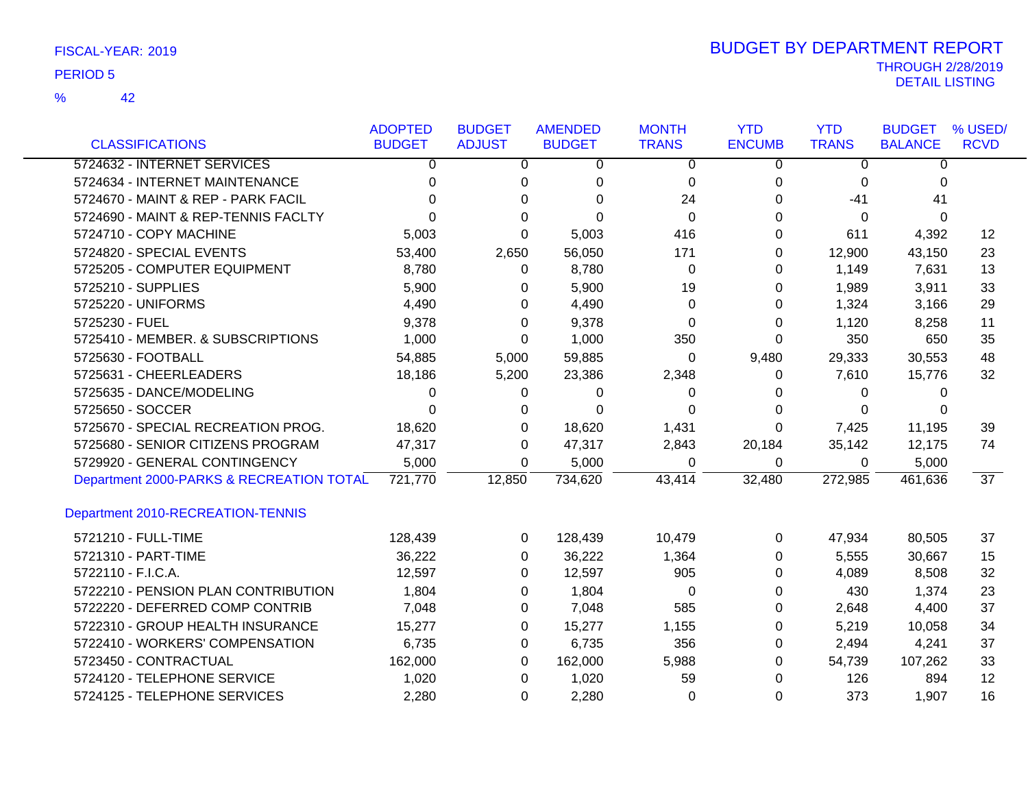FISCAL-YEAR: 2019

PERIOD 5

% 42

# BUDGET BY DEPARTMENT REPORT

THROUGH 2/28/2019
DETAIL LISTING

| CLASSIFICATIONS | ADOPTED BUDGET | BUDGET ADJUST | AMENDED BUDGET | MONTH TRANS | YTD ENCUMB | YTD TRANS | BUDGET BALANCE | % USED/ RCVD |
|---|---|---|---|---|---|---|---|---|
| 5724632 - INTERNET SERVICES | 0 | 0 | 0 | 0 | 0 | 0 | 0 | |
| 5724634 - INTERNET MAINTENANCE | 0 | 0 | 0 | 0 | 0 | 0 | 0 | |
| 5724670 - MAINT & REP - PARK FACIL | 0 | 0 | 0 | 24 | 0 | -41 | 41 | |
| 5724690 - MAINT & REP-TENNIS FACLTY | 0 | 0 | 0 | 0 | 0 | 0 | 0 | |
| 5724710 - COPY MACHINE | 5,003 | 0 | 5,003 | 416 | 0 | 611 | 4,392 | 12 |
| 5724820 - SPECIAL EVENTS | 53,400 | 2,650 | 56,050 | 171 | 0 | 12,900 | 43,150 | 23 |
| 5725205 - COMPUTER EQUIPMENT | 8,780 | 0 | 8,780 | 0 | 0 | 1,149 | 7,631 | 13 |
| 5725210 - SUPPLIES | 5,900 | 0 | 5,900 | 19 | 0 | 1,989 | 3,911 | 33 |
| 5725220 - UNIFORMS | 4,490 | 0 | 4,490 | 0 | 0 | 1,324 | 3,166 | 29 |
| 5725230 - FUEL | 9,378 | 0 | 9,378 | 0 | 0 | 1,120 | 8,258 | 11 |
| 5725410 - MEMBER. & SUBSCRIPTIONS | 1,000 | 0 | 1,000 | 350 | 0 | 350 | 650 | 35 |
| 5725630 - FOOTBALL | 54,885 | 5,000 | 59,885 | 0 | 9,480 | 29,333 | 30,553 | 48 |
| 5725631 - CHEERLEADERS | 18,186 | 5,200 | 23,386 | 2,348 | 0 | 7,610 | 15,776 | 32 |
| 5725635 - DANCE/MODELING | 0 | 0 | 0 | 0 | 0 | 0 | 0 | |
| 5725650 - SOCCER | 0 | 0 | 0 | 0 | 0 | 0 | 0 | |
| 5725670 - SPECIAL RECREATION PROG. | 18,620 | 0 | 18,620 | 1,431 | 0 | 7,425 | 11,195 | 39 |
| 5725680 - SENIOR CITIZENS PROGRAM | 47,317 | 0 | 47,317 | 2,843 | 20,184 | 35,142 | 12,175 | 74 |
| 5729920 - GENERAL CONTINGENCY | 5,000 | 0 | 5,000 | 0 | 0 | 0 | 5,000 | |
| Department 2000-PARKS & RECREATION TOTAL | 721,770 | 12,850 | 734,620 | 43,414 | 32,480 | 272,985 | 461,636 | 37 |

## Department 2010-RECREATION-TENNIS

| CLASSIFICATIONS | ADOPTED BUDGET | BUDGET ADJUST | AMENDED BUDGET | MONTH TRANS | YTD ENCUMB | YTD TRANS | BUDGET BALANCE | % USED/ RCVD |
|---|---|---|---|---|---|---|---|---|
| 5721210 - FULL-TIME | 128,439 | 0 | 128,439 | 10,479 | 0 | 47,934 | 80,505 | 37 |
| 5721310 - PART-TIME | 36,222 | 0 | 36,222 | 1,364 | 0 | 5,555 | 30,667 | 15 |
| 5722110 - F.I.C.A. | 12,597 | 0 | 12,597 | 905 | 0 | 4,089 | 8,508 | 32 |
| 5722210 - PENSION PLAN CONTRIBUTION | 1,804 | 0 | 1,804 | 0 | 0 | 430 | 1,374 | 23 |
| 5722220 - DEFERRED COMP CONTRIB | 7,048 | 0 | 7,048 | 585 | 0 | 2,648 | 4,400 | 37 |
| 5722310 - GROUP HEALTH INSURANCE | 15,277 | 0 | 15,277 | 1,155 | 0 | 5,219 | 10,058 | 34 |
| 5722410 - WORKERS' COMPENSATION | 6,735 | 0 | 6,735 | 356 | 0 | 2,494 | 4,241 | 37 |
| 5723450 - CONTRACTUAL | 162,000 | 0 | 162,000 | 5,988 | 0 | 54,739 | 107,262 | 33 |
| 5724120 - TELEPHONE SERVICE | 1,020 | 0 | 1,020 | 59 | 0 | 126 | 894 | 12 |
| 5724125 - TELEPHONE SERVICES | 2,280 | 0 | 2,280 | 0 | 0 | 373 | 1,907 | 16 |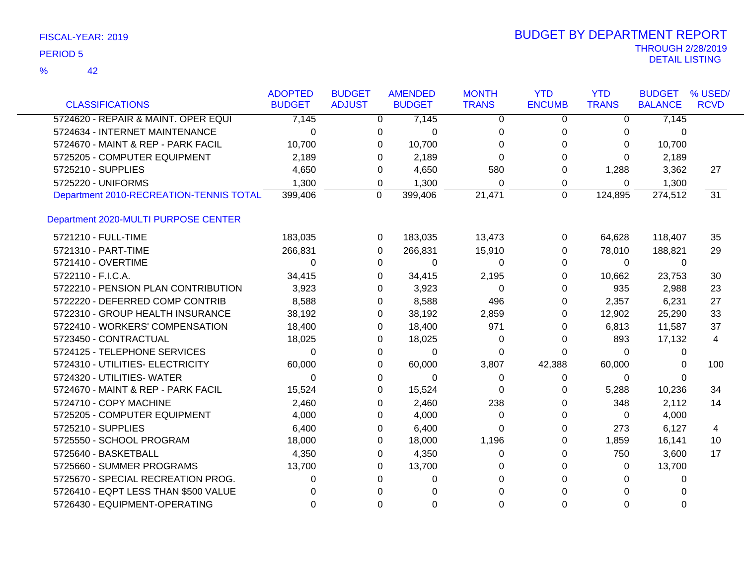FISCAL-YEAR: 2019

PERIOD 5

% 42

# BUDGET BY DEPARTMENT REPORT

THROUGH 2/28/2019

DETAIL LISTING

| CLASSIFICATIONS | ADOPTED BUDGET | BUDGET ADJUST | AMENDED BUDGET | MONTH TRANS | YTD ENCUMB | YTD TRANS | BUDGET BALANCE | % USED/ RCVD |
|---|---|---|---|---|---|---|---|---|
| 5724620 - REPAIR & MAINT. OPER EQUI | 7,145 | 0 | 7,145 | 0 | 0 | 0 | 7,145 | |
| 5724634 - INTERNET MAINTENANCE | 0 | 0 | 0 | 0 | 0 | 0 | 0 | |
| 5724670 - MAINT & REP - PARK FACIL | 10,700 | 0 | 10,700 | 0 | 0 | 0 | 10,700 | |
| 5725205 - COMPUTER EQUIPMENT | 2,189 | 0 | 2,189 | 0 | 0 | 0 | 2,189 | |
| 5725210 - SUPPLIES | 4,650 | 0 | 4,650 | 580 | 0 | 1,288 | 3,362 | 27 |
| 5725220 - UNIFORMS | 1,300 | 0 | 1,300 | 0 | 0 | 0 | 1,300 | |
| Department 2010-RECREATION-TENNIS TOTAL | 399,406 | 0 | 399,406 | 21,471 | 0 | 124,895 | 274,512 | 31 |
| **Department 2020-MULTI PURPOSE CENTER** | | | | | | | | |
| 5721210 - FULL-TIME | 183,035 | 0 | 183,035 | 13,473 | 0 | 64,628 | 118,407 | 35 |
| 5721310 - PART-TIME | 266,831 | 0 | 266,831 | 15,910 | 0 | 78,010 | 188,821 | 29 |
| 5721410 - OVERTIME | 0 | 0 | 0 | 0 | 0 | 0 | 0 | |
| 5722110 - F.I.C.A. | 34,415 | 0 | 34,415 | 2,195 | 0 | 10,662 | 23,753 | 30 |
| 5722210 - PENSION PLAN CONTRIBUTION | 3,923 | 0 | 3,923 | 0 | 0 | 935 | 2,988 | 23 |
| 5722220 - DEFERRED COMP CONTRIB | 8,588 | 0 | 8,588 | 496 | 0 | 2,357 | 6,231 | 27 |
| 5722310 - GROUP HEALTH INSURANCE | 38,192 | 0 | 38,192 | 2,859 | 0 | 12,902 | 25,290 | 33 |
| 5722410 - WORKERS' COMPENSATION | 18,400 | 0 | 18,400 | 971 | 0 | 6,813 | 11,587 | 37 |
| 5723450 - CONTRACTUAL | 18,025 | 0 | 18,025 | 0 | 0 | 893 | 17,132 | 4 |
| 5724125 - TELEPHONE SERVICES | 0 | 0 | 0 | 0 | 0 | 0 | 0 | |
| 5724310 - UTILITIES- ELECTRICITY | 60,000 | 0 | 60,000 | 3,807 | 42,388 | 60,000 | 0 | 100 |
| 5724320 - UTILITIES- WATER | 0 | 0 | 0 | 0 | 0 | 0 | 0 | |
| 5724670 - MAINT & REP - PARK FACIL | 15,524 | 0 | 15,524 | 0 | 0 | 5,288 | 10,236 | 34 |
| 5724710 - COPY MACHINE | 2,460 | 0 | 2,460 | 238 | 0 | 348 | 2,112 | 14 |
| 5725205 - COMPUTER EQUIPMENT | 4,000 | 0 | 4,000 | 0 | 0 | 0 | 4,000 | |
| 5725210 - SUPPLIES | 6,400 | 0 | 6,400 | 0 | 0 | 273 | 6,127 | 4 |
| 5725550 - SCHOOL PROGRAM | 18,000 | 0 | 18,000 | 1,196 | 0 | 1,859 | 16,141 | 10 |
| 5725640 - BASKETBALL | 4,350 | 0 | 4,350 | 0 | 0 | 750 | 3,600 | 17 |
| 5725660 - SUMMER PROGRAMS | 13,700 | 0 | 13,700 | 0 | 0 | 0 | 13,700 | |
| 5725670 - SPECIAL RECREATION PROG. | 0 | 0 | 0 | 0 | 0 | 0 | 0 | |
| 5726410 - EQPT LESS THAN $500 VALUE | 0 | 0 | 0 | 0 | 0 | 0 | 0 | |
| 5726430 - EQUIPMENT-OPERATING | 0 | 0 | 0 | 0 | 0 | 0 | 0 | |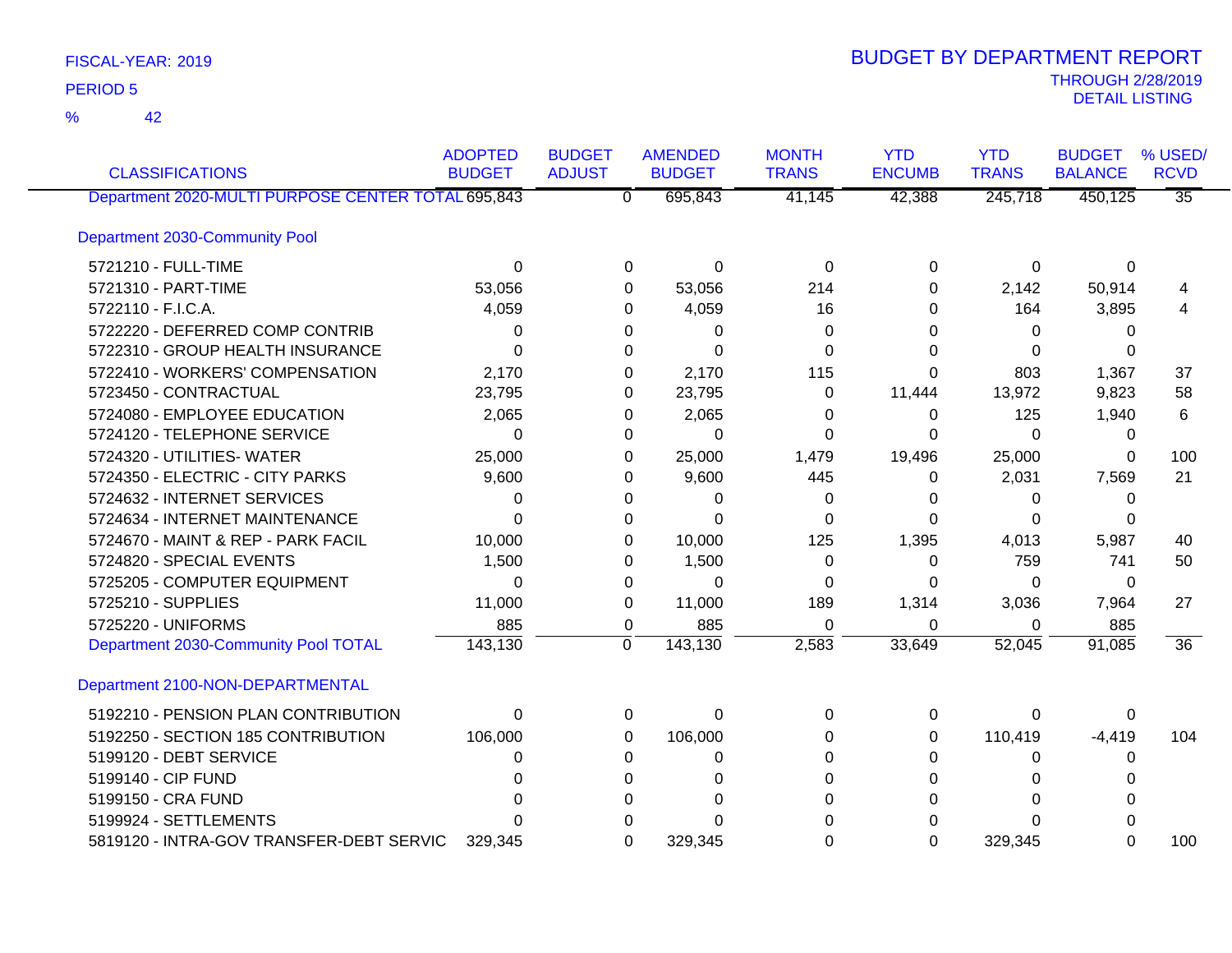FISCAL-YEAR: 2019

PERIOD 5

% 42

# BUDGET BY DEPARTMENT REPORT

THROUGH 2/28/2019

DETAIL LISTING

| CLASSIFICATIONS | ADOPTED BUDGET | BUDGET ADJUST | AMENDED BUDGET | MONTH TRANS | YTD ENCUMB | YTD TRANS | BUDGET BALANCE | % USED/ RCVD |
|---|---|---|---|---|---|---|---|---|
| Department 2020-MULTI PURPOSE CENTER TOTAL | 695,843 | 0 | 695,843 | 41,145 | 42,388 | 245,718 | 450,125 | 35 |
| **Department 2030-Community Pool** | | | | | | | | |
| 5721210 - FULL-TIME | 0 | 0 | 0 | 0 | 0 | 0 | 0 | |
| 5721310 - PART-TIME | 53,056 | 0 | 53,056 | 214 | 0 | 2,142 | 50,914 | 4 |
| 5722110 - F.I.C.A. | 4,059 | 0 | 4,059 | 16 | 0 | 164 | 3,895 | 4 |
| 5722220 - DEFERRED COMP CONTRIB | 0 | 0 | 0 | 0 | 0 | 0 | 0 | |
| 5722310 - GROUP HEALTH INSURANCE | 0 | 0 | 0 | 0 | 0 | 0 | 0 | |
| 5722410 - WORKERS' COMPENSATION | 2,170 | 0 | 2,170 | 115 | 0 | 803 | 1,367 | 37 |
| 5723450 - CONTRACTUAL | 23,795 | 0 | 23,795 | 0 | 11,444 | 13,972 | 9,823 | 58 |
| 5724080 - EMPLOYEE EDUCATION | 2,065 | 0 | 2,065 | 0 | 0 | 125 | 1,940 | 6 |
| 5724120 - TELEPHONE SERVICE | 0 | 0 | 0 | 0 | 0 | 0 | 0 | |
| 5724320 - UTILITIES- WATER | 25,000 | 0 | 25,000 | 1,479 | 19,496 | 25,000 | 0 | 100 |
| 5724350 - ELECTRIC - CITY PARKS | 9,600 | 0 | 9,600 | 445 | 0 | 2,031 | 7,569 | 21 |
| 5724632 - INTERNET SERVICES | 0 | 0 | 0 | 0 | 0 | 0 | 0 | |
| 5724634 - INTERNET MAINTENANCE | 0 | 0 | 0 | 0 | 0 | 0 | 0 | |
| 5724670 - MAINT & REP - PARK FACIL | 10,000 | 0 | 10,000 | 125 | 1,395 | 4,013 | 5,987 | 40 |
| 5724820 - SPECIAL EVENTS | 1,500 | 0 | 1,500 | 0 | 0 | 759 | 741 | 50 |
| 5725205 - COMPUTER EQUIPMENT | 0 | 0 | 0 | 0 | 0 | 0 | 0 | |
| 5725210 - SUPPLIES | 11,000 | 0 | 11,000 | 189 | 1,314 | 3,036 | 7,964 | 27 |
| 5725220 - UNIFORMS | 885 | 0 | 885 | 0 | 0 | 0 | 885 | |
| Department 2030-Community Pool TOTAL | 143,130 | 0 | 143,130 | 2,583 | 33,649 | 52,045 | 91,085 | 36 |
| **Department 2100-NON-DEPARTMENTAL** | | | | | | | | |
| 5192210 - PENSION PLAN CONTRIBUTION | 0 | 0 | 0 | 0 | 0 | 0 | 0 | |
| 5192250 - SECTION 185 CONTRIBUTION | 106,000 | 0 | 106,000 | 0 | 0 | 110,419 | -4,419 | 104 |
| 5199120 - DEBT SERVICE | 0 | 0 | 0 | 0 | 0 | 0 | 0 | |
| 5199140 - CIP FUND | 0 | 0 | 0 | 0 | 0 | 0 | 0 | |
| 5199150 - CRA FUND | 0 | 0 | 0 | 0 | 0 | 0 | 0 | |
| 5199924 - SETTLEMENTS | 0 | 0 | 0 | 0 | 0 | 0 | 0 | |
| 5819120 - INTRA-GOV TRANSFER-DEBT SERVIC | 329,345 | 0 | 329,345 | 0 | 0 | 329,345 | 0 | 100 |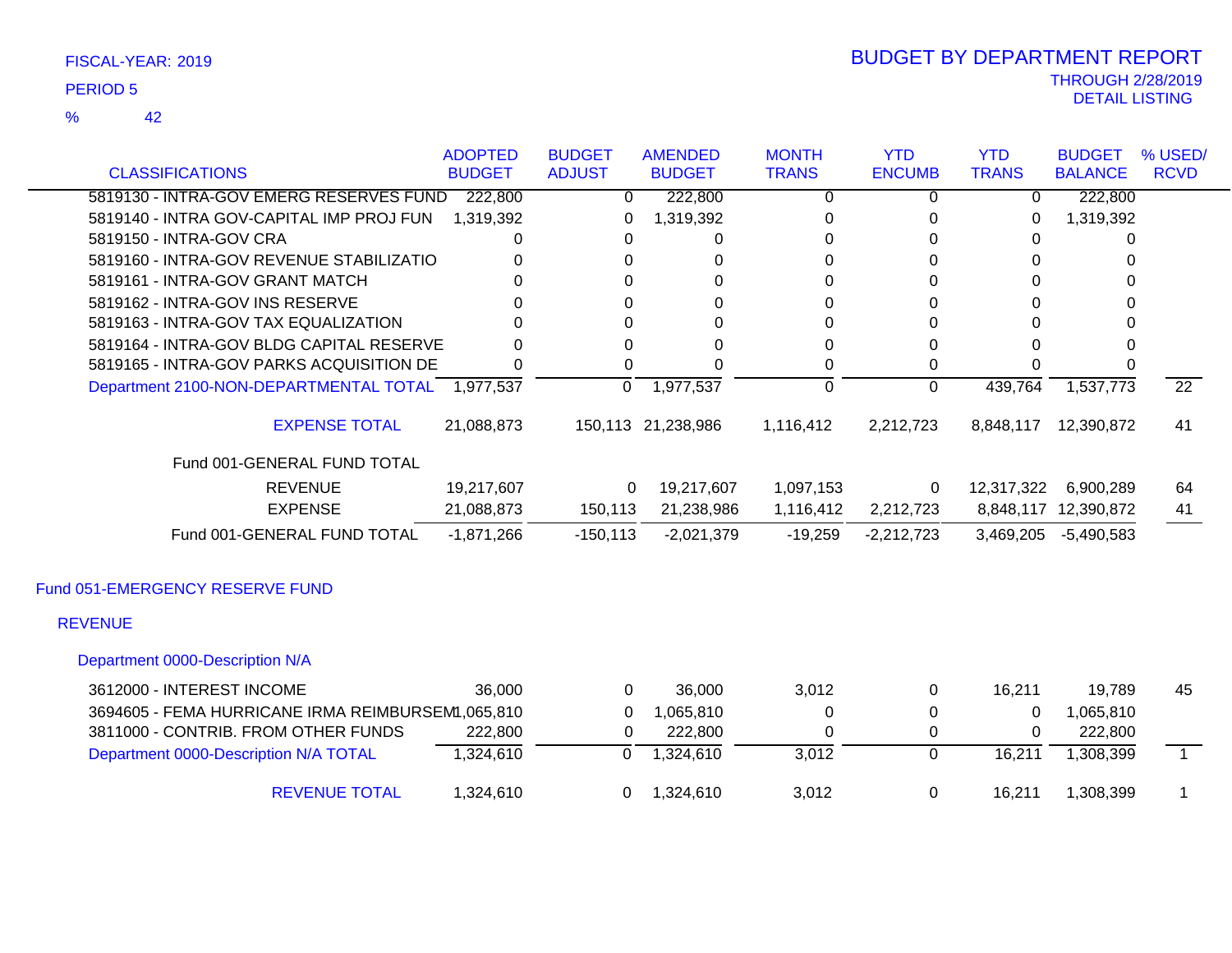FISCAL-YEAR: 2019

PERIOD 5

% 42

# BUDGET BY DEPARTMENT REPORT

THROUGH 2/28/2019

DETAIL LISTING

| CLASSIFICATIONS | ADOPTED BUDGET | BUDGET ADJUST | AMENDED BUDGET | MONTH TRANS | YTD ENCUMB | YTD TRANS | BUDGET BALANCE | % USED/ RCVD |
|---|---|---|---|---|---|---|---|---|
| 5819130 - INTRA-GOV EMERG RESERVES FUND | 222,800 | 0 | 222,800 | 0 | 0 | 0 | 222,800 | |
| 5819140 - INTRA GOV-CAPITAL IMP PROJ FUN | 1,319,392 | 0 | 1,319,392 | 0 | 0 | 0 | 1,319,392 | |
| 5819150 - INTRA-GOV CRA | 0 | 0 | 0 | 0 | 0 | 0 | 0 | |
| 5819160 - INTRA-GOV REVENUE STABILIZATIO | 0 | 0 | 0 | 0 | 0 | 0 | 0 | |
| 5819161 - INTRA-GOV GRANT MATCH | 0 | 0 | 0 | 0 | 0 | 0 | 0 | |
| 5819162 - INTRA-GOV INS RESERVE | 0 | 0 | 0 | 0 | 0 | 0 | 0 | |
| 5819163 - INTRA-GOV TAX EQUALIZATION | 0 | 0 | 0 | 0 | 0 | 0 | 0 | |
| 5819164 - INTRA-GOV BLDG CAPITAL RESERVE | 0 | 0 | 0 | 0 | 0 | 0 | 0 | |
| 5819165 - INTRA-GOV PARKS ACQUISITION DE | 0 | 0 | 0 | 0 | 0 | 0 | 0 | |
| Department 2100-NON-DEPARTMENTAL TOTAL | 1,977,537 | 0 | 1,977,537 | 0 | 0 | 439,764 | 1,537,773 | 22 |
| EXPENSE TOTAL | 21,088,873 | 150,113 | 21,238,986 | 1,116,412 | 2,212,723 | 8,848,117 | 12,390,872 | 41 |
| Fund 001-GENERAL FUND TOTAL | | | | | | | | |
| REVENUE | 19,217,607 | 0 | 19,217,607 | 1,097,153 | 0 | 12,317,322 | 6,900,289 | 64 |
| EXPENSE | 21,088,873 | 150,113 | 21,238,986 | 1,116,412 | 2,212,723 | 8,848,117 | 12,390,872 | 41 |
| Fund 001-GENERAL FUND TOTAL | -1,871,266 | -150,113 | -2,021,379 | -19,259 | -2,212,723 | 3,469,205 | -5,490,583 | |

## Fund 051-EMERGENCY RESERVE FUND

### REVENUE

#### Department 0000-Description N/A

| CLASSIFICATIONS | ADOPTED BUDGET | BUDGET ADJUST | AMENDED BUDGET | MONTH TRANS | YTD ENCUMB | YTD TRANS | BUDGET BALANCE | % USED/ RCVD |
|---|---|---|---|---|---|---|---|---|
| 3612000 - INTEREST INCOME | 36,000 | 0 | 36,000 | 3,012 | 0 | 16,211 | 19,789 | 45 |
| 3694605 - FEMA HURRICANE IRMA REIMBURSEM | 1,065,810 | 0 | 1,065,810 | 0 | 0 | 0 | 1,065,810 | |
| 3811000 - CONTRIB. FROM OTHER FUNDS | 222,800 | 0 | 222,800 | 0 | 0 | 0 | 222,800 | |
| Department 0000-Description N/A TOTAL | 1,324,610 | 0 | 1,324,610 | 3,012 | 0 | 16,211 | 1,308,399 | 1 |
| REVENUE TOTAL | 1,324,610 | 0 | 1,324,610 | 3,012 | 0 | 16,211 | 1,308,399 | 1 |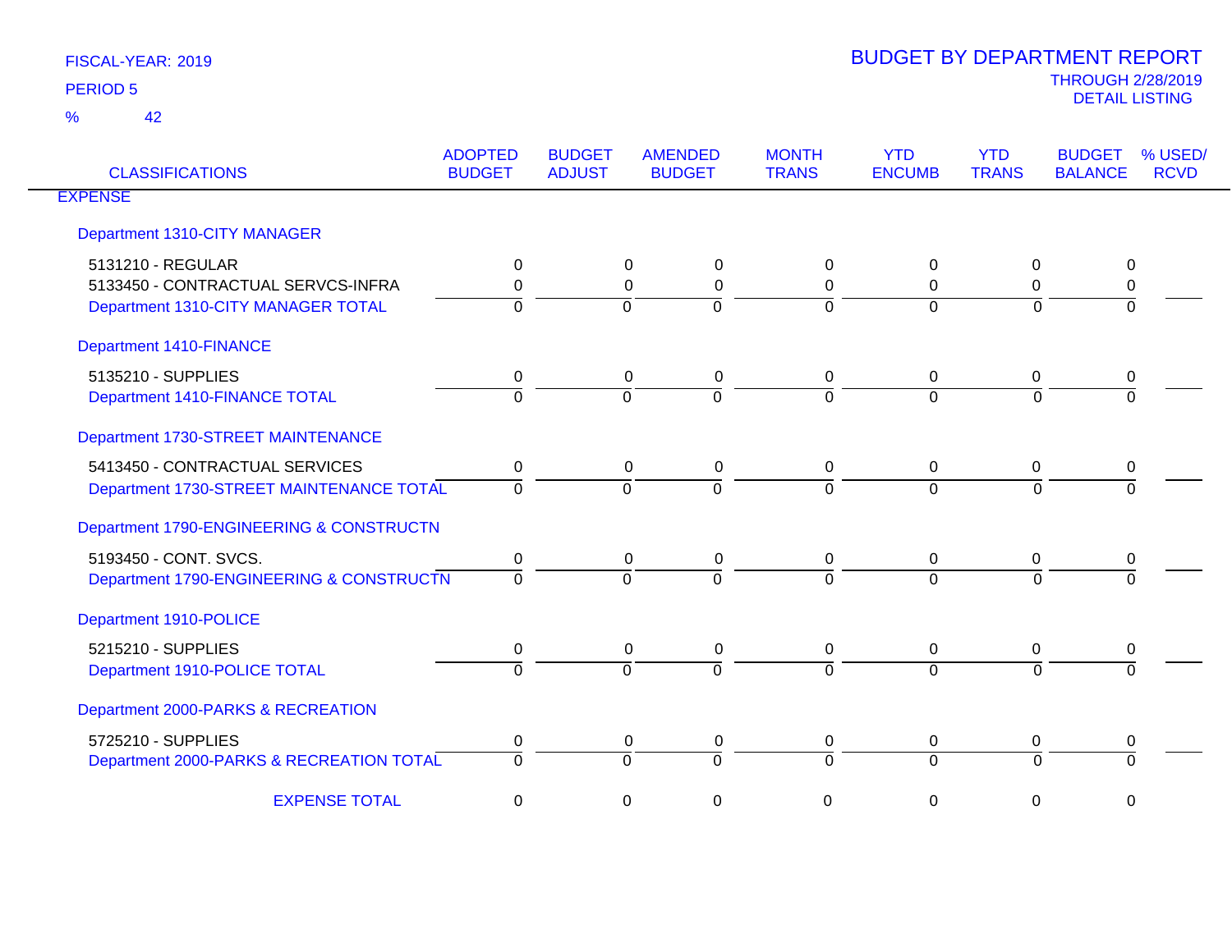FISCAL-YEAR: 2019

PERIOD 5

% 42

# BUDGET BY DEPARTMENT REPORT

THROUGH 2/28/2019

DETAIL LISTING

| CLASSIFICATIONS | ADOPTED BUDGET | BUDGET ADJUST | AMENDED BUDGET | MONTH TRANS | YTD ENCUMB | YTD TRANS | BUDGET BALANCE | % USED/ RCVD |
|---|---|---|---|---|---|---|---|---|
| **EXPENSE** | | | | | | | | |
| **Department 1310-CITY MANAGER** | | | | | | | | |
| 5131210 - REGULAR | 0 | 0 | 0 | 0 | 0 | 0 | 0 | |
| 5133450 - CONTRACTUAL SERVCS-INFRA | 0 | 0 | 0 | 0 | 0 | 0 | 0 | |
| Department 1310-CITY MANAGER TOTAL | 0 | 0 | 0 | 0 | 0 | 0 | 0 | |
| **Department 1410-FINANCE** | | | | | | | | |
| 5135210 - SUPPLIES | 0 | 0 | 0 | 0 | 0 | 0 | 0 | |
| Department 1410-FINANCE TOTAL | 0 | 0 | 0 | 0 | 0 | 0 | 0 | |
| **Department 1730-STREET MAINTENANCE** | | | | | | | | |
| 5413450 - CONTRACTUAL SERVICES | 0 | 0 | 0 | 0 | 0 | 0 | 0 | |
| Department 1730-STREET MAINTENANCE TOTAL | 0 | 0 | 0 | 0 | 0 | 0 | 0 | |
| **Department 1790-ENGINEERING & CONSTRUCTN** | | | | | | | | |
| 5193450 - CONT. SVCS. | 0 | 0 | 0 | 0 | 0 | 0 | 0 | |
| Department 1790-ENGINEERING & CONSTRUCTN | 0 | 0 | 0 | 0 | 0 | 0 | 0 | |
| **Department 1910-POLICE** | | | | | | | | |
| 5215210 - SUPPLIES | 0 | 0 | 0 | 0 | 0 | 0 | 0 | |
| Department 1910-POLICE TOTAL | 0 | 0 | 0 | 0 | 0 | 0 | 0 | |
| **Department 2000-PARKS & RECREATION** | | | | | | | | |
| 5725210 - SUPPLIES | 0 | 0 | 0 | 0 | 0 | 0 | 0 | |
| Department 2000-PARKS & RECREATION TOTAL | 0 | 0 | 0 | 0 | 0 | 0 | 0 | |
| EXPENSE TOTAL | 0 | 0 | 0 | 0 | 0 | 0 | 0 | |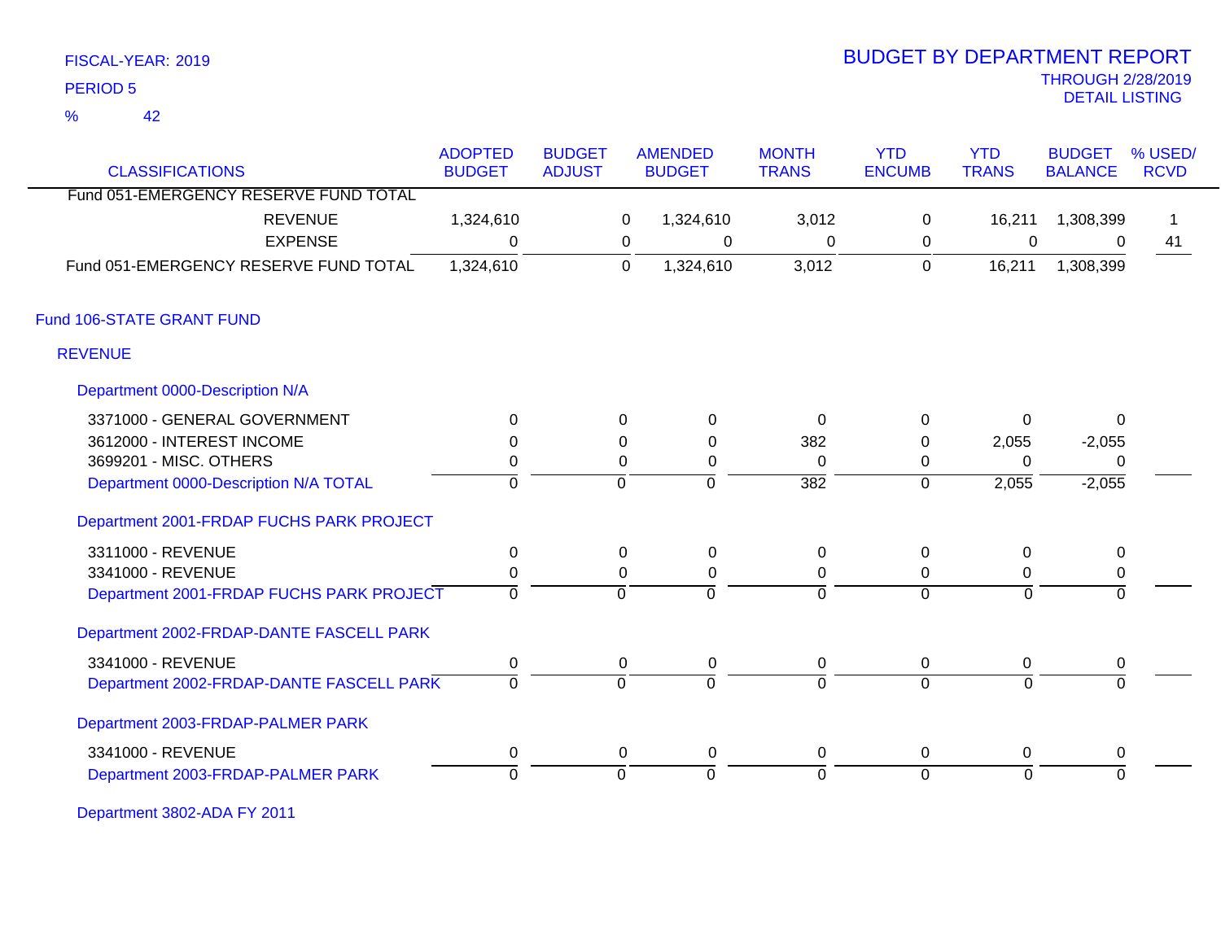FISCAL-YEAR: 2019
PERIOD 5
% 42

# BUDGET BY DEPARTMENT REPORT
THROUGH 2/28/2019
DETAIL LISTING

| CLASSIFICATIONS | ADOPTED BUDGET | BUDGET ADJUST | AMENDED BUDGET | MONTH TRANS | YTD ENCUMB | YTD TRANS | BUDGET BALANCE | % USED/ RCVD |
|---|---|---|---|---|---|---|---|---|
| Fund 051-EMERGENCY RESERVE FUND TOTAL | | | | | | | | |
| REVENUE | 1,324,610 | 0 | 1,324,610 | 3,012 | 0 | 16,211 | 1,308,399 | 1 |
| EXPENSE | 0 | 0 | 0 | 0 | 0 | 0 | 0 | 41 |
| Fund 051-EMERGENCY RESERVE FUND TOTAL | 1,324,610 | 0 | 1,324,610 | 3,012 | 0 | 16,211 | 1,308,399 | |
| **Fund 106-STATE GRANT FUND** | | | | | | | | |
| **REVENUE** | | | | | | | | |
| **Department 0000-Description N/A** | | | | | | | | |
| 3371000 - GENERAL GOVERNMENT | 0 | 0 | 0 | 0 | 0 | 0 | 0 | |
| 3612000 - INTEREST INCOME | 0 | 0 | 0 | 382 | 0 | 2,055 | -2,055 | |
| 3699201 - MISC. OTHERS | 0 | 0 | 0 | 0 | 0 | 0 | 0 | |
| Department 0000-Description N/A TOTAL | 0 | 0 | 0 | 382 | 0 | 2,055 | -2,055 | |
| **Department 2001-FRDAP FUCHS PARK PROJECT** | | | | | | | | |
| 3311000 - REVENUE | 0 | 0 | 0 | 0 | 0 | 0 | 0 | |
| 3341000 - REVENUE | 0 | 0 | 0 | 0 | 0 | 0 | 0 | |
| Department 2001-FRDAP FUCHS PARK PROJECT | 0 | 0 | 0 | 0 | 0 | 0 | 0 | |
| **Department 2002-FRDAP-DANTE FASCELL PARK** | | | | | | | | |
| 3341000 - REVENUE | 0 | 0 | 0 | 0 | 0 | 0 | 0 | |
| Department 2002-FRDAP-DANTE FASCELL PARK | 0 | 0 | 0 | 0 | 0 | 0 | 0 | |
| **Department 2003-FRDAP-PALMER PARK** | | | | | | | | |
| 3341000 - REVENUE | 0 | 0 | 0 | 0 | 0 | 0 | 0 | |
| Department 2003-FRDAP-PALMER PARK | 0 | 0 | 0 | 0 | 0 | 0 | 0 | |
| **Department 3802-ADA FY 2011** | | | | | | | | |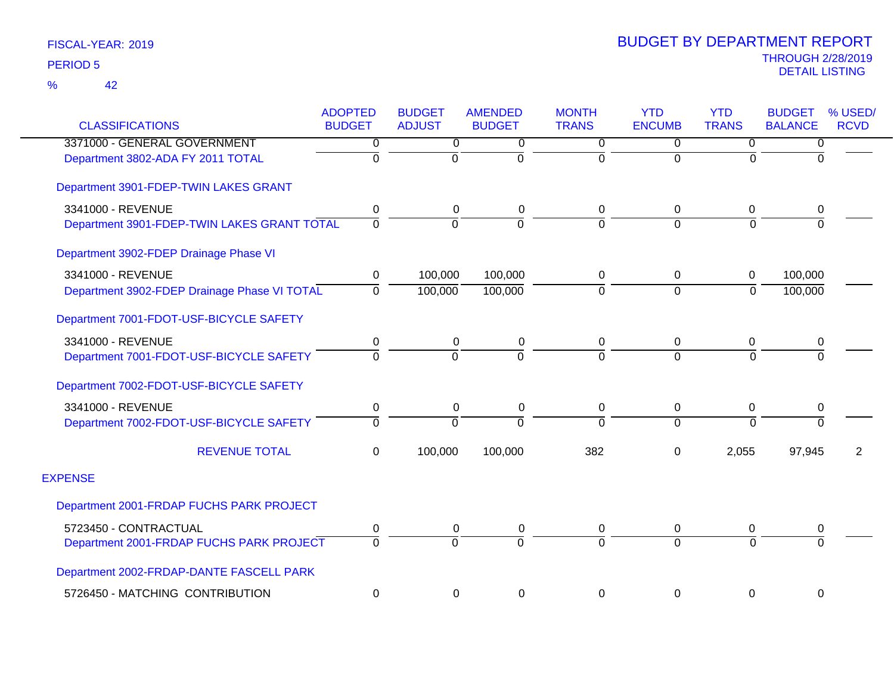FISCAL-YEAR: 2019

PERIOD 5

% 42

# BUDGET BY DEPARTMENT REPORT

THROUGH 2/28/2019

DETAIL LISTING

| CLASSIFICATIONS | ADOPTED BUDGET | BUDGET ADJUST | AMENDED BUDGET | MONTH TRANS | YTD ENCUMB | YTD TRANS | BUDGET BALANCE | % USED/ RCVD |
|---|---|---|---|---|---|---|---|---|
| 3371000 - GENERAL GOVERNMENT | 0 | 0 | 0 | 0 | 0 | 0 | 0 | |
| Department 3802-ADA FY 2011 TOTAL | 0 | 0 | 0 | 0 | 0 | 0 | 0 | |
| Department 3901-FDEP-TWIN LAKES GRANT | | | | | | | | |
| 3341000 - REVENUE | 0 | 0 | 0 | 0 | 0 | 0 | 0 | |
| Department 3901-FDEP-TWIN LAKES GRANT TOTAL | 0 | 0 | 0 | 0 | 0 | 0 | 0 | |
| Department 3902-FDEP Drainage Phase VI | | | | | | | | |
| 3341000 - REVENUE | 0 | 100,000 | 100,000 | 0 | 0 | 0 | 100,000 | |
| Department 3902-FDEP Drainage Phase VI TOTAL | 0 | 100,000 | 100,000 | 0 | 0 | 0 | 100,000 | |
| Department 7001-FDOT-USF-BICYCLE SAFETY | | | | | | | | |
| 3341000 - REVENUE | 0 | 0 | 0 | 0 | 0 | 0 | 0 | |
| Department 7001-FDOT-USF-BICYCLE SAFETY | 0 | 0 | 0 | 0 | 0 | 0 | 0 | |
| Department 7002-FDOT-USF-BICYCLE SAFETY | | | | | | | | |
| 3341000 - REVENUE | 0 | 0 | 0 | 0 | 0 | 0 | 0 | |
| Department 7002-FDOT-USF-BICYCLE SAFETY | 0 | 0 | 0 | 0 | 0 | 0 | 0 | |
| REVENUE TOTAL | 0 | 100,000 | 100,000 | 382 | 0 | 2,055 | 97,945 | 2 |
| EXPENSE | | | | | | | | |
| Department 2001-FRDAP FUCHS PARK PROJECT | | | | | | | | |
| 5723450 - CONTRACTUAL | 0 | 0 | 0 | 0 | 0 | 0 | 0 | |
| Department 2001-FRDAP FUCHS PARK PROJECT | 0 | 0 | 0 | 0 | 0 | 0 | 0 | |
| Department 2002-FRDAP-DANTE FASCELL PARK | | | | | | | | |
| 5726450 - MATCHING CONTRIBUTION | 0 | 0 | 0 | 0 | 0 | 0 | 0 | |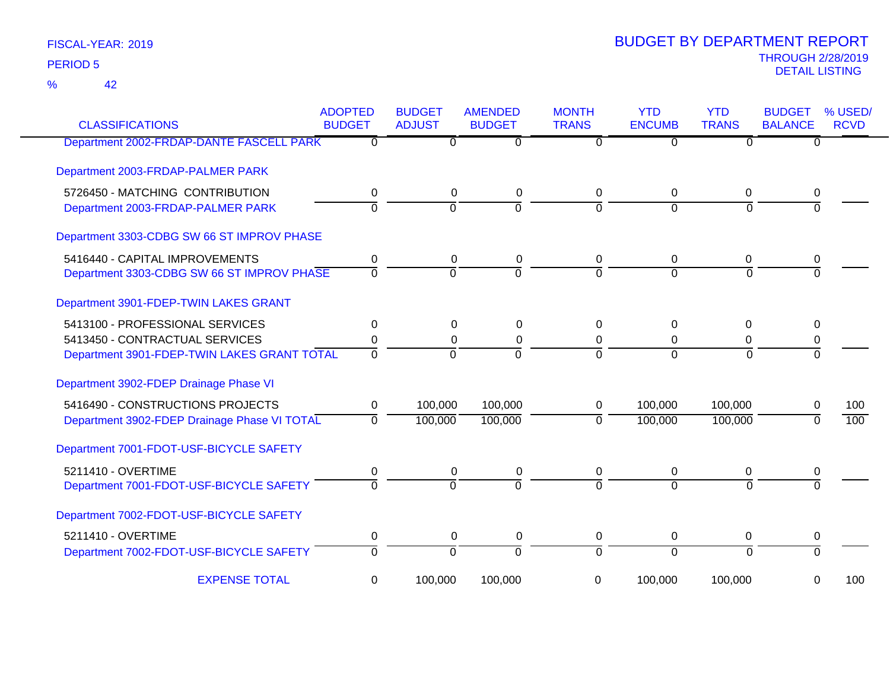FISCAL-YEAR: 2019

PERIOD 5

% 42

# BUDGET BY DEPARTMENT REPORT

THROUGH 2/28/2019

DETAIL LISTING

| CLASSIFICATIONS | ADOPTED BUDGET | BUDGET ADJUST | AMENDED BUDGET | MONTH TRANS | YTD ENCUMB | YTD TRANS | BUDGET BALANCE | % USED/ RCVD |
|---|---|---|---|---|---|---|---|---|
| Department 2002-FRDAP-DANTE FASCELL PARK | 0 | 0 | 0 | 0 | 0 | 0 | 0 | |
| Department 2003-FRDAP-PALMER PARK | | | | | | | | |
| 5726450 - MATCHING CONTRIBUTION | 0 | 0 | 0 | 0 | 0 | 0 | 0 | |
| Department 2003-FRDAP-PALMER PARK | 0 | 0 | 0 | 0 | 0 | 0 | 0 | |
| Department 3303-CDBG SW 66 ST IMPROV PHASE | | | | | | | | |
| 5416440 - CAPITAL IMPROVEMENTS | 0 | 0 | 0 | 0 | 0 | 0 | 0 | |
| Department 3303-CDBG SW 66 ST IMPROV PHASE | 0 | 0 | 0 | 0 | 0 | 0 | 0 | |
| Department 3901-FDEP-TWIN LAKES GRANT | | | | | | | | |
| 5413100 - PROFESSIONAL SERVICES | 0 | 0 | 0 | 0 | 0 | 0 | 0 | |
| 5413450 - CONTRACTUAL SERVICES | 0 | 0 | 0 | 0 | 0 | 0 | 0 | |
| Department 3901-FDEP-TWIN LAKES GRANT TOTAL | 0 | 0 | 0 | 0 | 0 | 0 | 0 | |
| Department 3902-FDEP Drainage Phase VI | | | | | | | | |
| 5416490 - CONSTRUCTIONS PROJECTS | 0 | 100,000 | 100,000 | 0 | 100,000 | 100,000 | 0 | 100 |
| Department 3902-FDEP Drainage Phase VI TOTAL | 0 | 100,000 | 100,000 | 0 | 100,000 | 100,000 | 0 | 100 |
| Department 7001-FDOT-USF-BICYCLE SAFETY | | | | | | | | |
| 5211410 - OVERTIME | 0 | 0 | 0 | 0 | 0 | 0 | 0 | |
| Department 7001-FDOT-USF-BICYCLE SAFETY | 0 | 0 | 0 | 0 | 0 | 0 | 0 | |
| Department 7002-FDOT-USF-BICYCLE SAFETY | | | | | | | | |
| 5211410 - OVERTIME | 0 | 0 | 0 | 0 | 0 | 0 | 0 | |
| Department 7002-FDOT-USF-BICYCLE SAFETY | 0 | 0 | 0 | 0 | 0 | 0 | 0 | |
| EXPENSE TOTAL | 0 | 100,000 | 100,000 | 0 | 100,000 | 100,000 | 0 | 100 |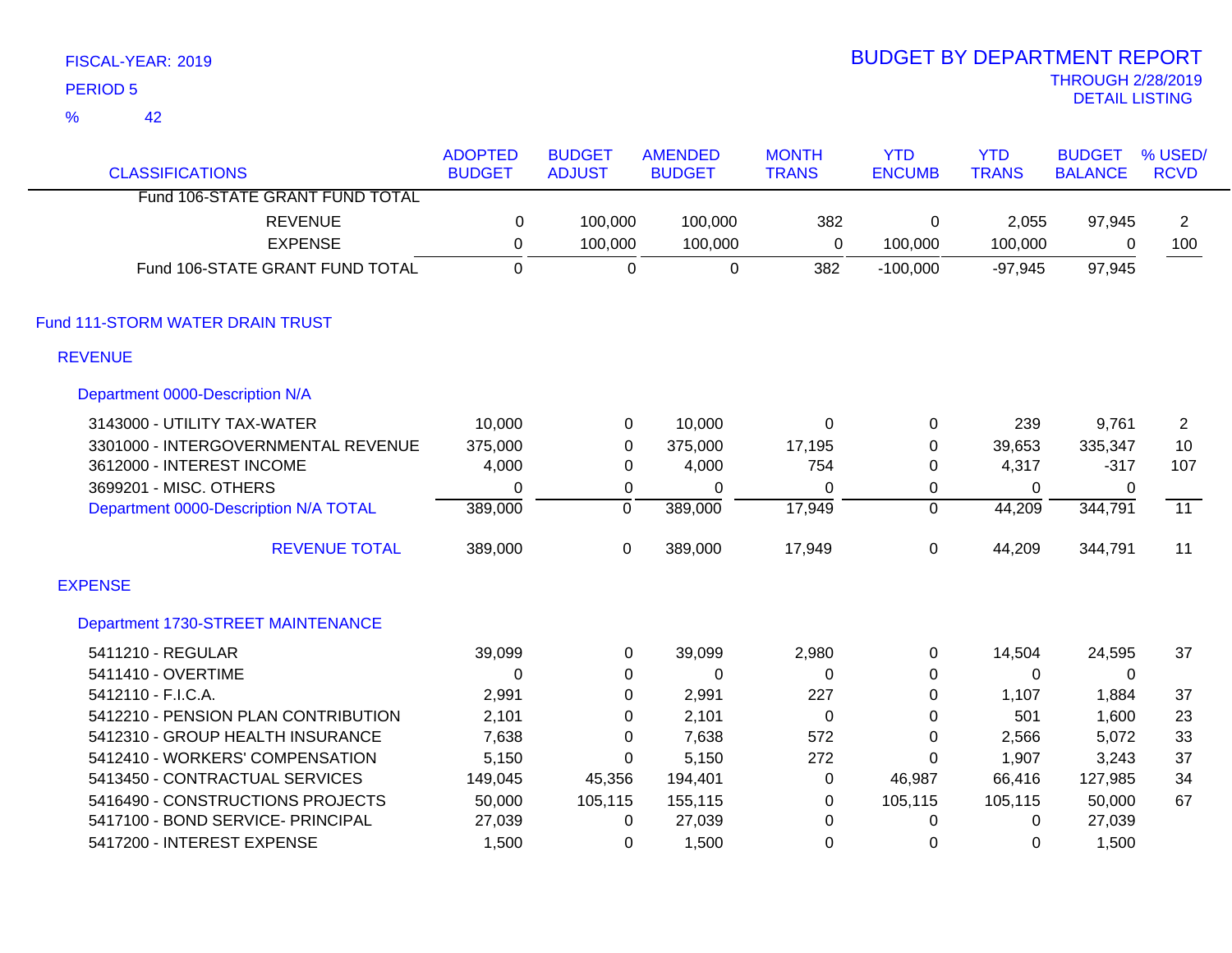FISCAL-YEAR: 2019

PERIOD 5

% 42

# BUDGET BY DEPARTMENT REPORT

THROUGH 2/28/2019

DETAIL LISTING

| CLASSIFICATIONS | ADOPTED BUDGET | BUDGET ADJUST | AMENDED BUDGET | MONTH TRANS | YTD ENCUMB | YTD TRANS | BUDGET BALANCE | % USED/ RCVD |
|---|---|---|---|---|---|---|---|---|
| Fund 106-STATE GRANT FUND TOTAL | | | | | | | | |
| REVENUE | 0 | 100,000 | 100,000 | 382 | 0 | 2,055 | 97,945 | 2 |
| EXPENSE | 0 | 100,000 | 100,000 | 0 | 100,000 | 100,000 | 0 | 100 |
| Fund 106-STATE GRANT FUND TOTAL | 0 | 0 | 0 | 382 | -100,000 | -97,945 | 97,945 | |

## Fund 111-STORM WATER DRAIN TRUST

### REVENUE

#### Department 0000-Description N/A

| CLASSIFICATIONS | ADOPTED BUDGET | BUDGET ADJUST | AMENDED BUDGET | MONTH TRANS | YTD ENCUMB | YTD TRANS | BUDGET BALANCE | % USED/ RCVD |
|---|---|---|---|---|---|---|---|---|
| 3143000 - UTILITY TAX-WATER | 10,000 | 0 | 10,000 | 0 | 0 | 239 | 9,761 | 2 |
| 3301000 - INTERGOVERNMENTAL REVENUE | 375,000 | 0 | 375,000 | 17,195 | 0 | 39,653 | 335,347 | 10 |
| 3612000 - INTEREST INCOME | 4,000 | 0 | 4,000 | 754 | 0 | 4,317 | -317 | 107 |
| 3699201 - MISC. OTHERS | 0 | 0 | 0 | 0 | 0 | 0 | 0 | |
| Department 0000-Description N/A TOTAL | 389,000 | 0 | 389,000 | 17,949 | 0 | 44,209 | 344,791 | 11 |
| REVENUE TOTAL | 389,000 | 0 | 389,000 | 17,949 | 0 | 44,209 | 344,791 | 11 |

### EXPENSE

#### Department 1730-STREET MAINTENANCE

| CLASSIFICATIONS | ADOPTED BUDGET | BUDGET ADJUST | AMENDED BUDGET | MONTH TRANS | YTD ENCUMB | YTD TRANS | BUDGET BALANCE | % USED/ RCVD |
|---|---|---|---|---|---|---|---|---|
| 5411210 - REGULAR | 39,099 | 0 | 39,099 | 2,980 | 0 | 14,504 | 24,595 | 37 |
| 5411410 - OVERTIME | 0 | 0 | 0 | 0 | 0 | 0 | 0 | |
| 5412110 - F.I.C.A. | 2,991 | 0 | 2,991 | 227 | 0 | 1,107 | 1,884 | 37 |
| 5412210 - PENSION PLAN CONTRIBUTION | 2,101 | 0 | 2,101 | 0 | 0 | 501 | 1,600 | 23 |
| 5412310 - GROUP HEALTH INSURANCE | 7,638 | 0 | 7,638 | 572 | 0 | 2,566 | 5,072 | 33 |
| 5412410 - WORKERS' COMPENSATION | 5,150 | 0 | 5,150 | 272 | 0 | 1,907 | 3,243 | 37 |
| 5413450 - CONTRACTUAL SERVICES | 149,045 | 45,356 | 194,401 | 0 | 46,987 | 66,416 | 127,985 | 34 |
| 5416490 - CONSTRUCTIONS PROJECTS | 50,000 | 105,115 | 155,115 | 0 | 105,115 | 105,115 | 50,000 | 67 |
| 5417100 - BOND SERVICE- PRINCIPAL | 27,039 | 0 | 27,039 | 0 | 0 | 0 | 27,039 | |
| 5417200 - INTEREST EXPENSE | 1,500 | 0 | 1,500 | 0 | 0 | 0 | 1,500 | |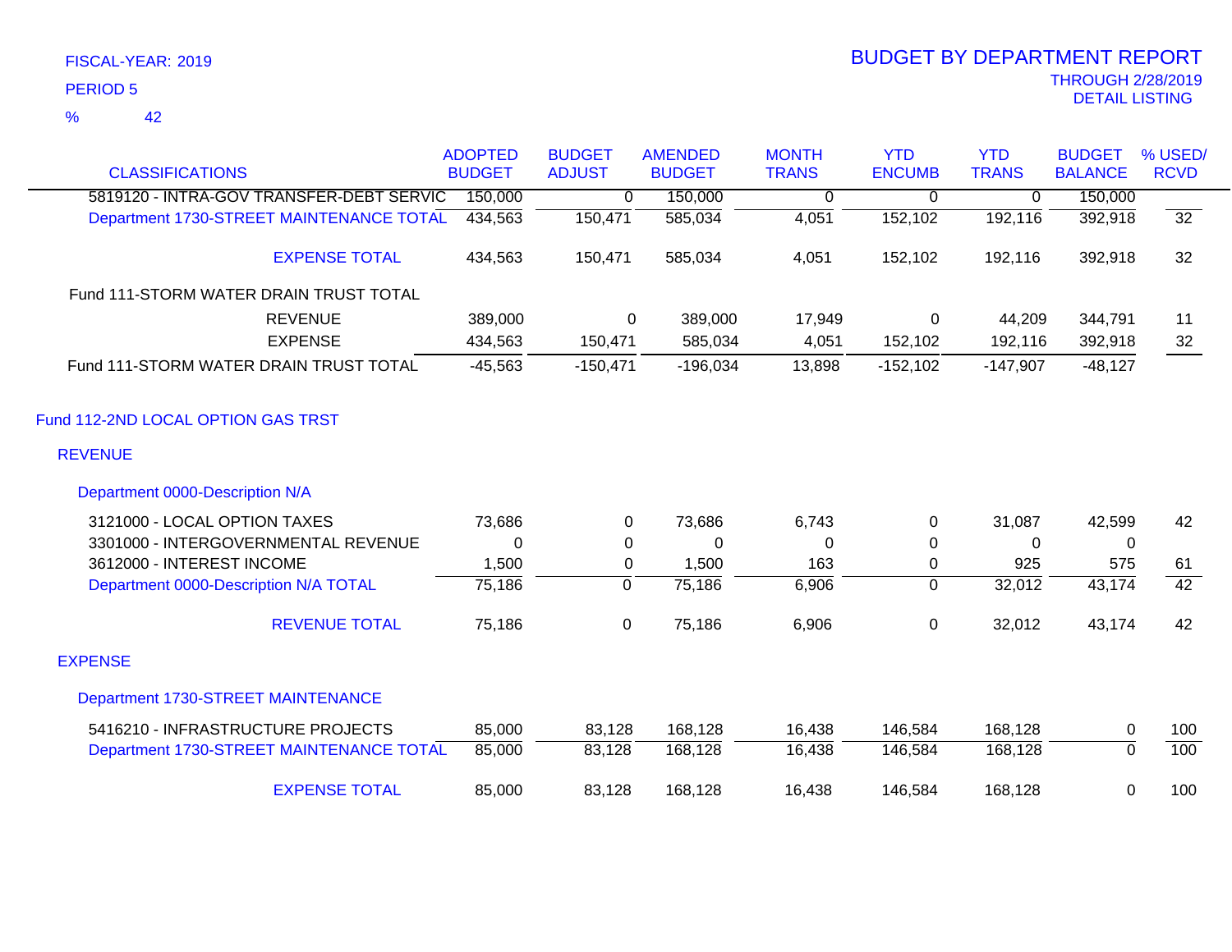FISCAL-YEAR: 2019

PERIOD 5

% 42

# BUDGET BY DEPARTMENT REPORT

THROUGH 2/28/2019

DETAIL LISTING

| CLASSIFICATIONS | ADOPTED BUDGET | BUDGET ADJUST | AMENDED BUDGET | MONTH TRANS | YTD ENCUMB | YTD TRANS | BUDGET BALANCE | % USED/ RCVD |
|---|---|---|---|---|---|---|---|---|
| 5819120 - INTRA-GOV TRANSFER-DEBT SERVIC | 150,000 | 0 | 150,000 | 0 | 0 | 0 | 150,000 | |
| Department 1730-STREET MAINTENANCE TOTAL | 434,563 | 150,471 | 585,034 | 4,051 | 152,102 | 192,116 | 392,918 | 32 |
| EXPENSE TOTAL | 434,563 | 150,471 | 585,034 | 4,051 | 152,102 | 192,116 | 392,918 | 32 |
| Fund 111-STORM WATER DRAIN TRUST TOTAL | | | | | | | | |
| REVENUE | 389,000 | 0 | 389,000 | 17,949 | 0 | 44,209 | 344,791 | 11 |
| EXPENSE | 434,563 | 150,471 | 585,034 | 4,051 | 152,102 | 192,116 | 392,918 | 32 |
| Fund 111-STORM WATER DRAIN TRUST TOTAL | -45,563 | -150,471 | -196,034 | 13,898 | -152,102 | -147,907 | -48,127 | |
| **Fund 112-2ND LOCAL OPTION GAS TRST** | | | | | | | | |
| **REVENUE** | | | | | | | | |
| Department 0000-Description N/A | | | | | | | | |
| 3121000 - LOCAL OPTION TAXES | 73,686 | 0 | 73,686 | 6,743 | 0 | 31,087 | 42,599 | 42 |
| 3301000 - INTERGOVERNMENTAL REVENUE | 0 | 0 | 0 | 0 | 0 | 0 | 0 | |
| 3612000 - INTEREST INCOME | 1,500 | 0 | 1,500 | 163 | 0 | 925 | 575 | 61 |
| Department 0000-Description N/A TOTAL | 75,186 | 0 | 75,186 | 6,906 | 0 | 32,012 | 43,174 | 42 |
| REVENUE TOTAL | 75,186 | 0 | 75,186 | 6,906 | 0 | 32,012 | 43,174 | 42 |
| **EXPENSE** | | | | | | | | |
| Department 1730-STREET MAINTENANCE | | | | | | | | |
| 5416210 - INFRASTRUCTURE PROJECTS | 85,000 | 83,128 | 168,128 | 16,438 | 146,584 | 168,128 | 0 | 100 |
| Department 1730-STREET MAINTENANCE TOTAL | 85,000 | 83,128 | 168,128 | 16,438 | 146,584 | 168,128 | 0 | 100 |
| EXPENSE TOTAL | 85,000 | 83,128 | 168,128 | 16,438 | 146,584 | 168,128 | 0 | 100 |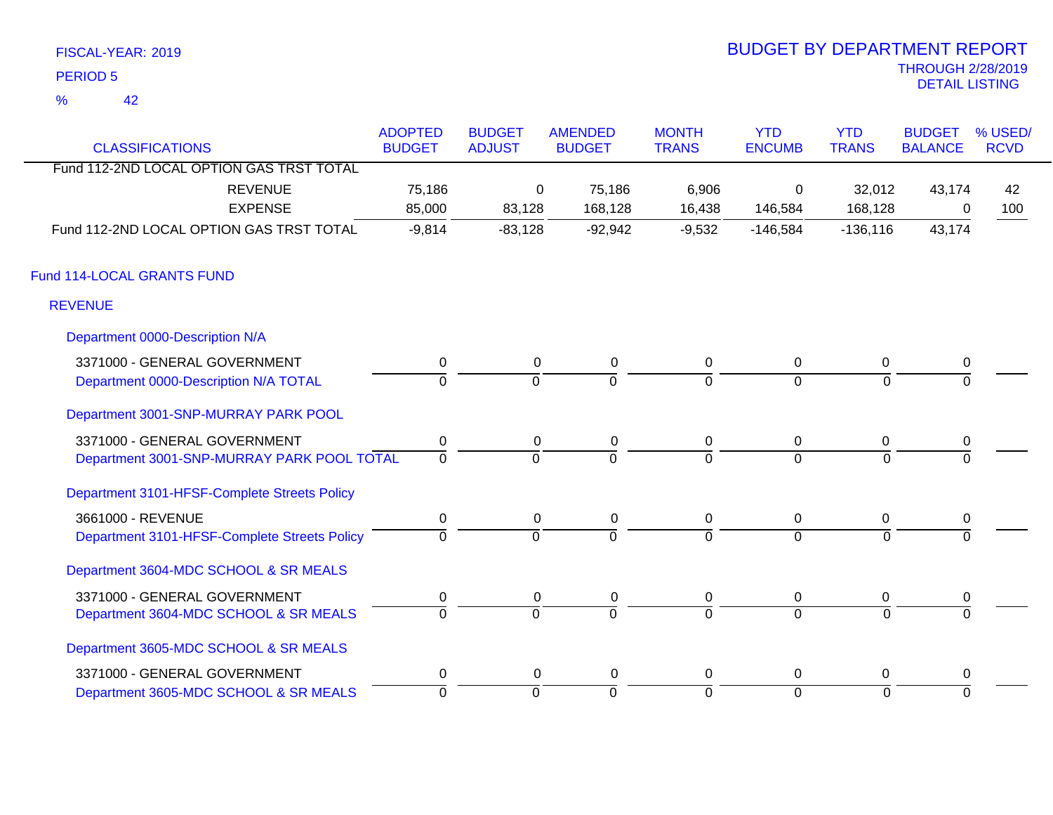FISCAL-YEAR: 2019
PERIOD 5
% 42

# BUDGET BY DEPARTMENT REPORT
THROUGH 2/28/2019
DETAIL LISTING

| CLASSIFICATIONS | ADOPTED BUDGET | BUDGET ADJUST | AMENDED BUDGET | MONTH TRANS | YTD ENCUMB | YTD TRANS | BUDGET BALANCE | % USED/ RCVD |
|---|---|---|---|---|---|---|---|---|
| Fund 112-2ND LOCAL OPTION GAS TRST TOTAL | | | | | | | | |
| REVENUE | 75,186 | 0 | 75,186 | 6,906 | 0 | 32,012 | 43,174 | 42 |
| EXPENSE | 85,000 | 83,128 | 168,128 | 16,438 | 146,584 | 168,128 | 0 | 100 |
| Fund 112-2ND LOCAL OPTION GAS TRST TOTAL | -9,814 | -83,128 | -92,942 | -9,532 | -146,584 | -136,116 | 43,174 | |
| **Fund 114-LOCAL GRANTS FUND** | | | | | | | | |
| **REVENUE** | | | | | | | | |
| Department 0000-Description N/A | | | | | | | | |
| 3371000 - GENERAL GOVERNMENT | 0 | 0 | 0 | 0 | 0 | 0 | 0 | |
| Department 0000-Description N/A TOTAL | 0 | 0 | 0 | 0 | 0 | 0 | 0 | |
| Department 3001-SNP-MURRAY PARK POOL | | | | | | | | |
| 3371000 - GENERAL GOVERNMENT | 0 | 0 | 0 | 0 | 0 | 0 | 0 | |
| Department 3001-SNP-MURRAY PARK POOL TOTAL | 0 | 0 | 0 | 0 | 0 | 0 | 0 | |
| Department 3101-HFSF-Complete Streets Policy | | | | | | | | |
| 3661000 - REVENUE | 0 | 0 | 0 | 0 | 0 | 0 | 0 | |
| Department 3101-HFSF-Complete Streets Policy | 0 | 0 | 0 | 0 | 0 | 0 | 0 | |
| Department 3604-MDC SCHOOL & SR MEALS | | | | | | | | |
| 3371000 - GENERAL GOVERNMENT | 0 | 0 | 0 | 0 | 0 | 0 | 0 | |
| Department 3604-MDC SCHOOL & SR MEALS | 0 | 0 | 0 | 0 | 0 | 0 | 0 | |
| Department 3605-MDC SCHOOL & SR MEALS | | | | | | | | |
| 3371000 - GENERAL GOVERNMENT | 0 | 0 | 0 | 0 | 0 | 0 | 0 | |
| Department 3605-MDC SCHOOL & SR MEALS | 0 | 0 | 0 | 0 | 0 | 0 | 0 | |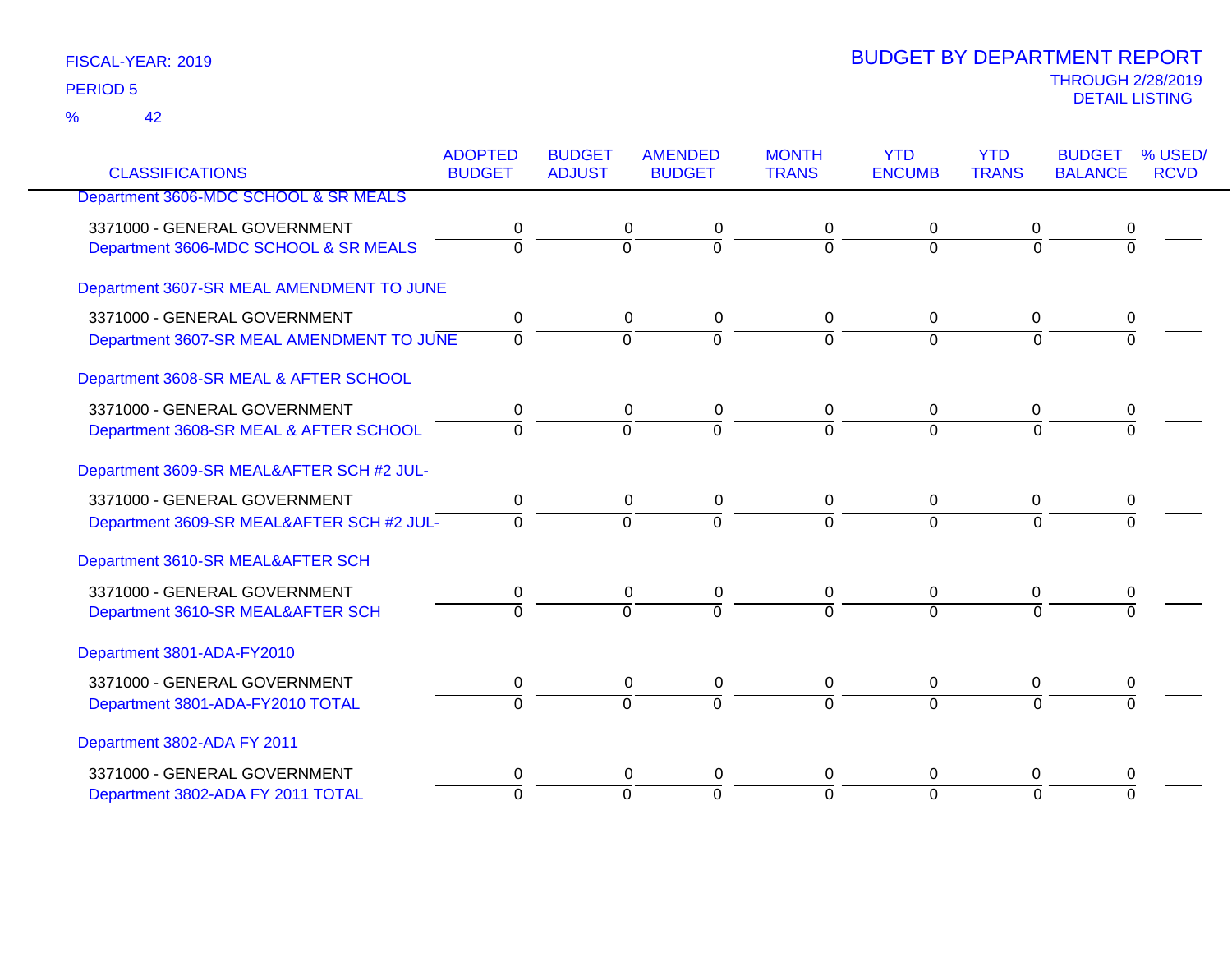FISCAL-YEAR: 2019
PERIOD 5
% 42

# BUDGET BY DEPARTMENT REPORT

THROUGH 2/28/2019
DETAIL LISTING

| CLASSIFICATIONS | ADOPTED BUDGET | BUDGET ADJUST | AMENDED BUDGET | MONTH TRANS | YTD ENCUMB | YTD TRANS | BUDGET BALANCE | % USED/ RCVD |
|---|---|---|---|---|---|---|---|---|
| Department 3606-MDC SCHOOL & SR MEALS | | | | | | | | |
| 3371000 - GENERAL GOVERNMENT | 0 | 0 | 0 | 0 | 0 | 0 | 0 | |
| Department 3606-MDC SCHOOL & SR MEALS | 0 | 0 | 0 | 0 | 0 | 0 | 0 | |
| Department 3607-SR MEAL AMENDMENT TO JUNE | | | | | | | | |
| 3371000 - GENERAL GOVERNMENT | 0 | 0 | 0 | 0 | 0 | 0 | 0 | |
| Department 3607-SR MEAL AMENDMENT TO JUNE | 0 | 0 | 0 | 0 | 0 | 0 | 0 | |
| Department 3608-SR MEAL & AFTER SCHOOL | | | | | | | | |
| 3371000 - GENERAL GOVERNMENT | 0 | 0 | 0 | 0 | 0 | 0 | 0 | |
| Department 3608-SR MEAL & AFTER SCHOOL | 0 | 0 | 0 | 0 | 0 | 0 | 0 | |
| Department 3609-SR MEAL&AFTER SCH #2 JUL- | | | | | | | | |
| 3371000 - GENERAL GOVERNMENT | 0 | 0 | 0 | 0 | 0 | 0 | 0 | |
| Department 3609-SR MEAL&AFTER SCH #2 JUL- | 0 | 0 | 0 | 0 | 0 | 0 | 0 | |
| Department 3610-SR MEAL&AFTER SCH | | | | | | | | |
| 3371000 - GENERAL GOVERNMENT | 0 | 0 | 0 | 0 | 0 | 0 | 0 | |
| Department 3610-SR MEAL&AFTER SCH | 0 | 0 | 0 | 0 | 0 | 0 | 0 | |
| Department 3801-ADA-FY2010 | | | | | | | | |
| 3371000 - GENERAL GOVERNMENT | 0 | 0 | 0 | 0 | 0 | 0 | 0 | |
| Department 3801-ADA-FY2010 TOTAL | 0 | 0 | 0 | 0 | 0 | 0 | 0 | |
| Department 3802-ADA FY 2011 | | | | | | | | |
| 3371000 - GENERAL GOVERNMENT | 0 | 0 | 0 | 0 | 0 | 0 | 0 | |
| Department 3802-ADA FY 2011 TOTAL | 0 | 0 | 0 | 0 | 0 | 0 | 0 | |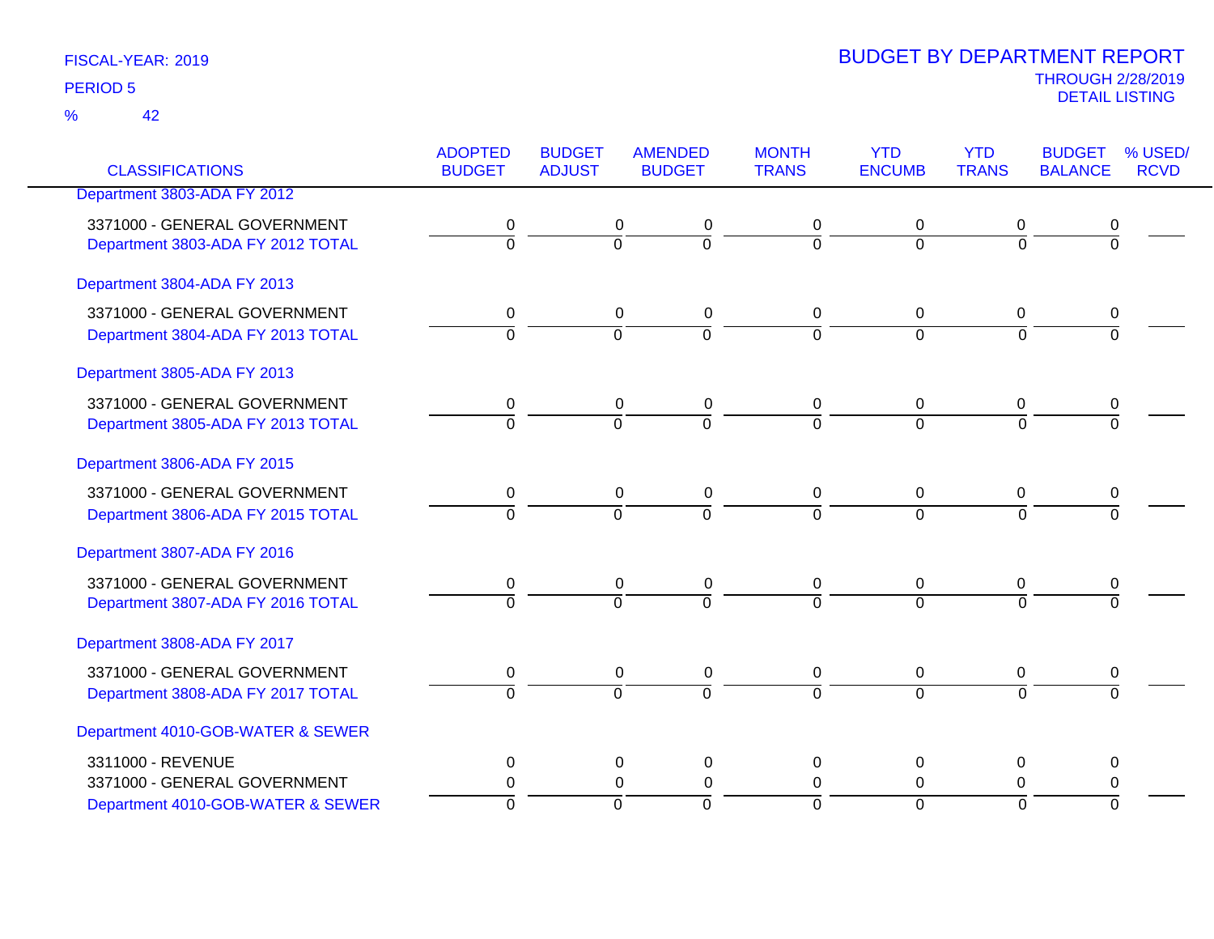FISCAL-YEAR: 2019

PERIOD 5

% 42

# BUDGET BY DEPARTMENT REPORT

THROUGH 2/28/2019

DETAIL LISTING

| CLASSIFICATIONS | ADOPTED BUDGET | BUDGET ADJUST | AMENDED BUDGET | MONTH TRANS | YTD ENCUMB | YTD TRANS | BUDGET BALANCE | % USED/ RCVD |
|---|---|---|---|---|---|---|---|---|
| Department 3803-ADA FY 2012 | | | | | | | | |
| 3371000 - GENERAL GOVERNMENT | 0 | 0 | 0 | 0 | 0 | 0 | 0 | |
| Department 3803-ADA FY 2012 TOTAL | 0 | 0 | 0 | 0 | 0 | 0 | 0 | |
| Department 3804-ADA FY 2013 | | | | | | | | |
| 3371000 - GENERAL GOVERNMENT | 0 | 0 | 0 | 0 | 0 | 0 | 0 | |
| Department 3804-ADA FY 2013 TOTAL | 0 | 0 | 0 | 0 | 0 | 0 | 0 | |
| Department 3805-ADA FY 2013 | | | | | | | | |
| 3371000 - GENERAL GOVERNMENT | 0 | 0 | 0 | 0 | 0 | 0 | 0 | |
| Department 3805-ADA FY 2013 TOTAL | 0 | 0 | 0 | 0 | 0 | 0 | 0 | |
| Department 3806-ADA FY 2015 | | | | | | | | |
| 3371000 - GENERAL GOVERNMENT | 0 | 0 | 0 | 0 | 0 | 0 | 0 | |
| Department 3806-ADA FY 2015 TOTAL | 0 | 0 | 0 | 0 | 0 | 0 | 0 | |
| Department 3807-ADA FY 2016 | | | | | | | | |
| 3371000 - GENERAL GOVERNMENT | 0 | 0 | 0 | 0 | 0 | 0 | 0 | |
| Department 3807-ADA FY 2016 TOTAL | 0 | 0 | 0 | 0 | 0 | 0 | 0 | |
| Department 3808-ADA FY 2017 | | | | | | | | |
| 3371000 - GENERAL GOVERNMENT | 0 | 0 | 0 | 0 | 0 | 0 | 0 | |
| Department 3808-ADA FY 2017 TOTAL | 0 | 0 | 0 | 0 | 0 | 0 | 0 | |
| Department 4010-GOB-WATER & SEWER | | | | | | | | |
| 3311000 - REVENUE | 0 | 0 | 0 | 0 | 0 | 0 | 0 | |
| 3371000 - GENERAL GOVERNMENT | 0 | 0 | 0 | 0 | 0 | 0 | 0 | |
| Department 4010-GOB-WATER & SEWER | 0 | 0 | 0 | 0 | 0 | 0 | 0 | |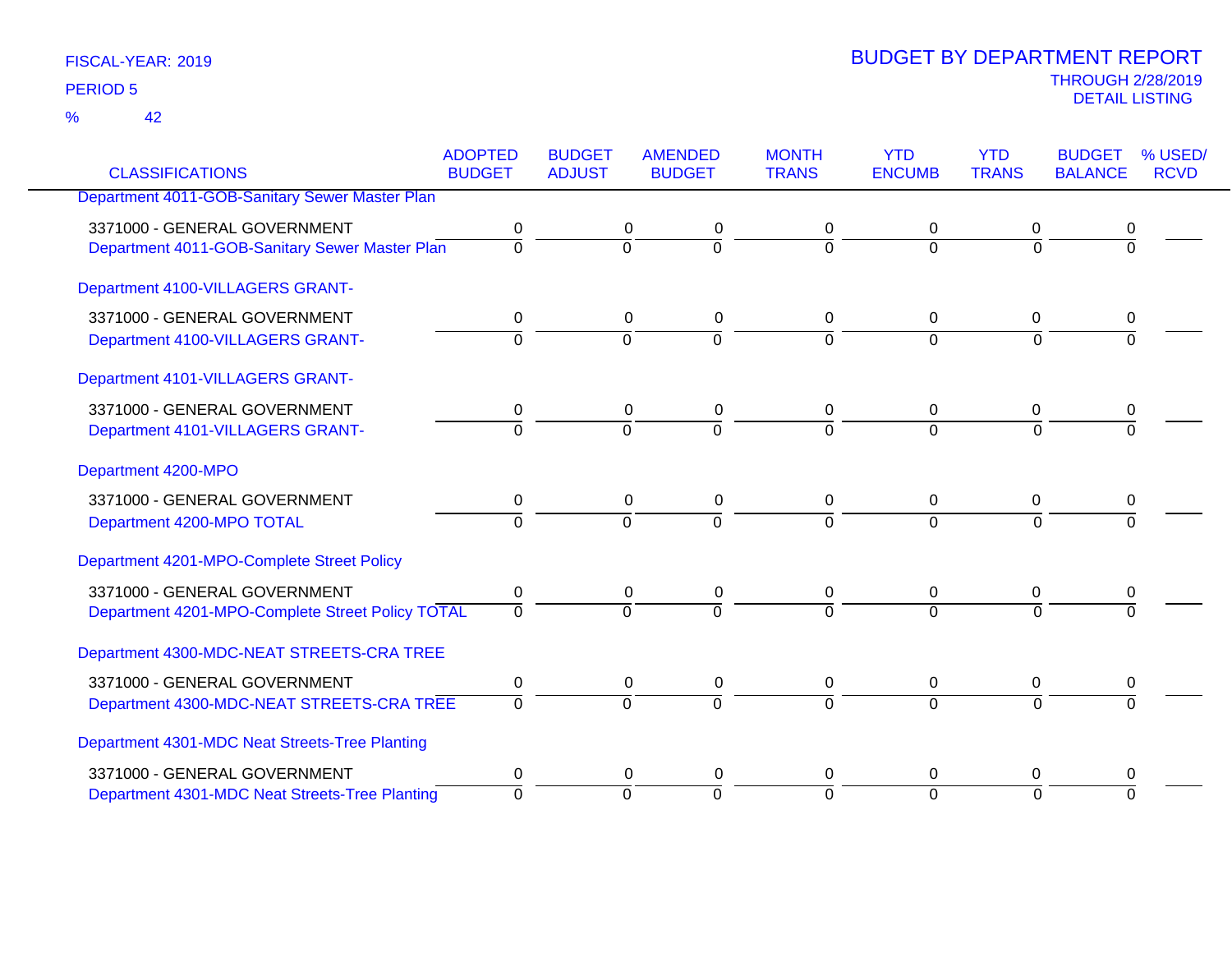FISCAL-YEAR: 2019

PERIOD 5

% 42

# BUDGET BY DEPARTMENT REPORT

THROUGH 2/28/2019

DETAIL LISTING

| CLASSIFICATIONS | ADOPTED BUDGET | BUDGET ADJUST | AMENDED BUDGET | MONTH TRANS | YTD ENCUMB | YTD TRANS | BUDGET BALANCE | % USED/ RCVD |
|---|---|---|---|---|---|---|---|---|
| Department 4011-GOB-Sanitary Sewer Master Plan | | | | | | | | |
| 3371000 - GENERAL GOVERNMENT | 0 | 0 | 0 | 0 | 0 | 0 | 0 | |
| Department 4011-GOB-Sanitary Sewer Master Plan | 0 | 0 | 0 | 0 | 0 | 0 | 0 | |
| Department 4100-VILLAGERS GRANT- | | | | | | | | |
| 3371000 - GENERAL GOVERNMENT | 0 | 0 | 0 | 0 | 0 | 0 | 0 | |
| Department 4100-VILLAGERS GRANT- | 0 | 0 | 0 | 0 | 0 | 0 | 0 | |
| Department 4101-VILLAGERS GRANT- | | | | | | | | |
| 3371000 - GENERAL GOVERNMENT | 0 | 0 | 0 | 0 | 0 | 0 | 0 | |
| Department 4101-VILLAGERS GRANT- | 0 | 0 | 0 | 0 | 0 | 0 | 0 | |
| Department 4200-MPO | | | | | | | | |
| 3371000 - GENERAL GOVERNMENT | 0 | 0 | 0 | 0 | 0 | 0 | 0 | |
| Department 4200-MPO TOTAL | 0 | 0 | 0 | 0 | 0 | 0 | 0 | |
| Department 4201-MPO-Complete Street Policy | | | | | | | | |
| 3371000 - GENERAL GOVERNMENT | 0 | 0 | 0 | 0 | 0 | 0 | 0 | |
| Department 4201-MPO-Complete Street Policy TOTAL | 0 | 0 | 0 | 0 | 0 | 0 | 0 | |
| Department 4300-MDC-NEAT STREETS-CRA TREE | | | | | | | | |
| 3371000 - GENERAL GOVERNMENT | 0 | 0 | 0 | 0 | 0 | 0 | 0 | |
| Department 4300-MDC-NEAT STREETS-CRA TREE | 0 | 0 | 0 | 0 | 0 | 0 | 0 | |
| Department 4301-MDC Neat Streets-Tree Planting | | | | | | | | |
| 3371000 - GENERAL GOVERNMENT | 0 | 0 | 0 | 0 | 0 | 0 | 0 | |
| Department 4301-MDC Neat Streets-Tree Planting | 0 | 0 | 0 | 0 | 0 | 0 | 0 | |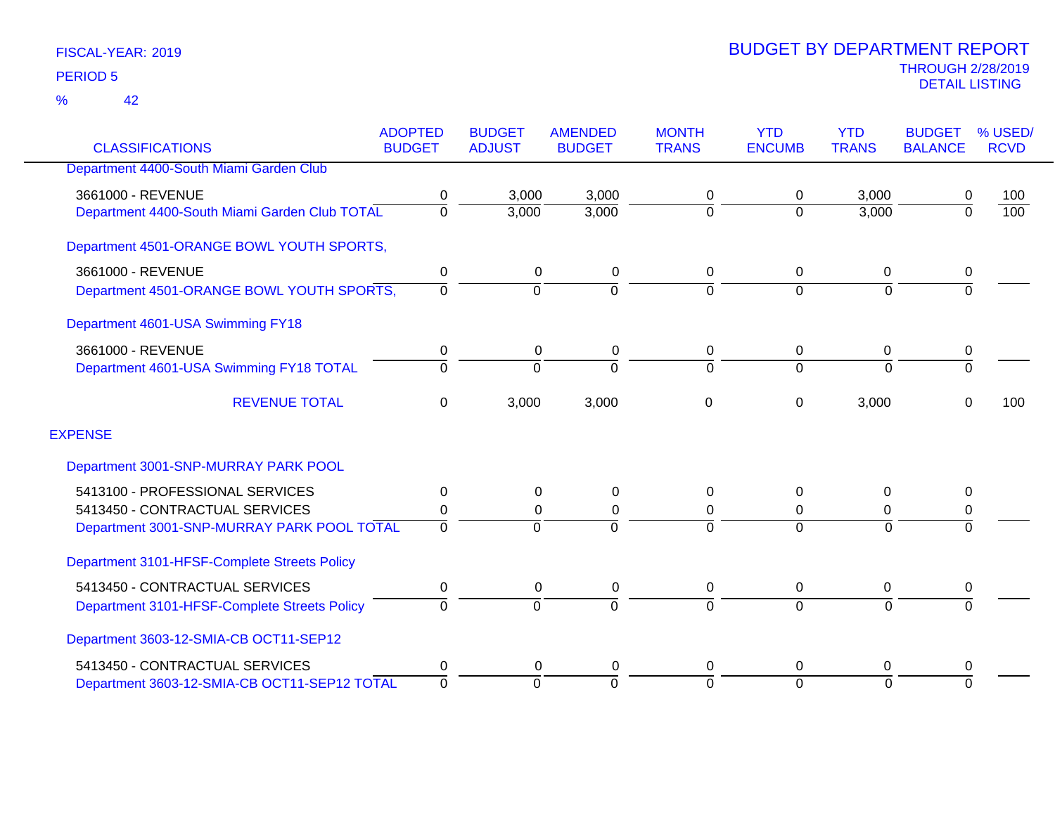FISCAL-YEAR: 2019

PERIOD 5

% 42

# BUDGET BY DEPARTMENT REPORT

THROUGH 2/28/2019

DETAIL LISTING

| CLASSIFICATIONS | ADOPTED BUDGET | BUDGET ADJUST | AMENDED BUDGET | MONTH TRANS | YTD ENCUMB | YTD TRANS | BUDGET BALANCE | % USED/ RCVD |
|---|---|---|---|---|---|---|---|---|
| Department 4400-South Miami Garden Club | | | | | | | | |
| 3661000 - REVENUE | 0 | 3,000 | 3,000 | 0 | 0 | 3,000 | 0 | 100 |
| Department 4400-South Miami Garden Club TOTAL | 0 | 3,000 | 3,000 | 0 | 0 | 3,000 | 0 | 100 |
| Department 4501-ORANGE BOWL YOUTH SPORTS, | | | | | | | | |
| 3661000 - REVENUE | 0 | 0 | 0 | 0 | 0 | 0 | 0 | |
| Department 4501-ORANGE BOWL YOUTH SPORTS, | 0 | 0 | 0 | 0 | 0 | 0 | 0 | |
| Department 4601-USA Swimming FY18 | | | | | | | | |
| 3661000 - REVENUE | 0 | 0 | 0 | 0 | 0 | 0 | 0 | |
| Department 4601-USA Swimming FY18 TOTAL | 0 | 0 | 0 | 0 | 0 | 0 | 0 | |
| REVENUE TOTAL | 0 | 3,000 | 3,000 | 0 | 0 | 3,000 | 0 | 100 |
| EXPENSE | | | | | | | | |
| Department 3001-SNP-MURRAY PARK POOL | | | | | | | | |
| 5413100 - PROFESSIONAL SERVICES | 0 | 0 | 0 | 0 | 0 | 0 | 0 | |
| 5413450 - CONTRACTUAL SERVICES | 0 | 0 | 0 | 0 | 0 | 0 | 0 | |
| Department 3001-SNP-MURRAY PARK POOL TOTAL | 0 | 0 | 0 | 0 | 0 | 0 | 0 | |
| Department 3101-HFSF-Complete Streets Policy | | | | | | | | |
| 5413450 - CONTRACTUAL SERVICES | 0 | 0 | 0 | 0 | 0 | 0 | 0 | |
| Department 3101-HFSF-Complete Streets Policy | 0 | 0 | 0 | 0 | 0 | 0 | 0 | |
| Department 3603-12-SMIA-CB OCT11-SEP12 | | | | | | | | |
| 5413450 - CONTRACTUAL SERVICES | 0 | 0 | 0 | 0 | 0 | 0 | 0 | |
| Department 3603-12-SMIA-CB OCT11-SEP12 TOTAL | 0 | 0 | 0 | 0 | 0 | 0 | 0 | |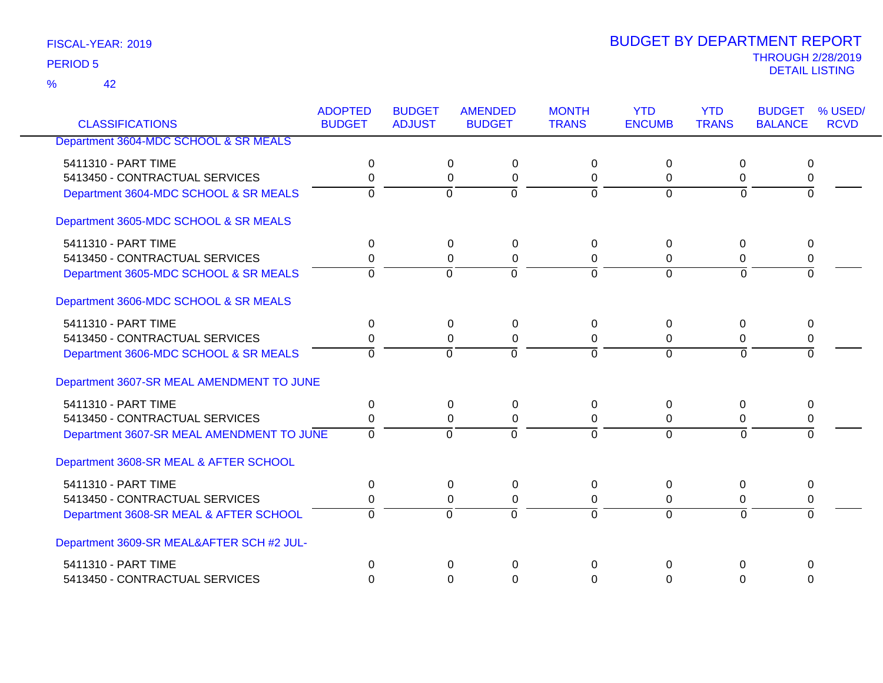FISCAL-YEAR: 2019

PERIOD 5

% 42

# BUDGET BY DEPARTMENT REPORT

THROUGH 2/28/2019

DETAIL LISTING

| CLASSIFICATIONS | ADOPTED BUDGET | BUDGET ADJUST | AMENDED BUDGET | MONTH TRANS | YTD ENCUMB | YTD TRANS | BUDGET BALANCE | % USED/ RCVD |
|---|---|---|---|---|---|---|---|---|
| Department 3604-MDC SCHOOL & SR MEALS | | | | | | | | |
| 5411310 - PART TIME | 0 | 0 | 0 | 0 | 0 | 0 | 0 | |
| 5413450 - CONTRACTUAL SERVICES | 0 | 0 | 0 | 0 | 0 | 0 | 0 | |
| Department 3604-MDC SCHOOL & SR MEALS | 0 | 0 | 0 | 0 | 0 | 0 | 0 | |
| Department 3605-MDC SCHOOL & SR MEALS | | | | | | | | |
| 5411310 - PART TIME | 0 | 0 | 0 | 0 | 0 | 0 | 0 | |
| 5413450 - CONTRACTUAL SERVICES | 0 | 0 | 0 | 0 | 0 | 0 | 0 | |
| Department 3605-MDC SCHOOL & SR MEALS | 0 | 0 | 0 | 0 | 0 | 0 | 0 | |
| Department 3606-MDC SCHOOL & SR MEALS | | | | | | | | |
| 5411310 - PART TIME | 0 | 0 | 0 | 0 | 0 | 0 | 0 | |
| 5413450 - CONTRACTUAL SERVICES | 0 | 0 | 0 | 0 | 0 | 0 | 0 | |
| Department 3606-MDC SCHOOL & SR MEALS | 0 | 0 | 0 | 0 | 0 | 0 | 0 | |
| Department 3607-SR MEAL AMENDMENT TO JUNE | | | | | | | | |
| 5411310 - PART TIME | 0 | 0 | 0 | 0 | 0 | 0 | 0 | |
| 5413450 - CONTRACTUAL SERVICES | 0 | 0 | 0 | 0 | 0 | 0 | 0 | |
| Department 3607-SR MEAL AMENDMENT TO JUNE | 0 | 0 | 0 | 0 | 0 | 0 | 0 | |
| Department 3608-SR MEAL & AFTER SCHOOL | | | | | | | | |
| 5411310 - PART TIME | 0 | 0 | 0 | 0 | 0 | 0 | 0 | |
| 5413450 - CONTRACTUAL SERVICES | 0 | 0 | 0 | 0 | 0 | 0 | 0 | |
| Department 3608-SR MEAL & AFTER SCHOOL | 0 | 0 | 0 | 0 | 0 | 0 | 0 | |
| Department 3609-SR MEAL&AFTER SCH #2 JUL- | | | | | | | | |
| 5411310 - PART TIME | 0 | 0 | 0 | 0 | 0 | 0 | 0 | |
| 5413450 - CONTRACTUAL SERVICES | 0 | 0 | 0 | 0 | 0 | 0 | 0 | |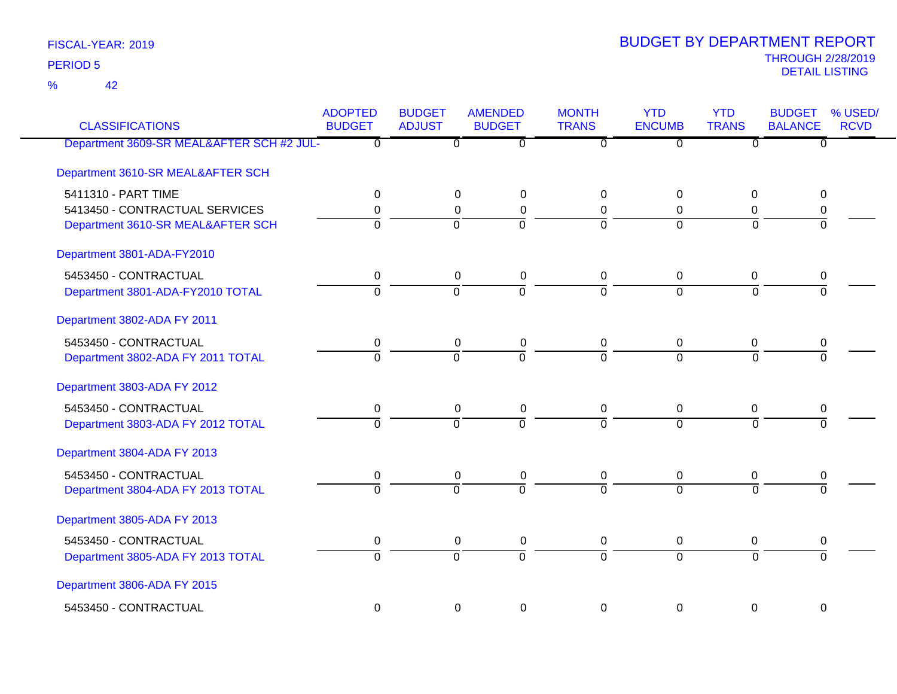FISCAL-YEAR: 2019

PERIOD 5

% 42

# BUDGET BY DEPARTMENT REPORT

THROUGH 2/28/2019

DETAIL LISTING

| CLASSIFICATIONS | ADOPTED BUDGET | BUDGET ADJUST | AMENDED BUDGET | MONTH TRANS | YTD ENCUMB | YTD TRANS | BUDGET BALANCE | % USED/ RCVD |
|---|---|---|---|---|---|---|---|---|
| Department 3609-SR MEAL&AFTER SCH #2 JUL- | 0 | 0 | 0 | 0 | 0 | 0 | 0 | |
| Department 3610-SR MEAL&AFTER SCH | | | | | | | | |
| 5411310 - PART TIME | 0 | 0 | 0 | 0 | 0 | 0 | 0 | |
| 5413450 - CONTRACTUAL SERVICES | 0 | 0 | 0 | 0 | 0 | 0 | 0 | |
| Department 3610-SR MEAL&AFTER SCH | 0 | 0 | 0 | 0 | 0 | 0 | 0 | |
| Department 3801-ADA-FY2010 | | | | | | | | |
| 5453450 - CONTRACTUAL | 0 | 0 | 0 | 0 | 0 | 0 | 0 | |
| Department 3801-ADA-FY2010 TOTAL | 0 | 0 | 0 | 0 | 0 | 0 | 0 | |
| Department 3802-ADA FY 2011 | | | | | | | | |
| 5453450 - CONTRACTUAL | 0 | 0 | 0 | 0 | 0 | 0 | 0 | |
| Department 3802-ADA FY 2011 TOTAL | 0 | 0 | 0 | 0 | 0 | 0 | 0 | |
| Department 3803-ADA FY 2012 | | | | | | | | |
| 5453450 - CONTRACTUAL | 0 | 0 | 0 | 0 | 0 | 0 | 0 | |
| Department 3803-ADA FY 2012 TOTAL | 0 | 0 | 0 | 0 | 0 | 0 | 0 | |
| Department 3804-ADA FY 2013 | | | | | | | | |
| 5453450 - CONTRACTUAL | 0 | 0 | 0 | 0 | 0 | 0 | 0 | |
| Department 3804-ADA FY 2013 TOTAL | 0 | 0 | 0 | 0 | 0 | 0 | 0 | |
| Department 3805-ADA FY 2013 | | | | | | | | |
| 5453450 - CONTRACTUAL | 0 | 0 | 0 | 0 | 0 | 0 | 0 | |
| Department 3805-ADA FY 2013 TOTAL | 0 | 0 | 0 | 0 | 0 | 0 | 0 | |
| Department 3806-ADA FY 2015 | | | | | | | | |
| 5453450 - CONTRACTUAL | 0 | 0 | 0 | 0 | 0 | 0 | 0 | |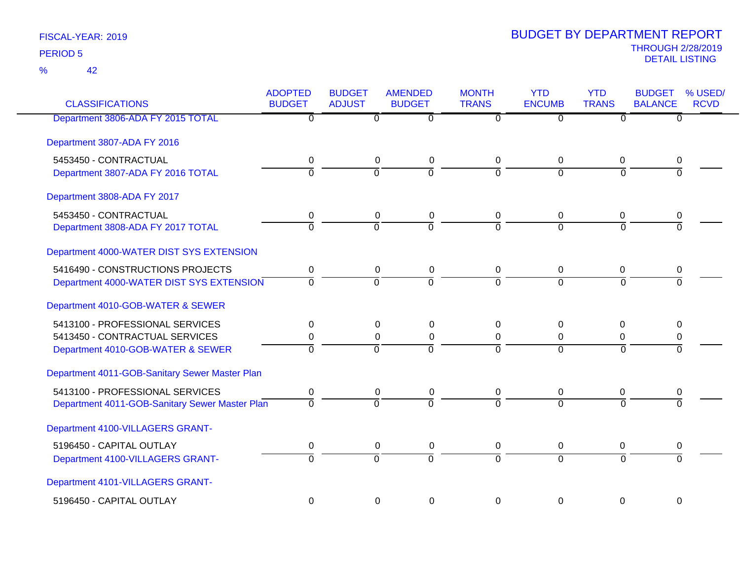FISCAL-YEAR: 2019

PERIOD 5

% 42

# BUDGET BY DEPARTMENT REPORT

THROUGH 2/28/2019

DETAIL LISTING

| CLASSIFICATIONS | ADOPTED BUDGET | BUDGET ADJUST | AMENDED BUDGET | MONTH TRANS | YTD ENCUMB | YTD TRANS | BUDGET BALANCE | % USED/ RCVD |
|---|---|---|---|---|---|---|---|---|
| Department 3806-ADA FY 2015 TOTAL | 0 | 0 | 0 | 0 | 0 | 0 | 0 | |
| Department 3807-ADA FY 2016 | | | | | | | | |
| 5453450 - CONTRACTUAL | 0 | 0 | 0 | 0 | 0 | 0 | 0 | |
| Department 3807-ADA FY 2016 TOTAL | 0 | 0 | 0 | 0 | 0 | 0 | 0 | |
| Department 3808-ADA FY 2017 | | | | | | | | |
| 5453450 - CONTRACTUAL | 0 | 0 | 0 | 0 | 0 | 0 | 0 | |
| Department 3808-ADA FY 2017 TOTAL | 0 | 0 | 0 | 0 | 0 | 0 | 0 | |
| Department 4000-WATER DIST SYS EXTENSION | | | | | | | | |
| 5416490 - CONSTRUCTIONS PROJECTS | 0 | 0 | 0 | 0 | 0 | 0 | 0 | |
| Department 4000-WATER DIST SYS EXTENSION | 0 | 0 | 0 | 0 | 0 | 0 | 0 | |
| Department 4010-GOB-WATER & SEWER | | | | | | | | |
| 5413100 - PROFESSIONAL SERVICES | 0 | 0 | 0 | 0 | 0 | 0 | 0 | |
| 5413450 - CONTRACTUAL SERVICES | 0 | 0 | 0 | 0 | 0 | 0 | 0 | |
| Department 4010-GOB-WATER & SEWER | 0 | 0 | 0 | 0 | 0 | 0 | 0 | |
| Department 4011-GOB-Sanitary Sewer Master Plan | | | | | | | | |
| 5413100 - PROFESSIONAL SERVICES | 0 | 0 | 0 | 0 | 0 | 0 | 0 | |
| Department 4011-GOB-Sanitary Sewer Master Plan | 0 | 0 | 0 | 0 | 0 | 0 | 0 | |
| Department 4100-VILLAGERS GRANT- | | | | | | | | |
| 5196450 - CAPITAL OUTLAY | 0 | 0 | 0 | 0 | 0 | 0 | 0 | |
| Department 4100-VILLAGERS GRANT- | 0 | 0 | 0 | 0 | 0 | 0 | 0 | |
| Department 4101-VILLAGERS GRANT- | | | | | | | | |
| 5196450 - CAPITAL OUTLAY | 0 | 0 | 0 | 0 | 0 | 0 | 0 | |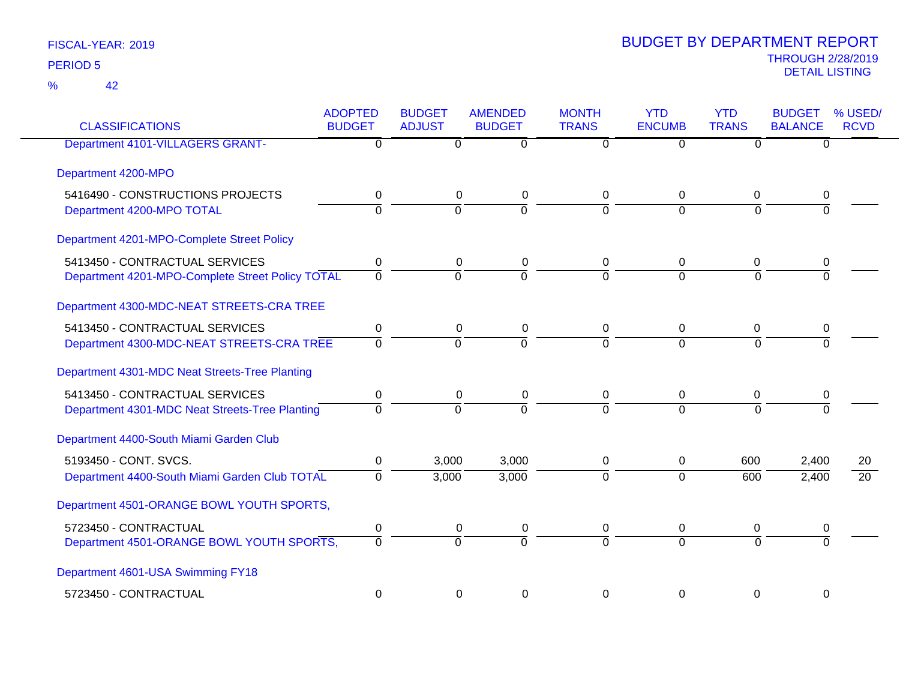FISCAL-YEAR: 2019

PERIOD 5

% 42

# BUDGET BY DEPARTMENT REPORT

THROUGH 2/28/2019

DETAIL LISTING

| CLASSIFICATIONS | ADOPTED BUDGET | BUDGET ADJUST | AMENDED BUDGET | MONTH TRANS | YTD ENCUMB | YTD TRANS | BUDGET BALANCE | % USED/ RCVD |
|---|---|---|---|---|---|---|---|---|
| Department 4101-VILLAGERS GRANT- | 0 | 0 | 0 | 0 | 0 | 0 | 0 | |
| **Department 4200-MPO** | | | | | | | | |
| 5416490 - CONSTRUCTIONS PROJECTS | 0 | 0 | 0 | 0 | 0 | 0 | 0 | |
| Department 4200-MPO TOTAL | 0 | 0 | 0 | 0 | 0 | 0 | 0 | |
| **Department 4201-MPO-Complete Street Policy** | | | | | | | | |
| 5413450 - CONTRACTUAL SERVICES | 0 | 0 | 0 | 0 | 0 | 0 | 0 | |
| Department 4201-MPO-Complete Street Policy TOTAL | 0 | 0 | 0 | 0 | 0 | 0 | 0 | |
| **Department 4300-MDC-NEAT STREETS-CRA TREE** | | | | | | | | |
| 5413450 - CONTRACTUAL SERVICES | 0 | 0 | 0 | 0 | 0 | 0 | 0 | |
| Department 4300-MDC-NEAT STREETS-CRA TREE | 0 | 0 | 0 | 0 | 0 | 0 | 0 | |
| **Department 4301-MDC Neat Streets-Tree Planting** | | | | | | | | |
| 5413450 - CONTRACTUAL SERVICES | 0 | 0 | 0 | 0 | 0 | 0 | 0 | |
| Department 4301-MDC Neat Streets-Tree Planting | 0 | 0 | 0 | 0 | 0 | 0 | 0 | |
| **Department 4400-South Miami Garden Club** | | | | | | | | |
| 5193450 - CONT. SVCS. | 0 | 3,000 | 3,000 | 0 | 0 | 600 | 2,400 | 20 |
| Department 4400-South Miami Garden Club TOTAL | 0 | 3,000 | 3,000 | 0 | 0 | 600 | 2,400 | 20 |
| **Department 4501-ORANGE BOWL YOUTH SPORTS,** | | | | | | | | |
| 5723450 - CONTRACTUAL | 0 | 0 | 0 | 0 | 0 | 0 | 0 | |
| Department 4501-ORANGE BOWL YOUTH SPORTS, | 0 | 0 | 0 | 0 | 0 | 0 | 0 | |
| **Department 4601-USA Swimming FY18** | | | | | | | | |
| 5723450 - CONTRACTUAL | 0 | 0 | 0 | 0 | 0 | 0 | 0 | |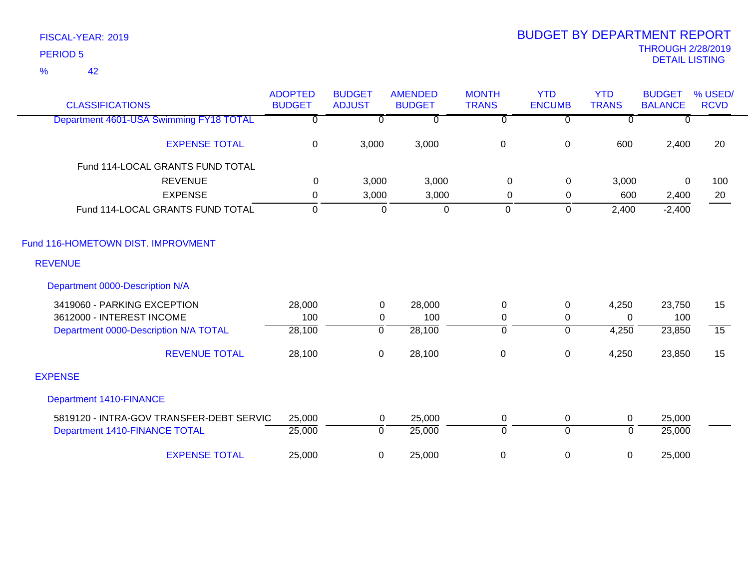FISCAL-YEAR: 2019

PERIOD 5

% 42

# BUDGET BY DEPARTMENT REPORT

THROUGH 2/28/2019

DETAIL LISTING

| CLASSIFICATIONS | ADOPTED BUDGET | BUDGET ADJUST | AMENDED BUDGET | MONTH TRANS | YTD ENCUMB | YTD TRANS | BUDGET BALANCE | % USED/ RCVD |
|---|---|---|---|---|---|---|---|---|
| Department 4601-USA Swimming FY18 TOTAL | 0 | 0 | 0 | 0 | 0 | 0 | 0 | |
| EXPENSE TOTAL | 0 | 3,000 | 3,000 | 0 | 0 | 600 | 2,400 | 20 |
| Fund 114-LOCAL GRANTS FUND TOTAL | | | | | | | | |
| REVENUE | 0 | 3,000 | 3,000 | 0 | 0 | 3,000 | 0 | 100 |
| EXPENSE | 0 | 3,000 | 3,000 | 0 | 0 | 600 | 2,400 | 20 |
| Fund 114-LOCAL GRANTS FUND TOTAL | 0 | 0 | 0 | 0 | 0 | 2,400 | -2,400 | |
| Fund 116-HOMETOWN DIST. IMPROVMENT | | | | | | | | |
| REVENUE | | | | | | | | |
| Department 0000-Description N/A | | | | | | | | |
| 3419060 - PARKING EXCEPTION | 28,000 | 0 | 28,000 | 0 | 0 | 4,250 | 23,750 | 15 |
| 3612000 - INTEREST INCOME | 100 | 0 | 100 | 0 | 0 | 0 | 100 | |
| Department 0000-Description N/A TOTAL | 28,100 | 0 | 28,100 | 0 | 0 | 4,250 | 23,850 | 15 |
| REVENUE TOTAL | 28,100 | 0 | 28,100 | 0 | 0 | 4,250 | 23,850 | 15 |
| EXPENSE | | | | | | | | |
| Department 1410-FINANCE | | | | | | | | |
| 5819120 - INTRA-GOV TRANSFER-DEBT SERVIC | 25,000 | 0 | 25,000 | 0 | 0 | 0 | 25,000 | |
| Department 1410-FINANCE TOTAL | 25,000 | 0 | 25,000 | 0 | 0 | 0 | 25,000 | |
| EXPENSE TOTAL | 25,000 | 0 | 25,000 | 0 | 0 | 0 | 25,000 | |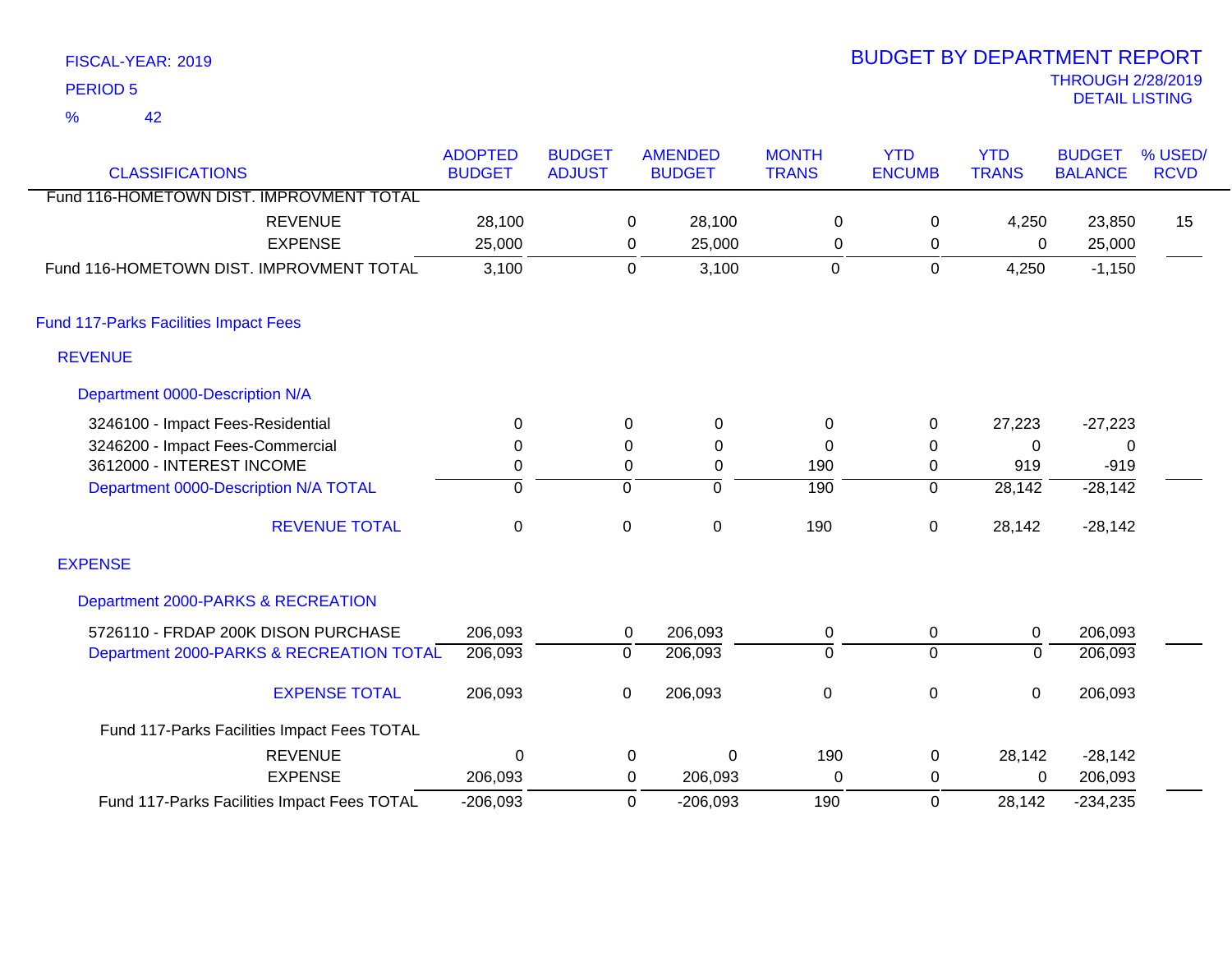FISCAL-YEAR: 2019
PERIOD 5
% 42

# BUDGET BY DEPARTMENT REPORT

THROUGH 2/28/2019
DETAIL LISTING

| CLASSIFICATIONS | ADOPTED BUDGET | BUDGET ADJUST | AMENDED BUDGET | MONTH TRANS | YTD ENCUMB | YTD TRANS | BUDGET BALANCE | % USED/ RCVD |
|---|---|---|---|---|---|---|---|---|
| Fund 116-HOMETOWN DIST. IMPROVMENT TOTAL | | | | | | | | |
| REVENUE | 28,100 | 0 | 28,100 | 0 | 0 | 4,250 | 23,850 | 15 |
| EXPENSE | 25,000 | 0 | 25,000 | 0 | 0 | 0 | 25,000 | |
| Fund 116-HOMETOWN DIST. IMPROVMENT TOTAL | 3,100 | 0 | 3,100 | 0 | 0 | 4,250 | -1,150 | |
| **Fund 117-Parks Facilities Impact Fees** | | | | | | | | |
| **REVENUE** | | | | | | | | |
| **Department 0000-Description N/A** | | | | | | | | |
| 3246100 - Impact Fees-Residential | 0 | 0 | 0 | 0 | 0 | 27,223 | -27,223 | |
| 3246200 - Impact Fees-Commercial | 0 | 0 | 0 | 0 | 0 | 0 | 0 | |
| 3612000 - INTEREST INCOME | 0 | 0 | 0 | 190 | 0 | 919 | -919 | |
| Department 0000-Description N/A TOTAL | 0 | 0 | 0 | 190 | 0 | 28,142 | -28,142 | |
| REVENUE TOTAL | 0 | 0 | 0 | 190 | 0 | 28,142 | -28,142 | |
| **EXPENSE** | | | | | | | | |
| **Department 2000-PARKS & RECREATION** | | | | | | | | |
| 5726110 - FRDAP 200K DISON PURCHASE | 206,093 | 0 | 206,093 | 0 | 0 | 0 | 206,093 | |
| Department 2000-PARKS & RECREATION TOTAL | 206,093 | 0 | 206,093 | 0 | 0 | 0 | 206,093 | |
| EXPENSE TOTAL | 206,093 | 0 | 206,093 | 0 | 0 | 0 | 206,093 | |
| Fund 117-Parks Facilities Impact Fees TOTAL | | | | | | | | |
| REVENUE | 0 | 0 | 0 | 190 | 0 | 28,142 | -28,142 | |
| EXPENSE | 206,093 | 0 | 206,093 | 0 | 0 | 0 | 206,093 | |
| Fund 117-Parks Facilities Impact Fees TOTAL | -206,093 | 0 | -206,093 | 190 | 0 | 28,142 | -234,235 | |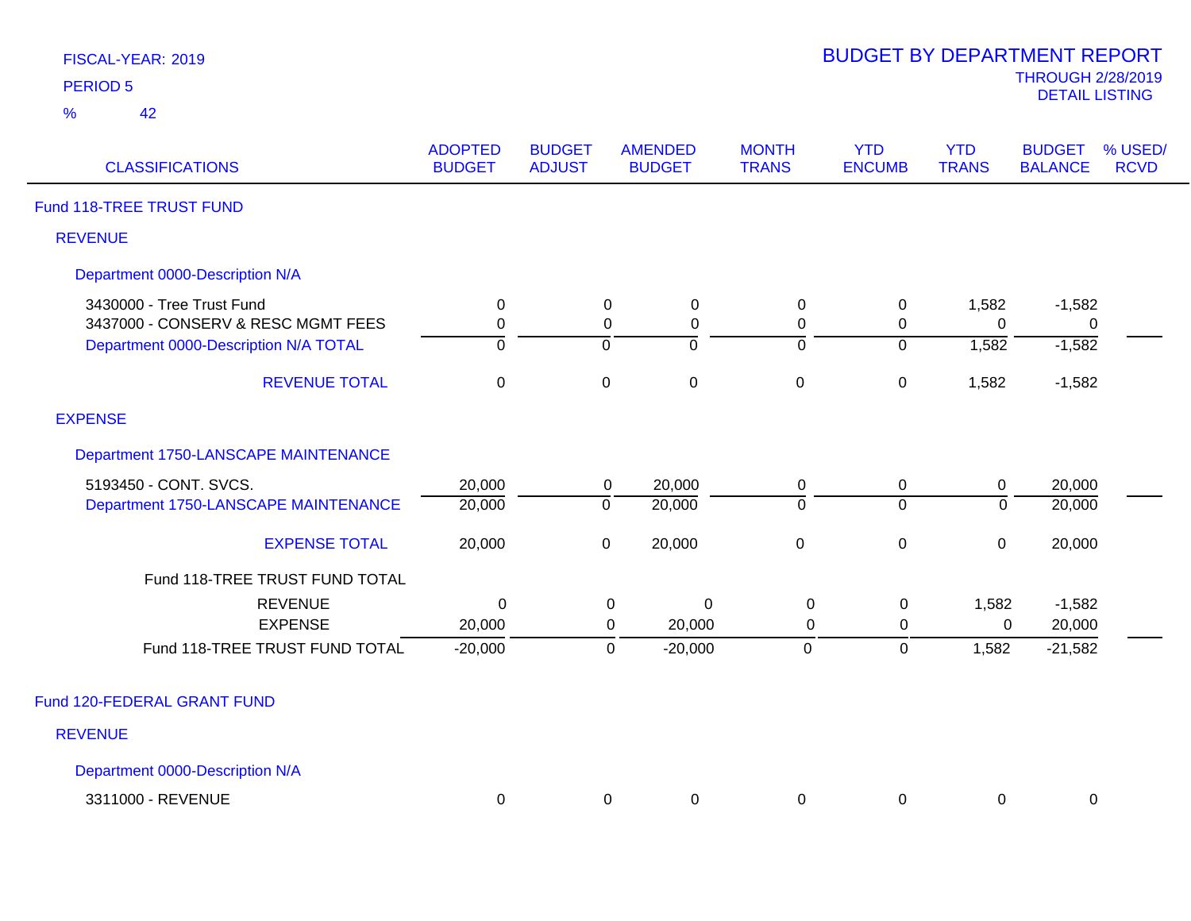FISCAL-YEAR: 2019

PERIOD 5

% 42

# BUDGET BY DEPARTMENT REPORT

THROUGH 2/28/2019

DETAIL LISTING

| CLASSIFICATIONS | ADOPTED BUDGET | BUDGET ADJUST | AMENDED BUDGET | MONTH TRANS | YTD ENCUMB | YTD TRANS | BUDGET BALANCE | % USED/ RCVD |
|---|---|---|---|---|---|---|---|---|
| **Fund 118-TREE TRUST FUND** | | | | | | | | |
| **REVENUE** | | | | | | | | |
| **Department 0000-Description N/A** | | | | | | | | |
| 3430000 - Tree Trust Fund | 0 | 0 | 0 | 0 | 0 | 1,582 | -1,582 | |
| 3437000 - CONSERV & RESC MGMT FEES | 0 | 0 | 0 | 0 | 0 | 0 | 0 | |
| Department 0000-Description N/A TOTAL | 0 | 0 | 0 | 0 | 0 | 1,582 | -1,582 | |
| REVENUE TOTAL | 0 | 0 | 0 | 0 | 0 | 1,582 | -1,582 | |
| **EXPENSE** | | | | | | | | |
| **Department 1750-LANSCAPE MAINTENANCE** | | | | | | | | |
| 5193450 - CONT. SVCS. | 20,000 | 0 | 20,000 | 0 | 0 | 0 | 20,000 | |
| Department 1750-LANSCAPE MAINTENANCE | 20,000 | 0 | 20,000 | 0 | 0 | 0 | 20,000 | |
| EXPENSE TOTAL | 20,000 | 0 | 20,000 | 0 | 0 | 0 | 20,000 | |
| Fund 118-TREE TRUST FUND TOTAL | | | | | | | | |
| REVENUE | 0 | 0 | 0 | 0 | 0 | 1,582 | -1,582 | |
| EXPENSE | 20,000 | 0 | 20,000 | 0 | 0 | 0 | 20,000 | |
| Fund 118-TREE TRUST FUND TOTAL | -20,000 | 0 | -20,000 | 0 | 0 | 1,582 | -21,582 | |
| **Fund 120-FEDERAL GRANT FUND** | | | | | | | | |
| **REVENUE** | | | | | | | | |
| **Department 0000-Description N/A** | | | | | | | | |
| 3311000 - REVENUE | 0 | 0 | 0 | 0 | 0 | 0 | 0 | |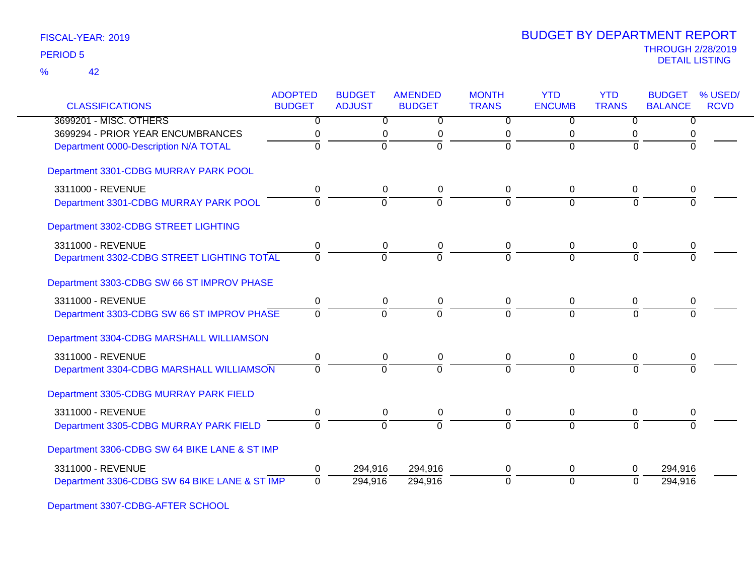FISCAL-YEAR: 2019

PERIOD 5

% 42

# BUDGET BY DEPARTMENT REPORT

THROUGH 2/28/2019

DETAIL LISTING

| CLASSIFICATIONS | ADOPTED BUDGET | BUDGET ADJUST | AMENDED BUDGET | MONTH TRANS | YTD ENCUMB | YTD TRANS | BUDGET BALANCE | % USED/ RCVD |
|---|---|---|---|---|---|---|---|---|
| 3699201 - MISC. OTHERS | 0 | 0 | 0 | 0 | 0 | 0 | 0 | |
| 3699294 - PRIOR YEAR ENCUMBRANCES | 0 | 0 | 0 | 0 | 0 | 0 | 0 | |
| Department 0000-Description N/A TOTAL | 0 | 0 | 0 | 0 | 0 | 0 | 0 | |
| **Department 3301-CDBG MURRAY PARK POOL** | | | | | | | | |
| 3311000 - REVENUE | 0 | 0 | 0 | 0 | 0 | 0 | 0 | |
| Department 3301-CDBG MURRAY PARK POOL | 0 | 0 | 0 | 0 | 0 | 0 | 0 | |
| **Department 3302-CDBG STREET LIGHTING** | | | | | | | | |
| 3311000 - REVENUE | 0 | 0 | 0 | 0 | 0 | 0 | 0 | |
| Department 3302-CDBG STREET LIGHTING TOTAL | 0 | 0 | 0 | 0 | 0 | 0 | 0 | |
| **Department 3303-CDBG SW 66 ST IMPROV PHASE** | | | | | | | | |
| 3311000 - REVENUE | 0 | 0 | 0 | 0 | 0 | 0 | 0 | |
| Department 3303-CDBG SW 66 ST IMPROV PHASE | 0 | 0 | 0 | 0 | 0 | 0 | 0 | |
| **Department 3304-CDBG MARSHALL WILLIAMSON** | | | | | | | | |
| 3311000 - REVENUE | 0 | 0 | 0 | 0 | 0 | 0 | 0 | |
| Department 3304-CDBG MARSHALL WILLIAMSON | 0 | 0 | 0 | 0 | 0 | 0 | 0 | |
| **Department 3305-CDBG MURRAY PARK FIELD** | | | | | | | | |
| 3311000 - REVENUE | 0 | 0 | 0 | 0 | 0 | 0 | 0 | |
| Department 3305-CDBG MURRAY PARK FIELD | 0 | 0 | 0 | 0 | 0 | 0 | 0 | |
| **Department 3306-CDBG SW 64 BIKE LANE & ST IMP** | | | | | | | | |
| 3311000 - REVENUE | 0 | 294,916 | 294,916 | 0 | 0 | 0 | 294,916 | |
| Department 3306-CDBG SW 64 BIKE LANE & ST IMP | 0 | 294,916 | 294,916 | 0 | 0 | 0 | 294,916 | |
| **Department 3307-CDBG-AFTER SCHOOL** | | | | | | | | |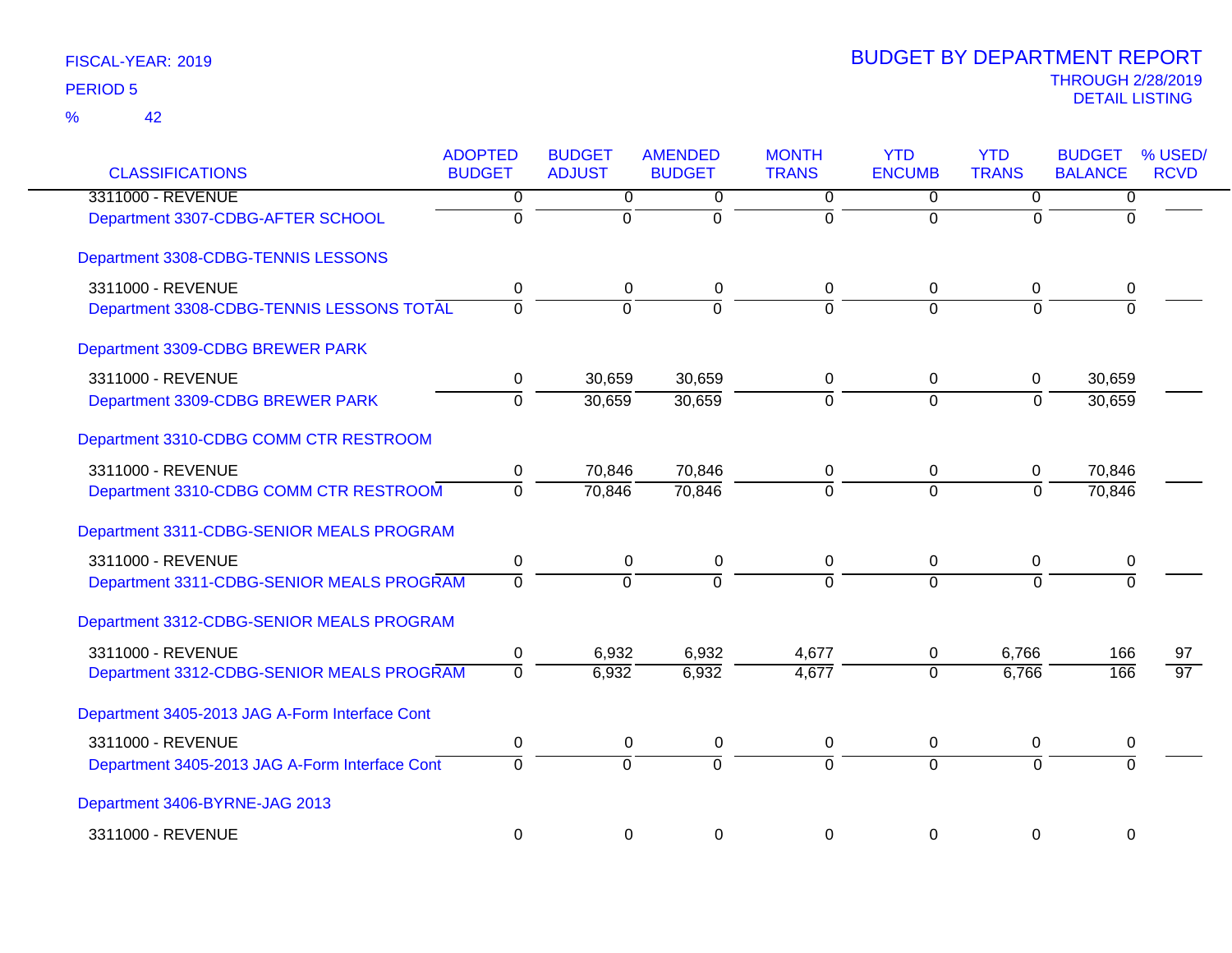FISCAL-YEAR: 2019

PERIOD 5

% 42

# BUDGET BY DEPARTMENT REPORT

THROUGH 2/28/2019

DETAIL LISTING

| CLASSIFICATIONS | ADOPTED BUDGET | BUDGET ADJUST | AMENDED BUDGET | MONTH TRANS | YTD ENCUMB | YTD TRANS | BUDGET BALANCE | % USED/ RCVD |
|---|---|---|---|---|---|---|---|---|
| 3311000 - REVENUE | 0 | 0 | 0 | 0 | 0 | 0 | 0 | |
| Department 3307-CDBG-AFTER SCHOOL | 0 | 0 | 0 | 0 | 0 | 0 | 0 | |
| Department 3308-CDBG-TENNIS LESSONS | | | | | | | | |
| 3311000 - REVENUE | 0 | 0 | 0 | 0 | 0 | 0 | 0 | |
| Department 3308-CDBG-TENNIS LESSONS TOTAL | 0 | 0 | 0 | 0 | 0 | 0 | 0 | |
| Department 3309-CDBG BREWER PARK | | | | | | | | |
| 3311000 - REVENUE | 0 | 30,659 | 30,659 | 0 | 0 | 0 | 30,659 | |
| Department 3309-CDBG BREWER PARK | 0 | 30,659 | 30,659 | 0 | 0 | 0 | 30,659 | |
| Department 3310-CDBG COMM CTR RESTROOM | | | | | | | | |
| 3311000 - REVENUE | 0 | 70,846 | 70,846 | 0 | 0 | 0 | 70,846 | |
| Department 3310-CDBG COMM CTR RESTROOM | 0 | 70,846 | 70,846 | 0 | 0 | 0 | 70,846 | |
| Department 3311-CDBG-SENIOR MEALS PROGRAM | | | | | | | | |
| 3311000 - REVENUE | 0 | 0 | 0 | 0 | 0 | 0 | 0 | |
| Department 3311-CDBG-SENIOR MEALS PROGRAM | 0 | 0 | 0 | 0 | 0 | 0 | 0 | |
| Department 3312-CDBG-SENIOR MEALS PROGRAM | | | | | | | | |
| 3311000 - REVENUE | 0 | 6,932 | 6,932 | 4,677 | 0 | 6,766 | 166 | 97 |
| Department 3312-CDBG-SENIOR MEALS PROGRAM | 0 | 6,932 | 6,932 | 4,677 | 0 | 6,766 | 166 | 97 |
| Department 3405-2013 JAG A-Form Interface Cont | | | | | | | | |
| 3311000 - REVENUE | 0 | 0 | 0 | 0 | 0 | 0 | 0 | |
| Department 3405-2013 JAG A-Form Interface Cont | 0 | 0 | 0 | 0 | 0 | 0 | 0 | |
| Department 3406-BYRNE-JAG 2013 | | | | | | | | |
| 3311000 - REVENUE | 0 | 0 | 0 | 0 | 0 | 0 | 0 | |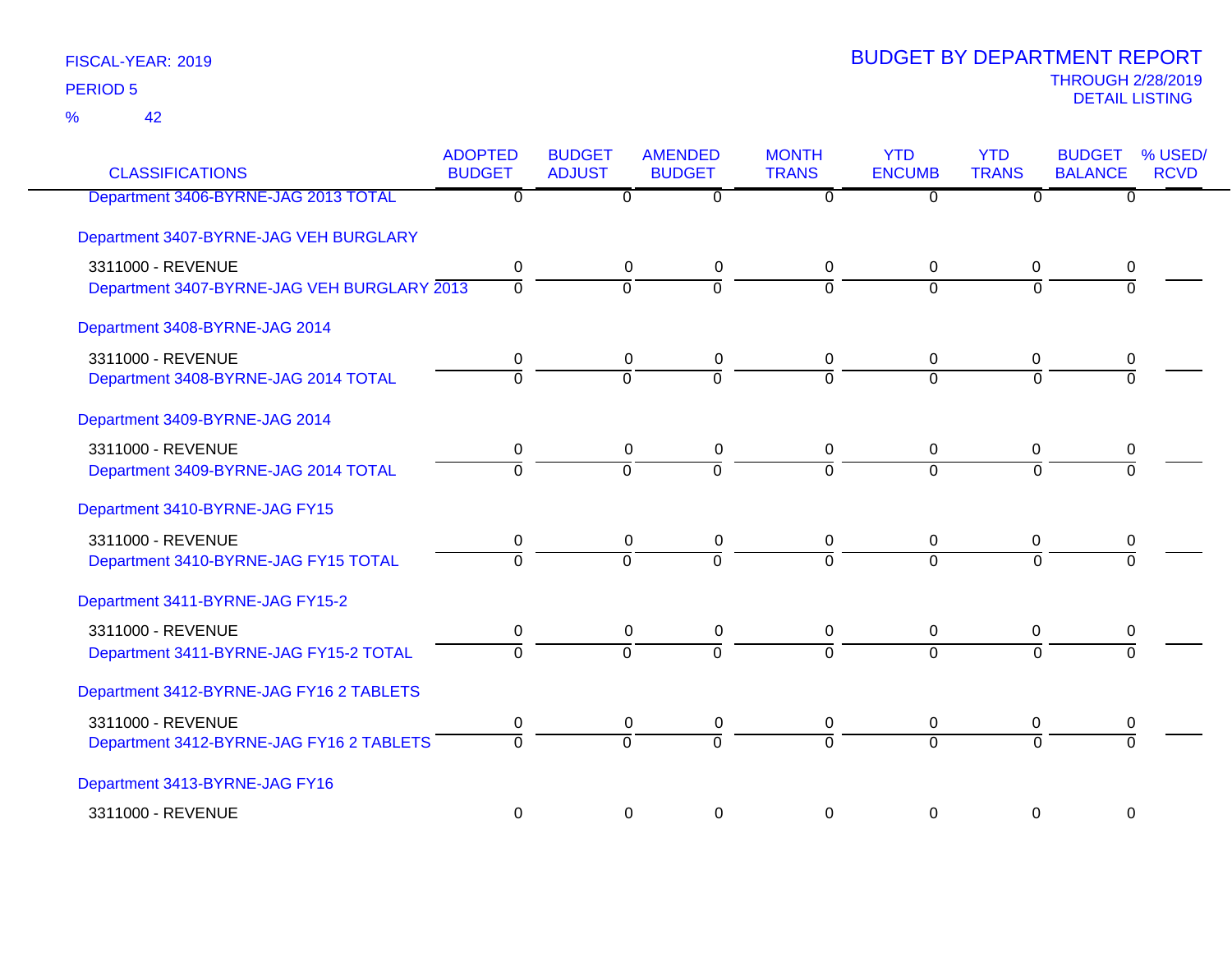FISCAL-YEAR: 2019

PERIOD 5

% 42

# BUDGET BY DEPARTMENT REPORT

THROUGH 2/28/2019

DETAIL LISTING

| CLASSIFICATIONS | ADOPTED BUDGET | BUDGET ADJUST | AMENDED BUDGET | MONTH TRANS | YTD ENCUMB | YTD TRANS | BUDGET BALANCE | % USED/ RCVD |
|---|---|---|---|---|---|---|---|---|
| Department 3406-BYRNE-JAG 2013 TOTAL | 0 | 0 | 0 | 0 | 0 | 0 | 0 | |
| Department 3407-BYRNE-JAG VEH BURGLARY | | | | | | | | |
| 3311000 - REVENUE | 0 | 0 | 0 | 0 | 0 | 0 | 0 | |
| Department 3407-BYRNE-JAG VEH BURGLARY 2013 | 0 | 0 | 0 | 0 | 0 | 0 | 0 | |
| Department 3408-BYRNE-JAG 2014 | | | | | | | | |
| 3311000 - REVENUE | 0 | 0 | 0 | 0 | 0 | 0 | 0 | |
| Department 3408-BYRNE-JAG 2014 TOTAL | 0 | 0 | 0 | 0 | 0 | 0 | 0 | |
| Department 3409-BYRNE-JAG 2014 | | | | | | | | |
| 3311000 - REVENUE | 0 | 0 | 0 | 0 | 0 | 0 | 0 | |
| Department 3409-BYRNE-JAG 2014 TOTAL | 0 | 0 | 0 | 0 | 0 | 0 | 0 | |
| Department 3410-BYRNE-JAG FY15 | | | | | | | | |
| 3311000 - REVENUE | 0 | 0 | 0 | 0 | 0 | 0 | 0 | |
| Department 3410-BYRNE-JAG FY15 TOTAL | 0 | 0 | 0 | 0 | 0 | 0 | 0 | |
| Department 3411-BYRNE-JAG FY15-2 | | | | | | | | |
| 3311000 - REVENUE | 0 | 0 | 0 | 0 | 0 | 0 | 0 | |
| Department 3411-BYRNE-JAG FY15-2 TOTAL | 0 | 0 | 0 | 0 | 0 | 0 | 0 | |
| Department 3412-BYRNE-JAG FY16 2 TABLETS | | | | | | | | |
| 3311000 - REVENUE | 0 | 0 | 0 | 0 | 0 | 0 | 0 | |
| Department 3412-BYRNE-JAG FY16 2 TABLETS | 0 | 0 | 0 | 0 | 0 | 0 | 0 | |
| Department 3413-BYRNE-JAG FY16 | | | | | | | | |
| 3311000 - REVENUE | 0 | 0 | 0 | 0 | 0 | 0 | 0 | |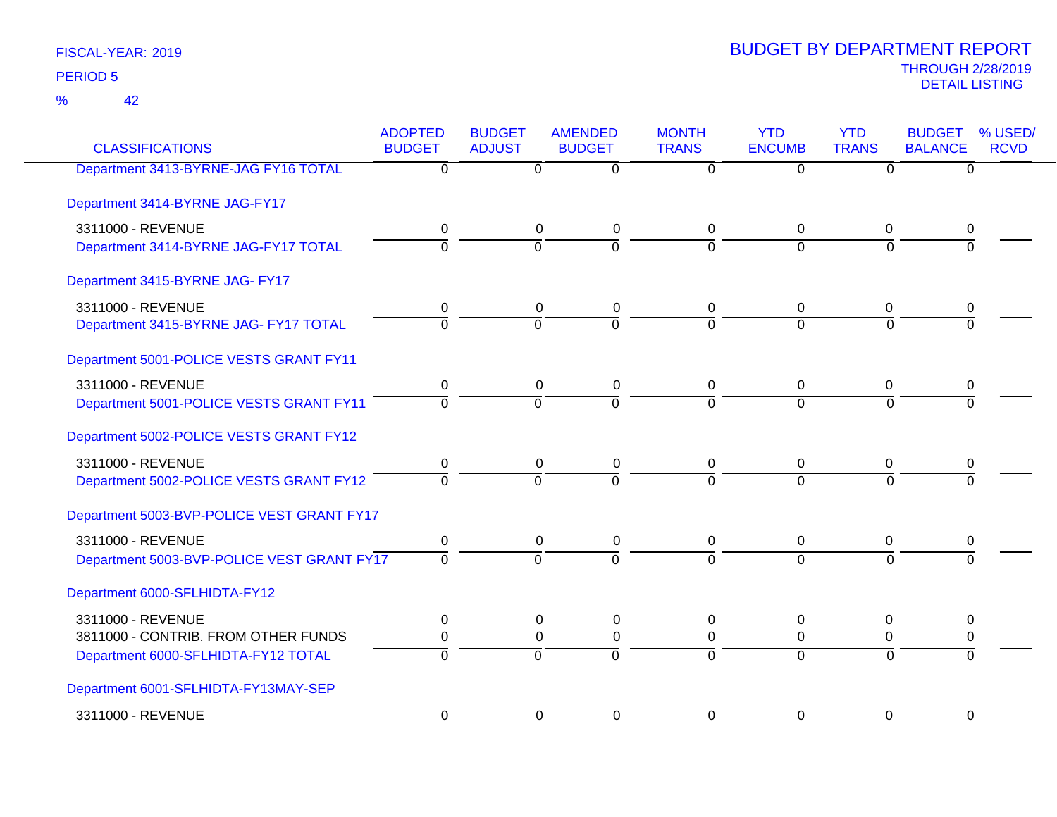FISCAL-YEAR: 2019
PERIOD 5
% 42

# BUDGET BY DEPARTMENT REPORT

THROUGH 2/28/2019
DETAIL LISTING

| CLASSIFICATIONS | ADOPTED BUDGET | BUDGET ADJUST | AMENDED BUDGET | MONTH TRANS | YTD ENCUMB | YTD TRANS | BUDGET BALANCE | % USED/ RCVD |
|---|---|---|---|---|---|---|---|---|
| Department 3413-BYRNE-JAG FY16 TOTAL | 0 | 0 | 0 | 0 | 0 | 0 | 0 | |
| **Department 3414-BYRNE JAG-FY17** | | | | | | | | |
| 3311000 - REVENUE | 0 | 0 | 0 | 0 | 0 | 0 | 0 | |
| Department 3414-BYRNE JAG-FY17 TOTAL | 0 | 0 | 0 | 0 | 0 | 0 | 0 | |
| **Department 3415-BYRNE JAG- FY17** | | | | | | | | |
| 3311000 - REVENUE | 0 | 0 | 0 | 0 | 0 | 0 | 0 | |
| Department 3415-BYRNE JAG- FY17 TOTAL | 0 | 0 | 0 | 0 | 0 | 0 | 0 | |
| **Department 5001-POLICE VESTS GRANT FY11** | | | | | | | | |
| 3311000 - REVENUE | 0 | 0 | 0 | 0 | 0 | 0 | 0 | |
| Department 5001-POLICE VESTS GRANT FY11 | 0 | 0 | 0 | 0 | 0 | 0 | 0 | |
| **Department 5002-POLICE VESTS GRANT FY12** | | | | | | | | |
| 3311000 - REVENUE | 0 | 0 | 0 | 0 | 0 | 0 | 0 | |
| Department 5002-POLICE VESTS GRANT FY12 | 0 | 0 | 0 | 0 | 0 | 0 | 0 | |
| **Department 5003-BVP-POLICE VEST GRANT FY17** | | | | | | | | |
| 3311000 - REVENUE | 0 | 0 | 0 | 0 | 0 | 0 | 0 | |
| Department 5003-BVP-POLICE VEST GRANT FY17 | 0 | 0 | 0 | 0 | 0 | 0 | 0 | |
| **Department 6000-SFLHIDTA-FY12** | | | | | | | | |
| 3311000 - REVENUE | 0 | 0 | 0 | 0 | 0 | 0 | 0 | |
| 3811000 - CONTRIB. FROM OTHER FUNDS | 0 | 0 | 0 | 0 | 0 | 0 | 0 | |
| Department 6000-SFLHIDTA-FY12 TOTAL | 0 | 0 | 0 | 0 | 0 | 0 | 0 | |
| **Department 6001-SFLHIDTA-FY13MAY-SEP** | | | | | | | | |
| 3311000 - REVENUE | 0 | 0 | 0 | 0 | 0 | 0 | 0 | |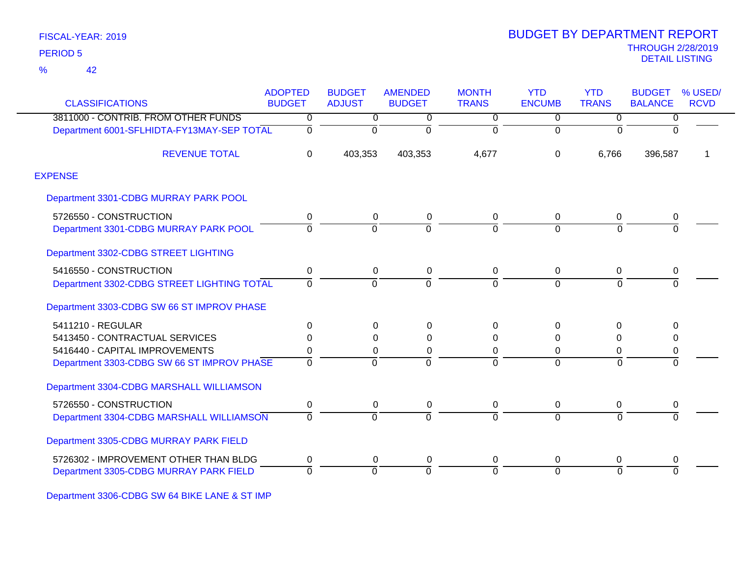FISCAL-YEAR: 2019

PERIOD 5

% 42

# BUDGET BY DEPARTMENT REPORT

THROUGH 2/28/2019

DETAIL LISTING

| CLASSIFICATIONS | ADOPTED BUDGET | BUDGET ADJUST | AMENDED BUDGET | MONTH TRANS | YTD ENCUMB | YTD TRANS | BUDGET BALANCE | % USED/ RCVD |
|---|---|---|---|---|---|---|---|---|
| 3811000 - CONTRIB. FROM OTHER FUNDS | 0 | 0 | 0 | 0 | 0 | 0 | 0 | |
| Department 6001-SFLHIDTA-FY13MAY-SEP TOTAL | 0 | 0 | 0 | 0 | 0 | 0 | 0 | |
| REVENUE TOTAL | 0 | 403,353 | 403,353 | 4,677 | 0 | 6,766 | 396,587 | 1 |
| **EXPENSE** | | | | | | | | |
| Department 3301-CDBG MURRAY PARK POOL | | | | | | | | |
| 5726550 - CONSTRUCTION | 0 | 0 | 0 | 0 | 0 | 0 | 0 | |
| Department 3301-CDBG MURRAY PARK POOL | 0 | 0 | 0 | 0 | 0 | 0 | 0 | |
| Department 3302-CDBG STREET LIGHTING | | | | | | | | |
| 5416550 - CONSTRUCTION | 0 | 0 | 0 | 0 | 0 | 0 | 0 | |
| Department 3302-CDBG STREET LIGHTING TOTAL | 0 | 0 | 0 | 0 | 0 | 0 | 0 | |
| Department 3303-CDBG SW 66 ST IMPROV PHASE | | | | | | | | |
| 5411210 - REGULAR | 0 | 0 | 0 | 0 | 0 | 0 | 0 | |
| 5413450 - CONTRACTUAL SERVICES | 0 | 0 | 0 | 0 | 0 | 0 | 0 | |
| 5416440 - CAPITAL IMPROVEMENTS | 0 | 0 | 0 | 0 | 0 | 0 | 0 | |
| Department 3303-CDBG SW 66 ST IMPROV PHASE | 0 | 0 | 0 | 0 | 0 | 0 | 0 | |
| Department 3304-CDBG MARSHALL WILLIAMSON | | | | | | | | |
| 5726550 - CONSTRUCTION | 0 | 0 | 0 | 0 | 0 | 0 | 0 | |
| Department 3304-CDBG MARSHALL WILLIAMSON | 0 | 0 | 0 | 0 | 0 | 0 | 0 | |
| Department 3305-CDBG MURRAY PARK FIELD | | | | | | | | |
| 5726302 - IMPROVEMENT OTHER THAN BLDG | 0 | 0 | 0 | 0 | 0 | 0 | 0 | |
| Department 3305-CDBG MURRAY PARK FIELD | 0 | 0 | 0 | 0 | 0 | 0 | 0 | |
| Department 3306-CDBG SW 64 BIKE LANE & ST IMP | | | | | | | | |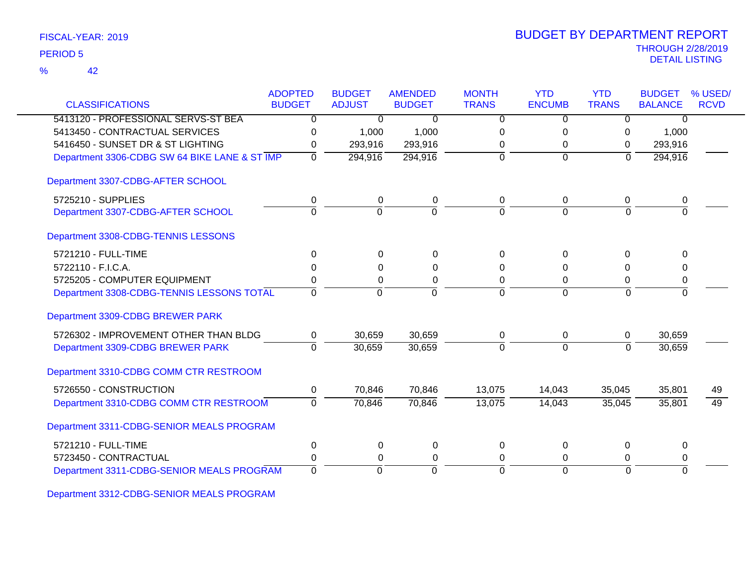FISCAL-YEAR: 2019

PERIOD 5

% 42

# BUDGET BY DEPARTMENT REPORT

THROUGH 2/28/2019

DETAIL LISTING

| CLASSIFICATIONS | ADOPTED BUDGET | BUDGET ADJUST | AMENDED BUDGET | MONTH TRANS | YTD ENCUMB | YTD TRANS | BUDGET BALANCE | % USED/ RCVD |
|---|---|---|---|---|---|---|---|---|
| 5413120 - PROFESSIONAL SERVS-ST BEA | 0 | 0 | 0 | 0 | 0 | 0 | 0 | |
| 5413450 - CONTRACTUAL SERVICES | 0 | 1,000 | 1,000 | 0 | 0 | 0 | 1,000 | |
| 5416450 - SUNSET DR & ST LIGHTING | 0 | 293,916 | 293,916 | 0 | 0 | 0 | 293,916 | |
| Department 3306-CDBG SW 64 BIKE LANE & ST IMP | 0 | 294,916 | 294,916 | 0 | 0 | 0 | 294,916 | |
| **Department 3307-CDBG-AFTER SCHOOL** | | | | | | | | |
| 5725210 - SUPPLIES | 0 | 0 | 0 | 0 | 0 | 0 | 0 | |
| Department 3307-CDBG-AFTER SCHOOL | 0 | 0 | 0 | 0 | 0 | 0 | 0 | |
| **Department 3308-CDBG-TENNIS LESSONS** | | | | | | | | |
| 5721210 - FULL-TIME | 0 | 0 | 0 | 0 | 0 | 0 | 0 | |
| 5722110 - F.I.C.A. | 0 | 0 | 0 | 0 | 0 | 0 | 0 | |
| 5725205 - COMPUTER EQUIPMENT | 0 | 0 | 0 | 0 | 0 | 0 | 0 | |
| Department 3308-CDBG-TENNIS LESSONS TOTAL | 0 | 0 | 0 | 0 | 0 | 0 | 0 | |
| **Department 3309-CDBG BREWER PARK** | | | | | | | | |
| 5726302 - IMPROVEMENT OTHER THAN BLDG | 0 | 30,659 | 30,659 | 0 | 0 | 0 | 30,659 | |
| Department 3309-CDBG BREWER PARK | 0 | 30,659 | 30,659 | 0 | 0 | 0 | 30,659 | |
| **Department 3310-CDBG COMM CTR RESTROOM** | | | | | | | | |
| 5726550 - CONSTRUCTION | 0 | 70,846 | 70,846 | 13,075 | 14,043 | 35,045 | 35,801 | 49 |
| Department 3310-CDBG COMM CTR RESTROOM | 0 | 70,846 | 70,846 | 13,075 | 14,043 | 35,045 | 35,801 | 49 |
| **Department 3311-CDBG-SENIOR MEALS PROGRAM** | | | | | | | | |
| 5721210 - FULL-TIME | 0 | 0 | 0 | 0 | 0 | 0 | 0 | |
| 5723450 - CONTRACTUAL | 0 | 0 | 0 | 0 | 0 | 0 | 0 | |
| Department 3311-CDBG-SENIOR MEALS PROGRAM | 0 | 0 | 0 | 0 | 0 | 0 | 0 | |
| **Department 3312-CDBG-SENIOR MEALS PROGRAM** | | | | | | | | |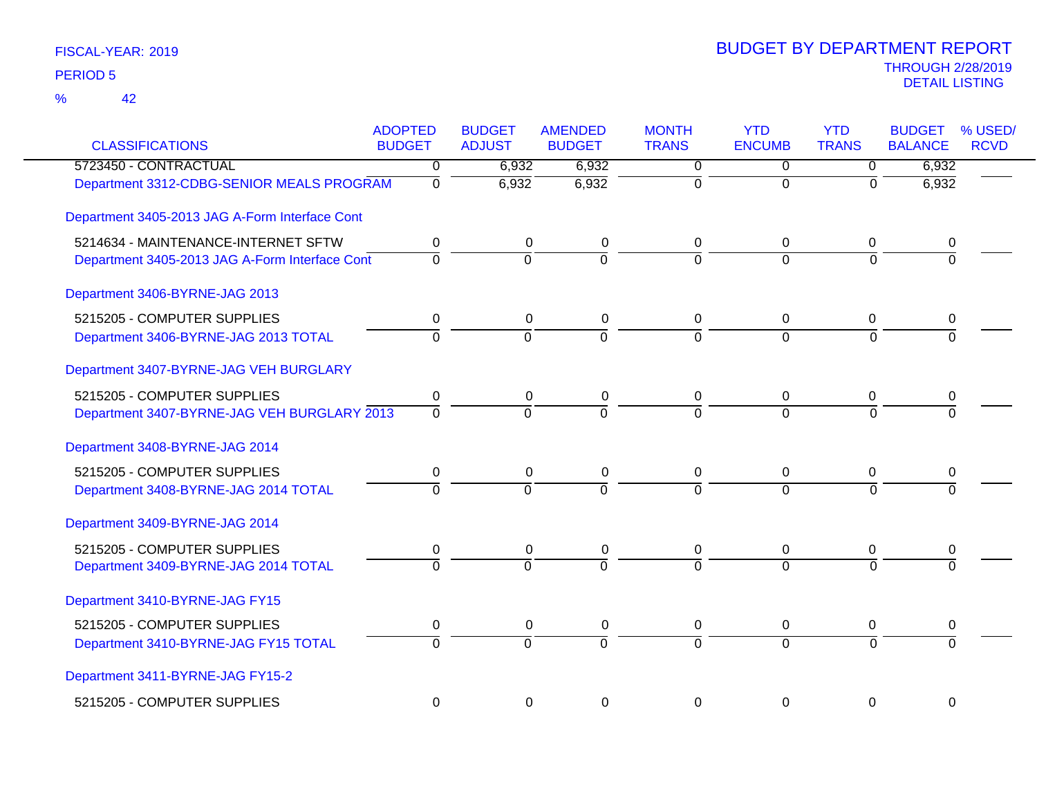FISCAL-YEAR: 2019

PERIOD 5

% 42

# BUDGET BY DEPARTMENT REPORT

THROUGH 2/28/2019

DETAIL LISTING

| CLASSIFICATIONS | ADOPTED BUDGET | BUDGET ADJUST | AMENDED BUDGET | MONTH TRANS | YTD ENCUMB | YTD TRANS | BUDGET BALANCE | % USED/ RCVD |
|---|---|---|---|---|---|---|---|---|
| 5723450 - CONTRACTUAL | 0 | 6,932 | 6,932 | 0 | 0 | 0 | 6,932 | |
| Department 3312-CDBG-SENIOR MEALS PROGRAM | 0 | 6,932 | 6,932 | 0 | 0 | 0 | 6,932 | |
| Department 3405-2013 JAG A-Form Interface Cont | | | | | | | | |
| 5214634 - MAINTENANCE-INTERNET SFTW | 0 | 0 | 0 | 0 | 0 | 0 | 0 | |
| Department 3405-2013 JAG A-Form Interface Cont | 0 | 0 | 0 | 0 | 0 | 0 | 0 | |
| Department 3406-BYRNE-JAG 2013 | | | | | | | | |
| 5215205 - COMPUTER SUPPLIES | 0 | 0 | 0 | 0 | 0 | 0 | 0 | |
| Department 3406-BYRNE-JAG 2013 TOTAL | 0 | 0 | 0 | 0 | 0 | 0 | 0 | |
| Department 3407-BYRNE-JAG VEH BURGLARY | | | | | | | | |
| 5215205 - COMPUTER SUPPLIES | 0 | 0 | 0 | 0 | 0 | 0 | 0 | |
| Department 3407-BYRNE-JAG VEH BURGLARY 2013 | 0 | 0 | 0 | 0 | 0 | 0 | 0 | |
| Department 3408-BYRNE-JAG 2014 | | | | | | | | |
| 5215205 - COMPUTER SUPPLIES | 0 | 0 | 0 | 0 | 0 | 0 | 0 | |
| Department 3408-BYRNE-JAG 2014 TOTAL | 0 | 0 | 0 | 0 | 0 | 0 | 0 | |
| Department 3409-BYRNE-JAG 2014 | | | | | | | | |
| 5215205 - COMPUTER SUPPLIES | 0 | 0 | 0 | 0 | 0 | 0 | 0 | |
| Department 3409-BYRNE-JAG 2014 TOTAL | 0 | 0 | 0 | 0 | 0 | 0 | 0 | |
| Department 3410-BYRNE-JAG FY15 | | | | | | | | |
| 5215205 - COMPUTER SUPPLIES | 0 | 0 | 0 | 0 | 0 | 0 | 0 | |
| Department 3410-BYRNE-JAG FY15 TOTAL | 0 | 0 | 0 | 0 | 0 | 0 | 0 | |
| Department 3411-BYRNE-JAG FY15-2 | | | | | | | | |
| 5215205 - COMPUTER SUPPLIES | 0 | 0 | 0 | 0 | 0 | 0 | 0 | |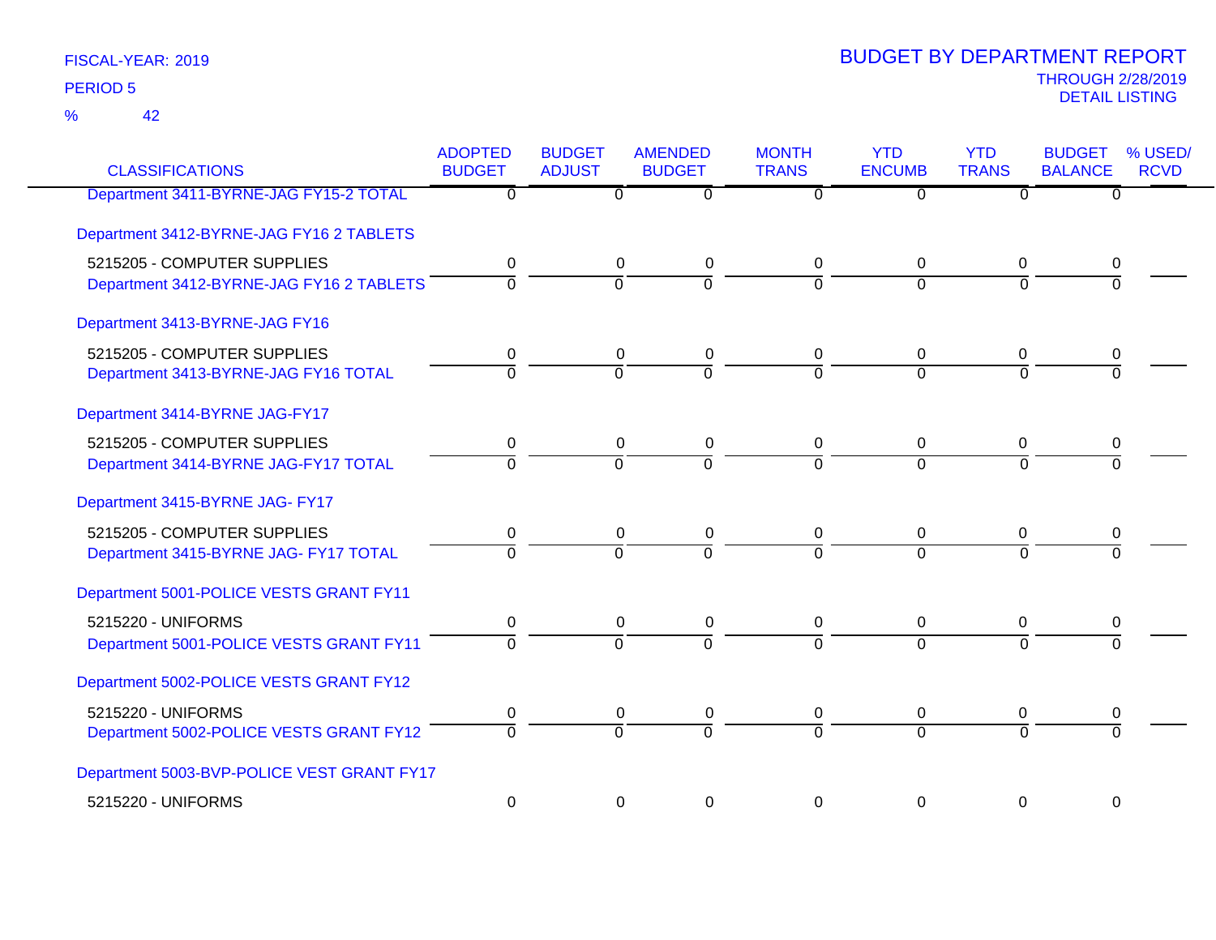FISCAL-YEAR: 2019

PERIOD 5

% 42

# BUDGET BY DEPARTMENT REPORT

THROUGH 2/28/2019

DETAIL LISTING

| CLASSIFICATIONS | ADOPTED BUDGET | BUDGET ADJUST | AMENDED BUDGET | MONTH TRANS | YTD ENCUMB | YTD TRANS | BUDGET BALANCE | % USED/ RCVD |
|---|---|---|---|---|---|---|---|---|
| Department 3411-BYRNE-JAG FY15-2 TOTAL | 0 | 0 | 0 | 0 | 0 | 0 | 0 | |
| Department 3412-BYRNE-JAG FY16 2 TABLETS | | | | | | | | |
| 5215205 - COMPUTER SUPPLIES | 0 | 0 | 0 | 0 | 0 | 0 | 0 | |
| Department 3412-BYRNE-JAG FY16 2 TABLETS | 0 | 0 | 0 | 0 | 0 | 0 | 0 | |
| Department 3413-BYRNE-JAG FY16 | | | | | | | | |
| 5215205 - COMPUTER SUPPLIES | 0 | 0 | 0 | 0 | 0 | 0 | 0 | |
| Department 3413-BYRNE-JAG FY16 TOTAL | 0 | 0 | 0 | 0 | 0 | 0 | 0 | |
| Department 3414-BYRNE JAG-FY17 | | | | | | | | |
| 5215205 - COMPUTER SUPPLIES | 0 | 0 | 0 | 0 | 0 | 0 | 0 | |
| Department 3414-BYRNE JAG-FY17 TOTAL | 0 | 0 | 0 | 0 | 0 | 0 | 0 | |
| Department 3415-BYRNE JAG- FY17 | | | | | | | | |
| 5215205 - COMPUTER SUPPLIES | 0 | 0 | 0 | 0 | 0 | 0 | 0 | |
| Department 3415-BYRNE JAG- FY17 TOTAL | 0 | 0 | 0 | 0 | 0 | 0 | 0 | |
| Department 5001-POLICE VESTS GRANT FY11 | | | | | | | | |
| 5215220 - UNIFORMS | 0 | 0 | 0 | 0 | 0 | 0 | 0 | |
| Department 5001-POLICE VESTS GRANT FY11 | 0 | 0 | 0 | 0 | 0 | 0 | 0 | |
| Department 5002-POLICE VESTS GRANT FY12 | | | | | | | | |
| 5215220 - UNIFORMS | 0 | 0 | 0 | 0 | 0 | 0 | 0 | |
| Department 5002-POLICE VESTS GRANT FY12 | 0 | 0 | 0 | 0 | 0 | 0 | 0 | |
| Department 5003-BVP-POLICE VEST GRANT FY17 | | | | | | | | |
| 5215220 - UNIFORMS | 0 | 0 | 0 | 0 | 0 | 0 | 0 | |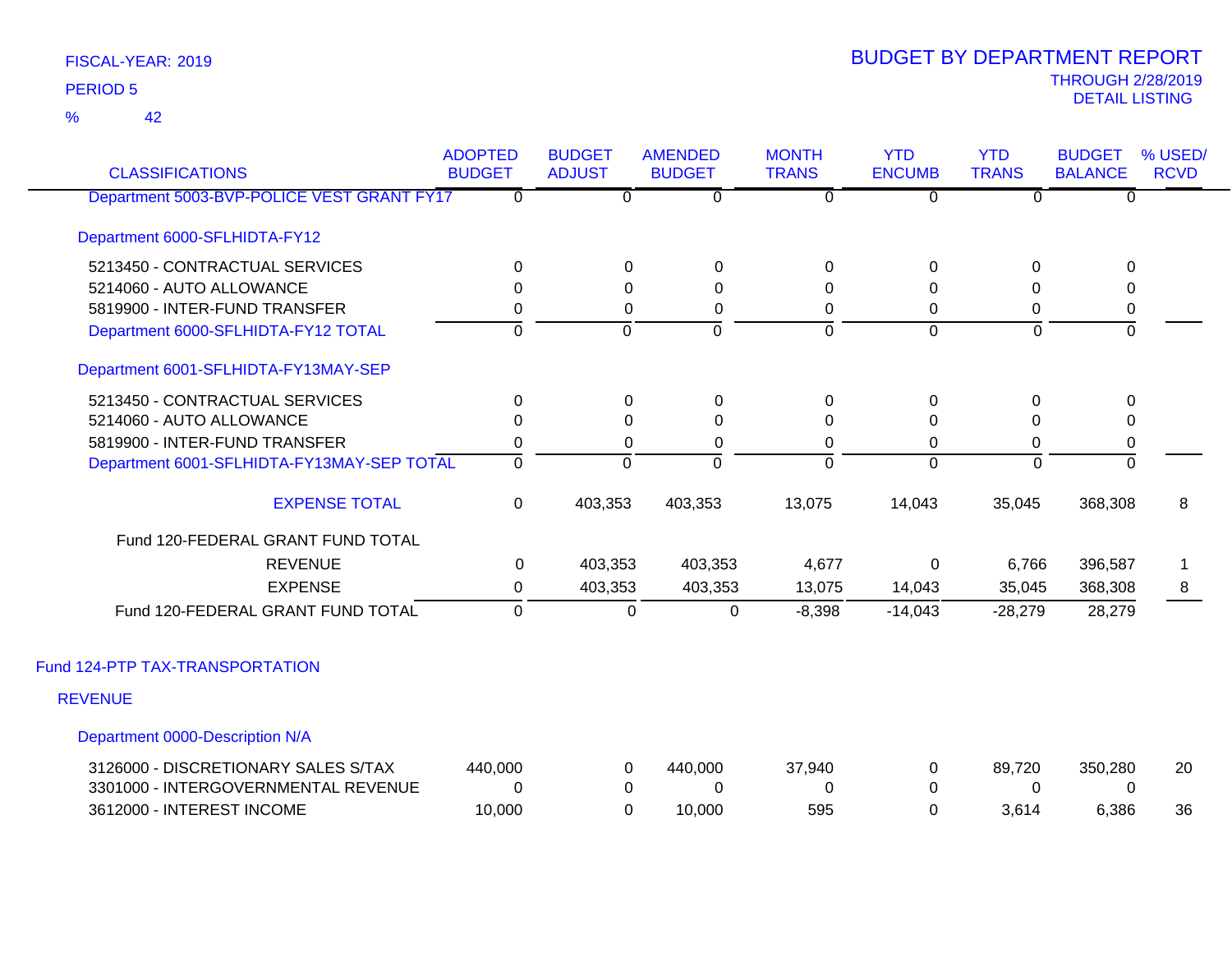FISCAL-YEAR: 2019

PERIOD 5

% 42

# BUDGET BY DEPARTMENT REPORT

THROUGH 2/28/2019

DETAIL LISTING

| CLASSIFICATIONS | ADOPTED BUDGET | BUDGET ADJUST | AMENDED BUDGET | MONTH TRANS | YTD ENCUMB | YTD TRANS | BUDGET BALANCE | % USED/ RCVD |
|---|---|---|---|---|---|---|---|---|
| Department 5003-BVP-POLICE VEST GRANT FY17 | 0 | 0 | 0 | 0 | 0 | 0 | 0 | |
| **Department 6000-SFLHIDTA-FY12** | | | | | | | | |
| 5213450 - CONTRACTUAL SERVICES | 0 | 0 | 0 | 0 | 0 | 0 | 0 | |
| 5214060 - AUTO ALLOWANCE | 0 | 0 | 0 | 0 | 0 | 0 | 0 | |
| 5819900 - INTER-FUND TRANSFER | 0 | 0 | 0 | 0 | 0 | 0 | 0 | |
| Department 6000-SFLHIDTA-FY12 TOTAL | 0 | 0 | 0 | 0 | 0 | 0 | 0 | |
| **Department 6001-SFLHIDTA-FY13MAY-SEP** | | | | | | | | |
| 5213450 - CONTRACTUAL SERVICES | 0 | 0 | 0 | 0 | 0 | 0 | 0 | |
| 5214060 - AUTO ALLOWANCE | 0 | 0 | 0 | 0 | 0 | 0 | 0 | |
| 5819900 - INTER-FUND TRANSFER | 0 | 0 | 0 | 0 | 0 | 0 | 0 | |
| Department 6001-SFLHIDTA-FY13MAY-SEP TOTAL | 0 | 0 | 0 | 0 | 0 | 0 | 0 | |
| EXPENSE TOTAL | 0 | 403,353 | 403,353 | 13,075 | 14,043 | 35,045 | 368,308 | 8 |
| Fund 120-FEDERAL GRANT FUND TOTAL | | | | | | | | |
| REVENUE | 0 | 403,353 | 403,353 | 4,677 | 0 | 6,766 | 396,587 | 1 |
| EXPENSE | 0 | 403,353 | 403,353 | 13,075 | 14,043 | 35,045 | 368,308 | 8 |
| Fund 120-FEDERAL GRANT FUND TOTAL | 0 | 0 | 0 | -8,398 | -14,043 | -28,279 | 28,279 | |

## Fund 124-PTP TAX-TRANSPORTATION

### REVENUE

| CLASSIFICATIONS | ADOPTED BUDGET | BUDGET ADJUST | AMENDED BUDGET | MONTH TRANS | YTD ENCUMB | YTD TRANS | BUDGET BALANCE | % USED/ RCVD |
|---|---|---|---|---|---|---|---|---|
| **Department 0000-Description N/A** | | | | | | | | |
| 3126000 - DISCRETIONARY SALES S/TAX | 440,000 | 0 | 440,000 | 37,940 | 0 | 89,720 | 350,280 | 20 |
| 3301000 - INTERGOVERNMENTAL REVENUE | 0 | 0 | 0 | 0 | 0 | 0 | 0 | |
| 3612000 - INTEREST INCOME | 10,000 | 0 | 10,000 | 595 | 0 | 3,614 | 6,386 | 36 |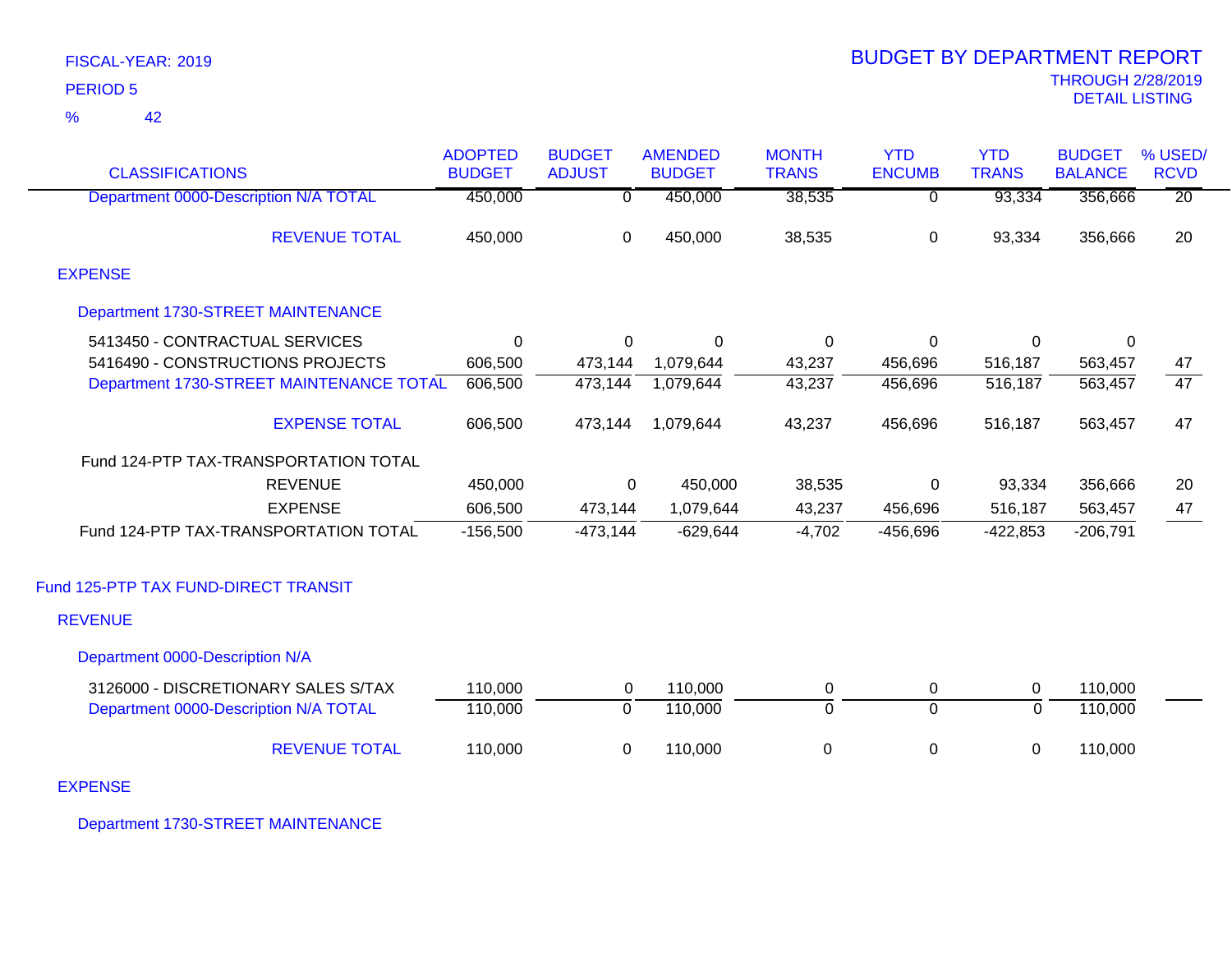FISCAL-YEAR: 2019

PERIOD 5

% 42

# BUDGET BY DEPARTMENT REPORT

THROUGH 2/28/2019

DETAIL LISTING

| CLASSIFICATIONS | ADOPTED BUDGET | BUDGET ADJUST | AMENDED BUDGET | MONTH TRANS | YTD ENCUMB | YTD TRANS | BUDGET BALANCE | % USED/ RCVD |
|---|---|---|---|---|---|---|---|---|
| Department 0000-Description N/A TOTAL | 450,000 | 0 | 450,000 | 38,535 | 0 | 93,334 | 356,666 | 20 |
| REVENUE TOTAL | 450,000 | 0 | 450,000 | 38,535 | 0 | 93,334 | 356,666 | 20 |
| EXPENSE | | | | | | | | |
| Department 1730-STREET MAINTENANCE | | | | | | | | |
| 5413450 - CONTRACTUAL SERVICES | 0 | 0 | 0 | 0 | 0 | 0 | 0 | |
| 5416490 - CONSTRUCTIONS PROJECTS | 606,500 | 473,144 | 1,079,644 | 43,237 | 456,696 | 516,187 | 563,457 | 47 |
| Department 1730-STREET MAINTENANCE TOTAL | 606,500 | 473,144 | 1,079,644 | 43,237 | 456,696 | 516,187 | 563,457 | 47 |
| EXPENSE TOTAL | 606,500 | 473,144 | 1,079,644 | 43,237 | 456,696 | 516,187 | 563,457 | 47 |
| Fund 124-PTP TAX-TRANSPORTATION TOTAL | | | | | | | | |
| REVENUE | 450,000 | 0 | 450,000 | 38,535 | 0 | 93,334 | 356,666 | 20 |
| EXPENSE | 606,500 | 473,144 | 1,079,644 | 43,237 | 456,696 | 516,187 | 563,457 | 47 |
| Fund 124-PTP TAX-TRANSPORTATION TOTAL | -156,500 | -473,144 | -629,644 | -4,702 | -456,696 | -422,853 | -206,791 | |
| Fund 125-PTP TAX FUND-DIRECT TRANSIT | | | | | | | | |
| REVENUE | | | | | | | | |
| Department 0000-Description N/A | | | | | | | | |
| 3126000 - DISCRETIONARY SALES S/TAX | 110,000 | 0 | 110,000 | 0 | 0 | 0 | 110,000 | |
| Department 0000-Description N/A TOTAL | 110,000 | 0 | 110,000 | 0 | 0 | 0 | 110,000 | |
| REVENUE TOTAL | 110,000 | 0 | 110,000 | 0 | 0 | 0 | 110,000 | |
| EXPENSE | | | | | | | | |
| Department 1730-STREET MAINTENANCE | | | | | | | | |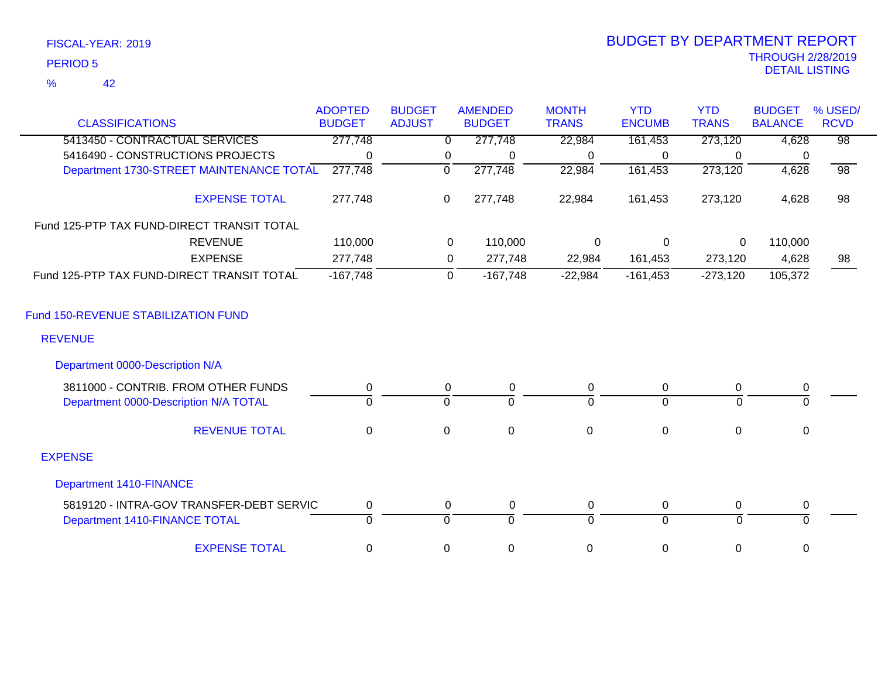FISCAL-YEAR: 2019

PERIOD 5

% 42

# BUDGET BY DEPARTMENT REPORT

THROUGH 2/28/2019

DETAIL LISTING

| CLASSIFICATIONS | ADOPTED BUDGET | BUDGET ADJUST | AMENDED BUDGET | MONTH TRANS | YTD ENCUMB | YTD TRANS | BUDGET BALANCE | % USED/ RCVD |
|---|---|---|---|---|---|---|---|---|
| 5413450 - CONTRACTUAL SERVICES | 277,748 | 0 | 277,748 | 22,984 | 161,453 | 273,120 | 4,628 | 98 |
| 5416490 - CONSTRUCTIONS PROJECTS | 0 | 0 | 0 | 0 | 0 | 0 | 0 | |
| Department 1730-STREET MAINTENANCE TOTAL | 277,748 | 0 | 277,748 | 22,984 | 161,453 | 273,120 | 4,628 | 98 |
| EXPENSE TOTAL | 277,748 | 0 | 277,748 | 22,984 | 161,453 | 273,120 | 4,628 | 98 |
| Fund 125-PTP TAX FUND-DIRECT TRANSIT TOTAL | | | | | | | | |
| REVENUE | 110,000 | 0 | 110,000 | 0 | 0 | 0 | 110,000 | |
| EXPENSE | 277,748 | 0 | 277,748 | 22,984 | 161,453 | 273,120 | 4,628 | 98 |
| Fund 125-PTP TAX FUND-DIRECT TRANSIT TOTAL | -167,748 | 0 | -167,748 | -22,984 | -161,453 | -273,120 | 105,372 | |
| Fund 150-REVENUE STABILIZATION FUND | | | | | | | | |
| REVENUE | | | | | | | | |
| Department 0000-Description N/A | | | | | | | | |
| 3811000 - CONTRIB. FROM OTHER FUNDS | 0 | 0 | 0 | 0 | 0 | 0 | 0 | |
| Department 0000-Description N/A TOTAL | 0 | 0 | 0 | 0 | 0 | 0 | 0 | |
| REVENUE TOTAL | 0 | 0 | 0 | 0 | 0 | 0 | 0 | |
| EXPENSE | | | | | | | | |
| Department 1410-FINANCE | | | | | | | | |
| 5819120 - INTRA-GOV TRANSFER-DEBT SERVIC | 0 | 0 | 0 | 0 | 0 | 0 | 0 | |
| Department 1410-FINANCE TOTAL | 0 | 0 | 0 | 0 | 0 | 0 | 0 | |
| EXPENSE TOTAL | 0 | 0 | 0 | 0 | 0 | 0 | 0 | |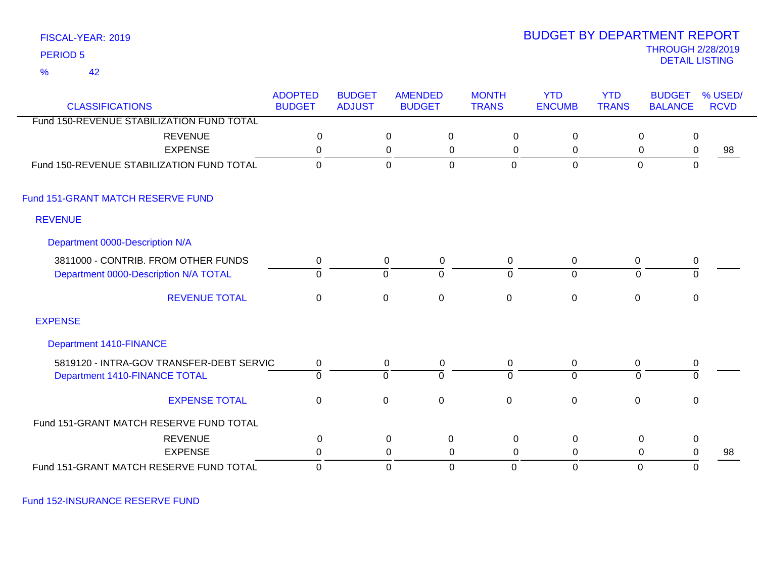FISCAL-YEAR: 2019

PERIOD 5

% 42

# BUDGET BY DEPARTMENT REPORT

THROUGH 2/28/2019

DETAIL LISTING

| CLASSIFICATIONS | ADOPTED BUDGET | BUDGET ADJUST | AMENDED BUDGET | MONTH TRANS | YTD ENCUMB | YTD TRANS | BUDGET BALANCE | % USED/ RCVD |
|---|---|---|---|---|---|---|---|---|
| Fund 150-REVENUE STABILIZATION FUND TOTAL | | | | | | | | |
| REVENUE | 0 | 0 | 0 | 0 | 0 | 0 | 0 | |
| EXPENSE | 0 | 0 | 0 | 0 | 0 | 0 | 0 | 98 |
| Fund 150-REVENUE STABILIZATION FUND TOTAL | 0 | 0 | 0 | 0 | 0 | 0 | 0 | |
| **Fund 151-GRANT MATCH RESERVE FUND** | | | | | | | | |
| **REVENUE** | | | | | | | | |
| **Department 0000-Description N/A** | | | | | | | | |
| 3811000 - CONTRIB. FROM OTHER FUNDS | 0 | 0 | 0 | 0 | 0 | 0 | 0 | |
| Department 0000-Description N/A TOTAL | 0 | 0 | 0 | 0 | 0 | 0 | 0 | |
| REVENUE TOTAL | 0 | 0 | 0 | 0 | 0 | 0 | 0 | |
| **EXPENSE** | | | | | | | | |
| **Department 1410-FINANCE** | | | | | | | | |
| 5819120 - INTRA-GOV TRANSFER-DEBT SERVIC | 0 | 0 | 0 | 0 | 0 | 0 | 0 | |
| Department 1410-FINANCE TOTAL | 0 | 0 | 0 | 0 | 0 | 0 | 0 | |
| EXPENSE TOTAL | 0 | 0 | 0 | 0 | 0 | 0 | 0 | |
| Fund 151-GRANT MATCH RESERVE FUND TOTAL | | | | | | | | |
| REVENUE | 0 | 0 | 0 | 0 | 0 | 0 | 0 | |
| EXPENSE | 0 | 0 | 0 | 0 | 0 | 0 | 0 | 98 |
| Fund 151-GRANT MATCH RESERVE FUND TOTAL | 0 | 0 | 0 | 0 | 0 | 0 | 0 | |

**Fund 152-INSURANCE RESERVE FUND**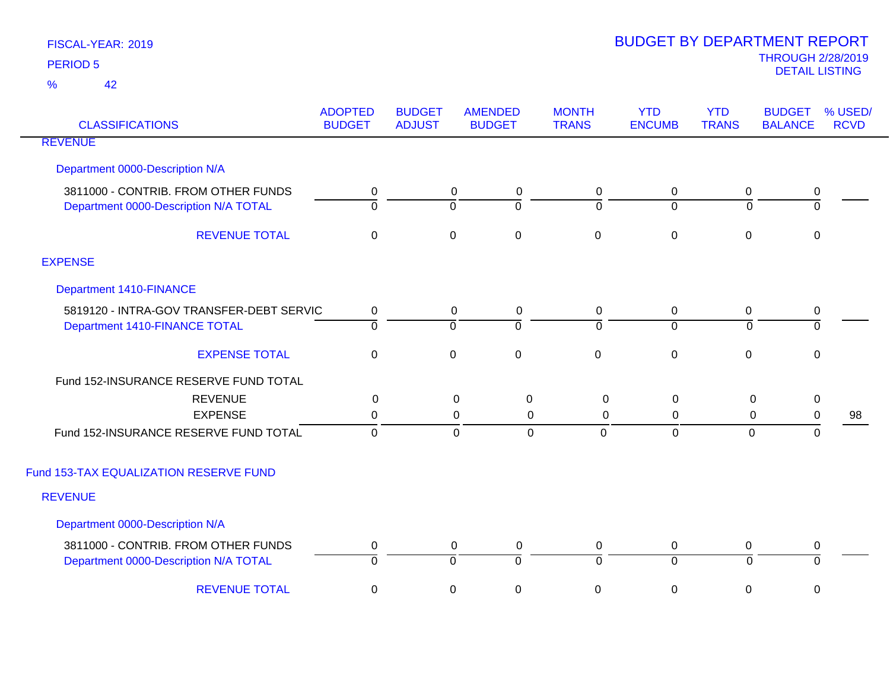FISCAL-YEAR: 2019

PERIOD 5

% 42

# BUDGET BY DEPARTMENT REPORT

THROUGH 2/28/2019

DETAIL LISTING

| CLASSIFICATIONS | ADOPTED BUDGET | BUDGET ADJUST | AMENDED BUDGET | MONTH TRANS | YTD ENCUMB | YTD TRANS | BUDGET BALANCE | % USED/ RCVD |
|---|---|---|---|---|---|---|---|---|
| REVENUE | | | | | | | | |
| Department 0000-Description N/A | | | | | | | | |
| 3811000 - CONTRIB. FROM OTHER FUNDS | 0 | 0 | 0 | 0 | 0 | 0 | 0 | |
| Department 0000-Description N/A TOTAL | 0 | 0 | 0 | 0 | 0 | 0 | 0 | |
| REVENUE TOTAL | 0 | 0 | 0 | 0 | 0 | 0 | 0 | |
| EXPENSE | | | | | | | | |
| Department 1410-FINANCE | | | | | | | | |
| 5819120 - INTRA-GOV TRANSFER-DEBT SERVIC | 0 | 0 | 0 | 0 | 0 | 0 | 0 | |
| Department 1410-FINANCE TOTAL | 0 | 0 | 0 | 0 | 0 | 0 | 0 | |
| EXPENSE TOTAL | 0 | 0 | 0 | 0 | 0 | 0 | 0 | |
| Fund 152-INSURANCE RESERVE FUND TOTAL | | | | | | | | |
| REVENUE | 0 | 0 | 0 | 0 | 0 | 0 | 0 | |
| EXPENSE | 0 | 0 | 0 | 0 | 0 | 0 | 0 | 98 |
| Fund 152-INSURANCE RESERVE FUND TOTAL | 0 | 0 | 0 | 0 | 0 | 0 | 0 | |
| Fund 153-TAX EQUALIZATION RESERVE FUND | | | | | | | | |
| REVENUE | | | | | | | | |
| Department 0000-Description N/A | | | | | | | | |
| 3811000 - CONTRIB. FROM OTHER FUNDS | 0 | 0 | 0 | 0 | 0 | 0 | 0 | |
| Department 0000-Description N/A TOTAL | 0 | 0 | 0 | 0 | 0 | 0 | 0 | |
| REVENUE TOTAL | 0 | 0 | 0 | 0 | 0 | 0 | 0 | |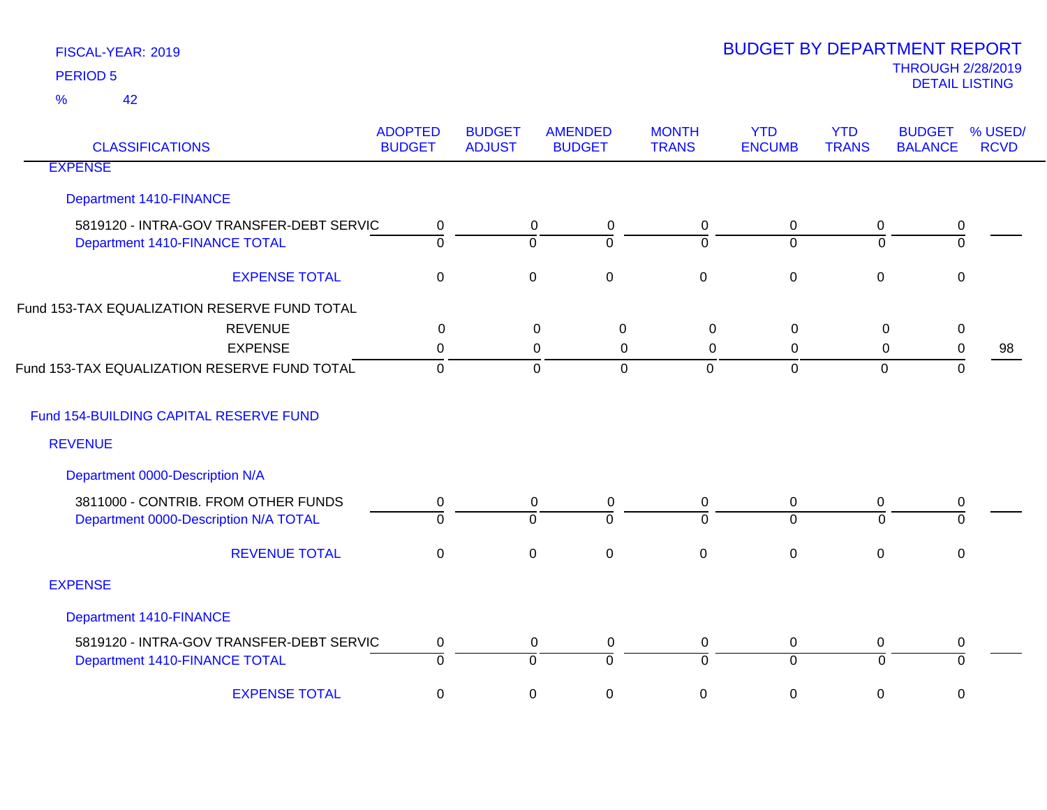FISCAL-YEAR: 2019

PERIOD 5

% 42

# BUDGET BY DEPARTMENT REPORT

THROUGH 2/28/2019

DETAIL LISTING

| CLASSIFICATIONS | ADOPTED BUDGET | BUDGET ADJUST | AMENDED BUDGET | MONTH TRANS | YTD ENCUMB | YTD TRANS | BUDGET BALANCE | % USED/ RCVD |
|---|---|---|---|---|---|---|---|---|
| EXPENSE | | | | | | | | |
| Department 1410-FINANCE | | | | | | | | |
| 5819120 - INTRA-GOV TRANSFER-DEBT SERVIC | 0 | 0 | 0 | 0 | 0 | 0 | 0 | |
| Department 1410-FINANCE TOTAL | 0 | 0 | 0 | 0 | 0 | 0 | 0 | |
| EXPENSE TOTAL | 0 | 0 | 0 | 0 | 0 | 0 | 0 | |
| Fund 153-TAX EQUALIZATION RESERVE FUND TOTAL | | | | | | | | |
| REVENUE | 0 | 0 | 0 | 0 | 0 | 0 | 0 | |
| EXPENSE | 0 | 0 | 0 | 0 | 0 | 0 | 0 | 98 |
| Fund 153-TAX EQUALIZATION RESERVE FUND TOTAL | 0 | 0 | 0 | 0 | 0 | 0 | 0 | |
| Fund 154-BUILDING CAPITAL RESERVE FUND | | | | | | | | |
| REVENUE | | | | | | | | |
| Department 0000-Description N/A | | | | | | | | |
| 3811000 - CONTRIB. FROM OTHER FUNDS | 0 | 0 | 0 | 0 | 0 | 0 | 0 | |
| Department 0000-Description N/A TOTAL | 0 | 0 | 0 | 0 | 0 | 0 | 0 | |
| REVENUE TOTAL | 0 | 0 | 0 | 0 | 0 | 0 | 0 | |
| EXPENSE | | | | | | | | |
| Department 1410-FINANCE | | | | | | | | |
| 5819120 - INTRA-GOV TRANSFER-DEBT SERVIC | 0 | 0 | 0 | 0 | 0 | 0 | 0 | |
| Department 1410-FINANCE TOTAL | 0 | 0 | 0 | 0 | 0 | 0 | 0 | |
| EXPENSE TOTAL | 0 | 0 | 0 | 0 | 0 | 0 | 0 | |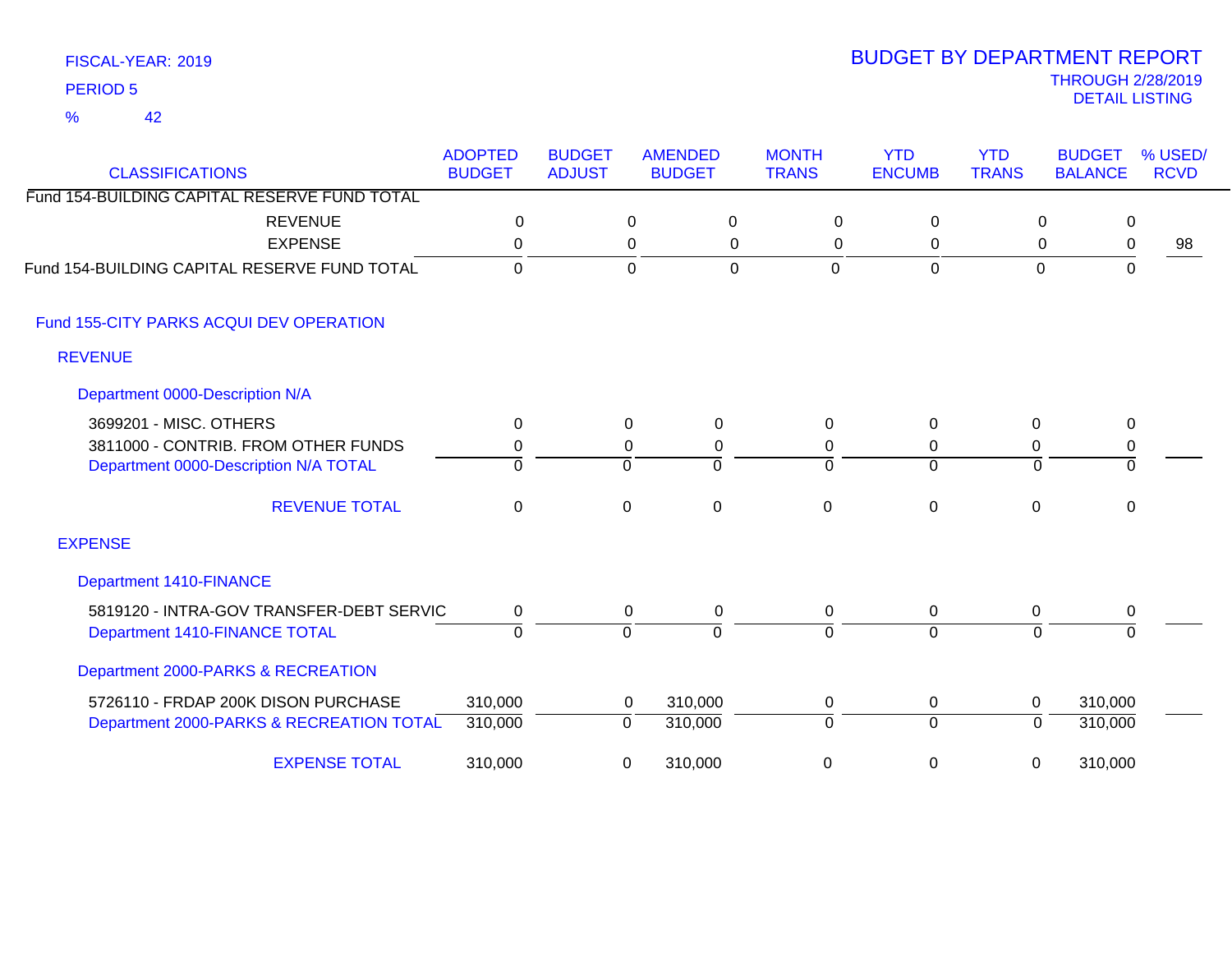FISCAL-YEAR: 2019

PERIOD 5

% 42

# BUDGET BY DEPARTMENT REPORT

THROUGH 2/28/2019

DETAIL LISTING

| CLASSIFICATIONS | ADOPTED BUDGET | BUDGET ADJUST | AMENDED BUDGET | MONTH TRANS | YTD ENCUMB | YTD TRANS | BUDGET BALANCE | % USED/ RCVD |
|---|---|---|---|---|---|---|---|---|
| Fund 154-BUILDING CAPITAL RESERVE FUND TOTAL | | | | | | | | |
| REVENUE | 0 | 0 | 0 | 0 | 0 | 0 | 0 | |
| EXPENSE | 0 | 0 | 0 | 0 | 0 | 0 | 0 | 98 |
| Fund 154-BUILDING CAPITAL RESERVE FUND TOTAL | 0 | 0 | 0 | 0 | 0 | 0 | 0 | |
| Fund 155-CITY PARKS ACQUI DEV OPERATION | | | | | | | | |
| REVENUE | | | | | | | | |
| Department 0000-Description N/A | | | | | | | | |
| 3699201 - MISC. OTHERS | 0 | 0 | 0 | 0 | 0 | 0 | 0 | |
| 3811000 - CONTRIB. FROM OTHER FUNDS | 0 | 0 | 0 | 0 | 0 | 0 | 0 | |
| Department 0000-Description N/A TOTAL | 0 | 0 | 0 | 0 | 0 | 0 | 0 | |
| REVENUE TOTAL | 0 | 0 | 0 | 0 | 0 | 0 | 0 | |
| EXPENSE | | | | | | | | |
| Department 1410-FINANCE | | | | | | | | |
| 5819120 - INTRA-GOV TRANSFER-DEBT SERVIC | 0 | 0 | 0 | 0 | 0 | 0 | 0 | |
| Department 1410-FINANCE TOTAL | 0 | 0 | 0 | 0 | 0 | 0 | 0 | |
| Department 2000-PARKS & RECREATION | | | | | | | | |
| 5726110 - FRDAP 200K DISON PURCHASE | 310,000 | 0 | 310,000 | 0 | 0 | 0 | 310,000 | |
| Department 2000-PARKS & RECREATION TOTAL | 310,000 | 0 | 310,000 | 0 | 0 | 0 | 310,000 | |
| EXPENSE TOTAL | 310,000 | 0 | 310,000 | 0 | 0 | 0 | 310,000 | |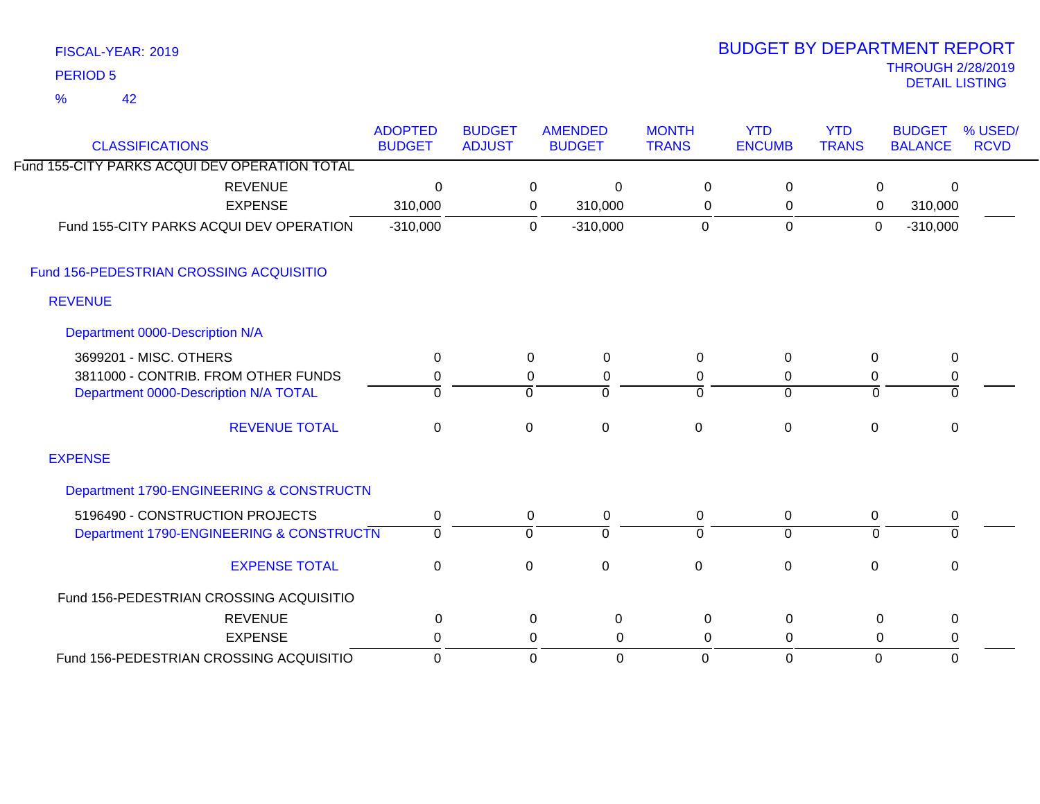FISCAL-YEAR: 2019

PERIOD 5

% 42

# BUDGET BY DEPARTMENT REPORT

THROUGH 2/28/2019

DETAIL LISTING

| CLASSIFICATIONS | ADOPTED BUDGET | BUDGET ADJUST | AMENDED BUDGET | MONTH TRANS | YTD ENCUMB | YTD TRANS | BUDGET BALANCE | % USED/ RCVD |
|---|---|---|---|---|---|---|---|---|
| Fund 155-CITY PARKS ACQUI DEV OPERATION TOTAL | | | | | | | | |
| REVENUE | 0 | 0 | 0 | 0 | 0 | 0 | 0 | |
| EXPENSE | 310,000 | 0 | 310,000 | 0 | 0 | 0 | 310,000 | |
| Fund 155-CITY PARKS ACQUI DEV OPERATION | -310,000 | 0 | -310,000 | 0 | 0 | 0 | -310,000 | |
| **Fund 156-PEDESTRIAN CROSSING ACQUISITIO** | | | | | | | | |
| **REVENUE** | | | | | | | | |
| **Department 0000-Description N/A** | | | | | | | | |
| 3699201 - MISC. OTHERS | 0 | 0 | 0 | 0 | 0 | 0 | 0 | |
| 3811000 - CONTRIB. FROM OTHER FUNDS | 0 | 0 | 0 | 0 | 0 | 0 | 0 | |
| Department 0000-Description N/A TOTAL | 0 | 0 | 0 | 0 | 0 | 0 | 0 | |
| REVENUE TOTAL | 0 | 0 | 0 | 0 | 0 | 0 | 0 | |
| **EXPENSE** | | | | | | | | |
| **Department 1790-ENGINEERING & CONSTRUCTN** | | | | | | | | |
| 5196490 - CONSTRUCTION PROJECTS | 0 | 0 | 0 | 0 | 0 | 0 | 0 | |
| Department 1790-ENGINEERING & CONSTRUCTN | 0 | 0 | 0 | 0 | 0 | 0 | 0 | |
| EXPENSE TOTAL | 0 | 0 | 0 | 0 | 0 | 0 | 0 | |
| Fund 156-PEDESTRIAN CROSSING ACQUISITIO | | | | | | | | |
| REVENUE | 0 | 0 | 0 | 0 | 0 | 0 | 0 | |
| EXPENSE | 0 | 0 | 0 | 0 | 0 | 0 | 0 | |
| Fund 156-PEDESTRIAN CROSSING ACQUISITIO | 0 | 0 | 0 | 0 | 0 | 0 | 0 | |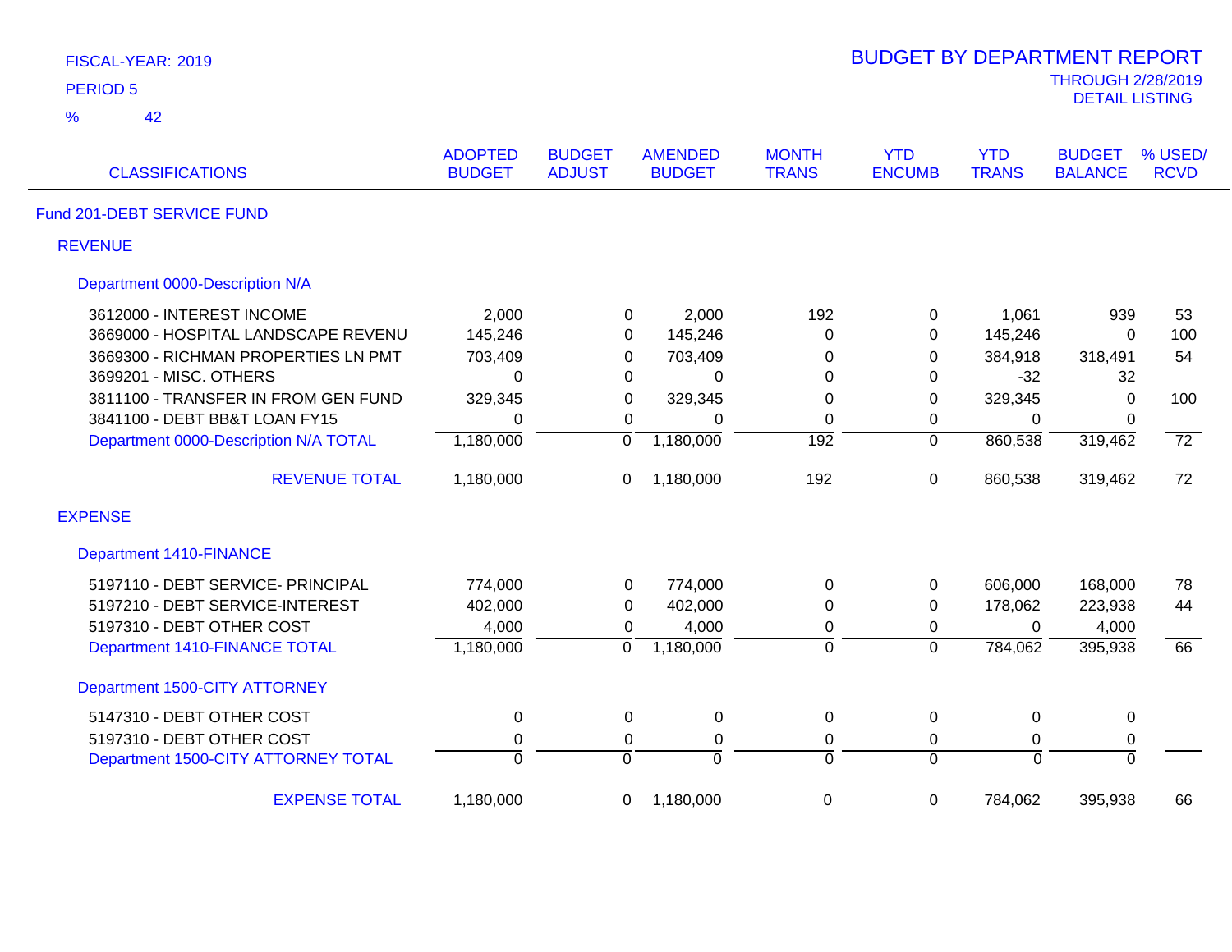FISCAL-YEAR: 2019

PERIOD 5

% 42

# BUDGET BY DEPARTMENT REPORT

THROUGH 2/28/2019

DETAIL LISTING

| CLASSIFICATIONS | ADOPTED BUDGET | BUDGET ADJUST | AMENDED BUDGET | MONTH TRANS | YTD ENCUMB | YTD TRANS | BUDGET BALANCE | % USED/ RCVD |
|---|---|---|---|---|---|---|---|---|
| **Fund 201-DEBT SERVICE FUND** | | | | | | | | |
| **REVENUE** | | | | | | | | |
| **Department 0000-Description N/A** | | | | | | | | |
| 3612000 - INTEREST INCOME | 2,000 | 0 | 2,000 | 192 | 0 | 1,061 | 939 | 53 |
| 3669000 - HOSPITAL LANDSCAPE REVENU | 145,246 | 0 | 145,246 | 0 | 0 | 145,246 | 0 | 100 |
| 3669300 - RICHMAN PROPERTIES LN PMT | 703,409 | 0 | 703,409 | 0 | 0 | 384,918 | 318,491 | 54 |
| 3699201 - MISC. OTHERS | 0 | 0 | 0 | 0 | 0 | -32 | 32 | |
| 3811100 - TRANSFER IN FROM GEN FUND | 329,345 | 0 | 329,345 | 0 | 0 | 329,345 | 0 | 100 |
| 3841100 - DEBT BB&T LOAN FY15 | 0 | 0 | 0 | 0 | 0 | 0 | 0 | |
| Department 0000-Description N/A TOTAL | 1,180,000 | 0 | 1,180,000 | 192 | 0 | 860,538 | 319,462 | 72 |
| REVENUE TOTAL | 1,180,000 | 0 | 1,180,000 | 192 | 0 | 860,538 | 319,462 | 72 |
| **EXPENSE** | | | | | | | | |
| **Department 1410-FINANCE** | | | | | | | | |
| 5197110 - DEBT SERVICE- PRINCIPAL | 774,000 | 0 | 774,000 | 0 | 0 | 606,000 | 168,000 | 78 |
| 5197210 - DEBT SERVICE-INTEREST | 402,000 | 0 | 402,000 | 0 | 0 | 178,062 | 223,938 | 44 |
| 5197310 - DEBT OTHER COST | 4,000 | 0 | 4,000 | 0 | 0 | 0 | 4,000 | |
| Department 1410-FINANCE TOTAL | 1,180,000 | 0 | 1,180,000 | 0 | 0 | 784,062 | 395,938 | 66 |
| **Department 1500-CITY ATTORNEY** | | | | | | | | |
| 5147310 - DEBT OTHER COST | 0 | 0 | 0 | 0 | 0 | 0 | 0 | |
| 5197310 - DEBT OTHER COST | 0 | 0 | 0 | 0 | 0 | 0 | 0 | |
| Department 1500-CITY ATTORNEY TOTAL | 0 | 0 | 0 | 0 | 0 | 0 | 0 | |
| EXPENSE TOTAL | 1,180,000 | 0 | 1,180,000 | 0 | 0 | 784,062 | 395,938 | 66 |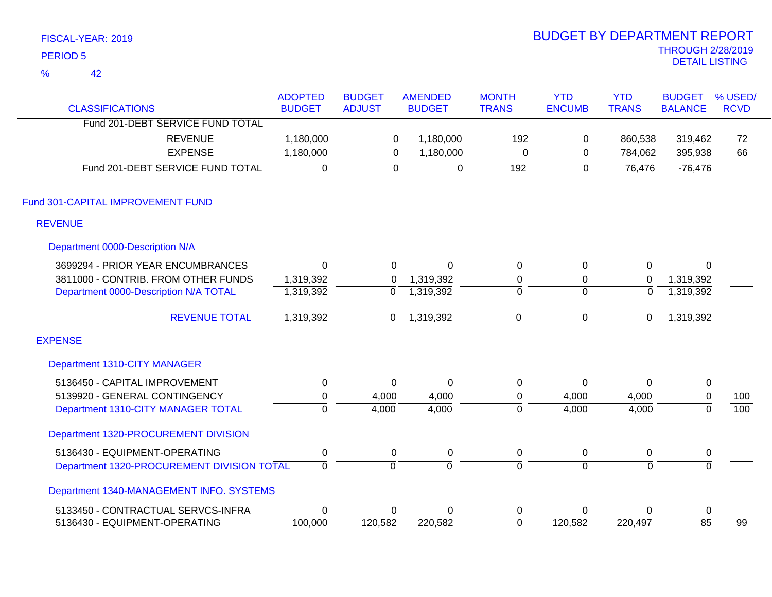FISCAL-YEAR: 2019

PERIOD 5

% 42

# BUDGET BY DEPARTMENT REPORT

THROUGH 2/28/2019

DETAIL LISTING

| CLASSIFICATIONS | ADOPTED BUDGET | BUDGET ADJUST | AMENDED BUDGET | MONTH TRANS | YTD ENCUMB | YTD TRANS | BUDGET BALANCE | % USED/ RCVD |
|---|---|---|---|---|---|---|---|---|
| Fund 201-DEBT SERVICE FUND TOTAL | | | | | | | | |
| REVENUE | 1,180,000 | 0 | 1,180,000 | 192 | 0 | 860,538 | 319,462 | 72 |
| EXPENSE | 1,180,000 | 0 | 1,180,000 | 0 | 0 | 784,062 | 395,938 | 66 |
| Fund 201-DEBT SERVICE FUND TOTAL | 0 | 0 | 0 | 192 | 0 | 76,476 | -76,476 | |
| Fund 301-CAPITAL IMPROVEMENT FUND | | | | | | | | |
| REVENUE | | | | | | | | |
| Department 0000-Description N/A | | | | | | | | |
| 3699294 - PRIOR YEAR ENCUMBRANCES | 0 | 0 | 0 | 0 | 0 | 0 | 0 | |
| 3811000 - CONTRIB. FROM OTHER FUNDS | 1,319,392 | 0 | 1,319,392 | 0 | 0 | 0 | 1,319,392 | |
| Department 0000-Description N/A TOTAL | 1,319,392 | 0 | 1,319,392 | 0 | 0 | 0 | 1,319,392 | |
| REVENUE TOTAL | 1,319,392 | 0 | 1,319,392 | 0 | 0 | 0 | 1,319,392 | |
| EXPENSE | | | | | | | | |
| Department 1310-CITY MANAGER | | | | | | | | |
| 5136450 - CAPITAL IMPROVEMENT | 0 | 0 | 0 | 0 | 0 | 0 | 0 | |
| 5139920 - GENERAL CONTINGENCY | 0 | 4,000 | 4,000 | 0 | 4,000 | 4,000 | 0 | 100 |
| Department 1310-CITY MANAGER TOTAL | 0 | 4,000 | 4,000 | 0 | 4,000 | 4,000 | 0 | 100 |
| Department 1320-PROCUREMENT DIVISION | | | | | | | | |
| 5136430 - EQUIPMENT-OPERATING | 0 | 0 | 0 | 0 | 0 | 0 | 0 | |
| Department 1320-PROCUREMENT DIVISION TOTAL | 0 | 0 | 0 | 0 | 0 | 0 | 0 | |
| Department 1340-MANAGEMENT INFO. SYSTEMS | | | | | | | | |
| 5133450 - CONTRACTUAL SERVCS-INFRA | 0 | 0 | 0 | 0 | 0 | 0 | 0 | |
| 5136430 - EQUIPMENT-OPERATING | 100,000 | 120,582 | 220,582 | 0 | 120,582 | 220,497 | 85 | 99 |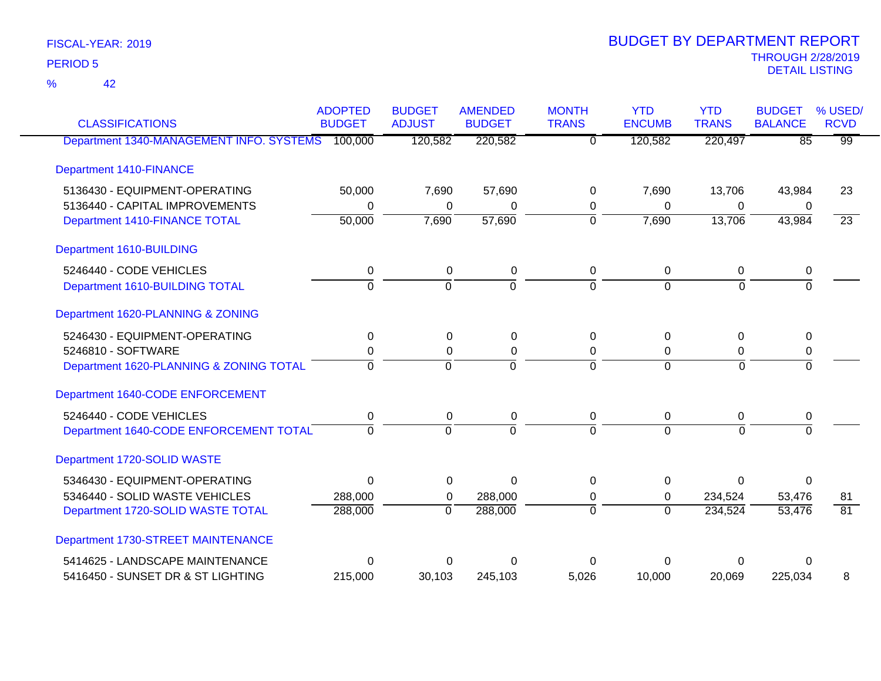FISCAL-YEAR: 2019

PERIOD 5

% 42

# BUDGET BY DEPARTMENT REPORT

THROUGH 2/28/2019

DETAIL LISTING

| CLASSIFICATIONS | ADOPTED BUDGET | BUDGET ADJUST | AMENDED BUDGET | MONTH TRANS | YTD ENCUMB | YTD TRANS | BUDGET BALANCE | % USED/ RCVD |
|---|---|---|---|---|---|---|---|---|
| Department 1340-MANAGEMENT INFO. SYSTEMS | 100,000 | 120,582 | 220,582 | 0 | 120,582 | 220,497 | 85 | 99 |
| **Department 1410-FINANCE** | | | | | | | | |
| 5136430 - EQUIPMENT-OPERATING | 50,000 | 7,690 | 57,690 | 0 | 7,690 | 13,706 | 43,984 | 23 |
| 5136440 - CAPITAL IMPROVEMENTS | 0 | 0 | 0 | 0 | 0 | 0 | 0 | |
| Department 1410-FINANCE TOTAL | 50,000 | 7,690 | 57,690 | 0 | 7,690 | 13,706 | 43,984 | 23 |
| **Department 1610-BUILDING** | | | | | | | | |
| 5246440 - CODE VEHICLES | 0 | 0 | 0 | 0 | 0 | 0 | 0 | |
| Department 1610-BUILDING TOTAL | 0 | 0 | 0 | 0 | 0 | 0 | 0 | |
| **Department 1620-PLANNING & ZONING** | | | | | | | | |
| 5246430 - EQUIPMENT-OPERATING | 0 | 0 | 0 | 0 | 0 | 0 | 0 | |
| 5246810 - SOFTWARE | 0 | 0 | 0 | 0 | 0 | 0 | 0 | |
| Department 1620-PLANNING & ZONING TOTAL | 0 | 0 | 0 | 0 | 0 | 0 | 0 | |
| **Department 1640-CODE ENFORCEMENT** | | | | | | | | |
| 5246440 - CODE VEHICLES | 0 | 0 | 0 | 0 | 0 | 0 | 0 | |
| Department 1640-CODE ENFORCEMENT TOTAL | 0 | 0 | 0 | 0 | 0 | 0 | 0 | |
| **Department 1720-SOLID WASTE** | | | | | | | | |
| 5346430 - EQUIPMENT-OPERATING | 0 | 0 | 0 | 0 | 0 | 0 | 0 | |
| 5346440 - SOLID WASTE VEHICLES | 288,000 | 0 | 288,000 | 0 | 0 | 234,524 | 53,476 | 81 |
| Department 1720-SOLID WASTE TOTAL | 288,000 | 0 | 288,000 | 0 | 0 | 234,524 | 53,476 | 81 |
| **Department 1730-STREET MAINTENANCE** | | | | | | | | |
| 5414625 - LANDSCAPE MAINTENANCE | 0 | 0 | 0 | 0 | 0 | 0 | 0 | |
| 5416450 - SUNSET DR & ST LIGHTING | 215,000 | 30,103 | 245,103 | 5,026 | 10,000 | 20,069 | 225,034 | 8 |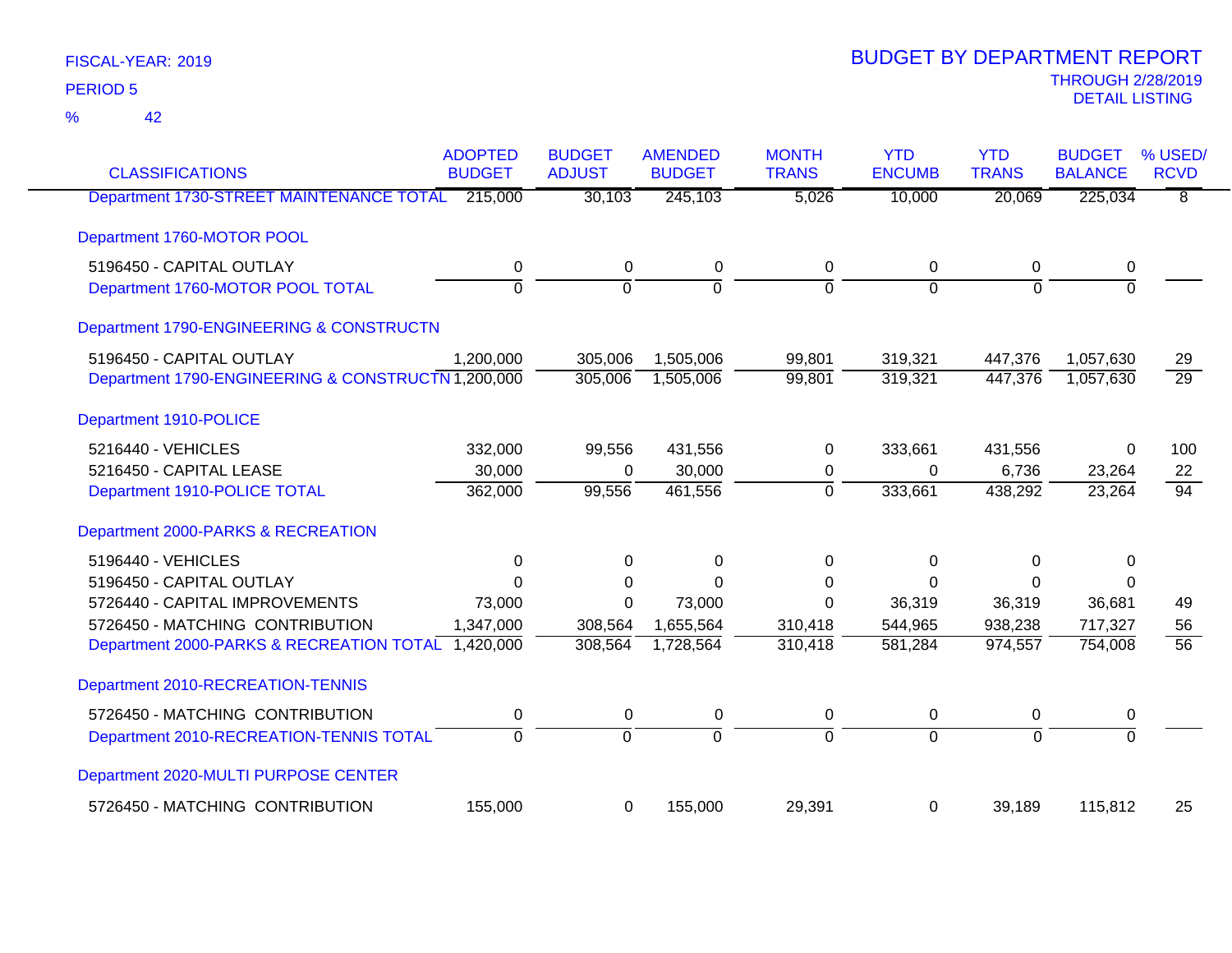FISCAL-YEAR: 2019

PERIOD 5

% 42

# BUDGET BY DEPARTMENT REPORT

THROUGH 2/28/2019

DETAIL LISTING

| CLASSIFICATIONS | ADOPTED BUDGET | BUDGET ADJUST | AMENDED BUDGET | MONTH TRANS | YTD ENCUMB | YTD TRANS | BUDGET BALANCE | % USED/ RCVD |
|---|---|---|---|---|---|---|---|---|
| Department 1730-STREET MAINTENANCE TOTAL | 215,000 | 30,103 | 245,103 | 5,026 | 10,000 | 20,069 | 225,034 | 8 |
| Department 1760-MOTOR POOL | | | | | | | | |
| 5196450 - CAPITAL OUTLAY | 0 | 0 | 0 | 0 | 0 | 0 | 0 | |
| Department 1760-MOTOR POOL TOTAL | 0 | 0 | 0 | 0 | 0 | 0 | 0 | |
| Department 1790-ENGINEERING & CONSTRUCTN | | | | | | | | |
| 5196450 - CAPITAL OUTLAY | 1,200,000 | 305,006 | 1,505,006 | 99,801 | 319,321 | 447,376 | 1,057,630 | 29 |
| Department 1790-ENGINEERING & CONSTRUCTN | 1,200,000 | 305,006 | 1,505,006 | 99,801 | 319,321 | 447,376 | 1,057,630 | 29 |
| Department 1910-POLICE | | | | | | | | |
| 5216440 - VEHICLES | 332,000 | 99,556 | 431,556 | 0 | 333,661 | 431,556 | 0 | 100 |
| 5216450 - CAPITAL LEASE | 30,000 | 0 | 30,000 | 0 | 0 | 6,736 | 23,264 | 22 |
| Department 1910-POLICE TOTAL | 362,000 | 99,556 | 461,556 | 0 | 333,661 | 438,292 | 23,264 | 94 |
| Department 2000-PARKS & RECREATION | | | | | | | | |
| 5196440 - VEHICLES | 0 | 0 | 0 | 0 | 0 | 0 | 0 | |
| 5196450 - CAPITAL OUTLAY | 0 | 0 | 0 | 0 | 0 | 0 | 0 | |
| 5726440 - CAPITAL IMPROVEMENTS | 73,000 | 0 | 73,000 | 0 | 36,319 | 36,319 | 36,681 | 49 |
| 5726450 - MATCHING CONTRIBUTION | 1,347,000 | 308,564 | 1,655,564 | 310,418 | 544,965 | 938,238 | 717,327 | 56 |
| Department 2000-PARKS & RECREATION TOTAL | 1,420,000 | 308,564 | 1,728,564 | 310,418 | 581,284 | 974,557 | 754,008 | 56 |
| Department 2010-RECREATION-TENNIS | | | | | | | | |
| 5726450 - MATCHING CONTRIBUTION | 0 | 0 | 0 | 0 | 0 | 0 | 0 | |
| Department 2010-RECREATION-TENNIS TOTAL | 0 | 0 | 0 | 0 | 0 | 0 | 0 | |
| Department 2020-MULTI PURPOSE CENTER | | | | | | | | |
| 5726450 - MATCHING CONTRIBUTION | 155,000 | 0 | 155,000 | 29,391 | 0 | 39,189 | 115,812 | 25 |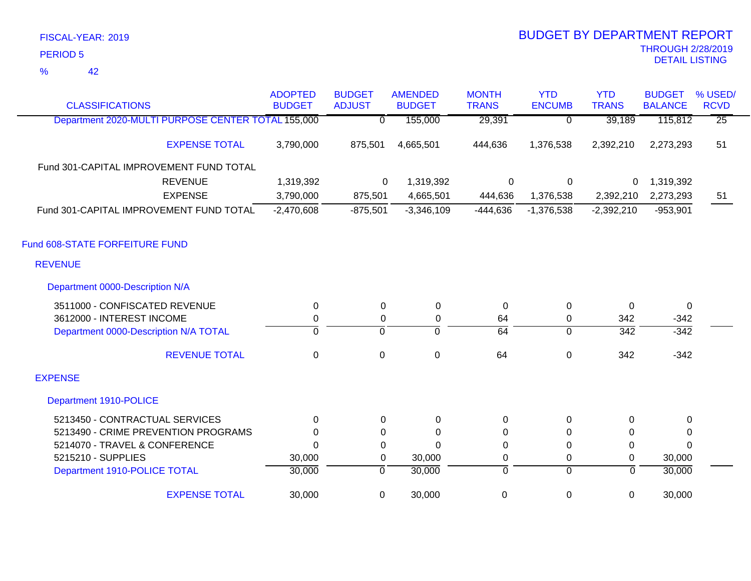FISCAL-YEAR: 2019

PERIOD 5

% 42

# BUDGET BY DEPARTMENT REPORT

THROUGH 2/28/2019

DETAIL LISTING

| CLASSIFICATIONS | ADOPTED BUDGET | BUDGET ADJUST | AMENDED BUDGET | MONTH TRANS | YTD ENCUMB | YTD TRANS | BUDGET BALANCE | % USED/ RCVD |
|---|---|---|---|---|---|---|---|---|
| Department 2020-MULTI PURPOSE CENTER TOTAL | 155,000 | 0 | 155,000 | 29,391 | 0 | 39,189 | 115,812 | 25 |
| EXPENSE TOTAL | 3,790,000 | 875,501 | 4,665,501 | 444,636 | 1,376,538 | 2,392,210 | 2,273,293 | 51 |
| Fund 301-CAPITAL IMPROVEMENT FUND TOTAL | | | | | | | | |
| REVENUE | 1,319,392 | 0 | 1,319,392 | 0 | 0 | 0 | 1,319,392 | |
| EXPENSE | 3,790,000 | 875,501 | 4,665,501 | 444,636 | 1,376,538 | 2,392,210 | 2,273,293 | 51 |
| Fund 301-CAPITAL IMPROVEMENT FUND TOTAL | -2,470,608 | -875,501 | -3,346,109 | -444,636 | -1,376,538 | -2,392,210 | -953,901 | |
| **Fund 608-STATE FORFEITURE FUND** | | | | | | | | |
| **REVENUE** | | | | | | | | |
| Department 0000-Description N/A | | | | | | | | |
| 3511000 - CONFISCATED REVENUE | 0 | 0 | 0 | 0 | 0 | 0 | 0 | |
| 3612000 - INTEREST INCOME | 0 | 0 | 0 | 64 | 0 | 342 | -342 | |
| Department 0000-Description N/A TOTAL | 0 | 0 | 0 | 64 | 0 | 342 | -342 | |
| REVENUE TOTAL | 0 | 0 | 0 | 64 | 0 | 342 | -342 | |
| **EXPENSE** | | | | | | | | |
| Department 1910-POLICE | | | | | | | | |
| 5213450 - CONTRACTUAL SERVICES | 0 | 0 | 0 | 0 | 0 | 0 | 0 | |
| 5213490 - CRIME PREVENTION PROGRAMS | 0 | 0 | 0 | 0 | 0 | 0 | 0 | |
| 5214070 - TRAVEL & CONFERENCE | 0 | 0 | 0 | 0 | 0 | 0 | 0 | |
| 5215210 - SUPPLIES | 30,000 | 0 | 30,000 | 0 | 0 | 0 | 30,000 | |
| Department 1910-POLICE TOTAL | 30,000 | 0 | 30,000 | 0 | 0 | 0 | 30,000 | |
| EXPENSE TOTAL | 30,000 | 0 | 30,000 | 0 | 0 | 0 | 30,000 | |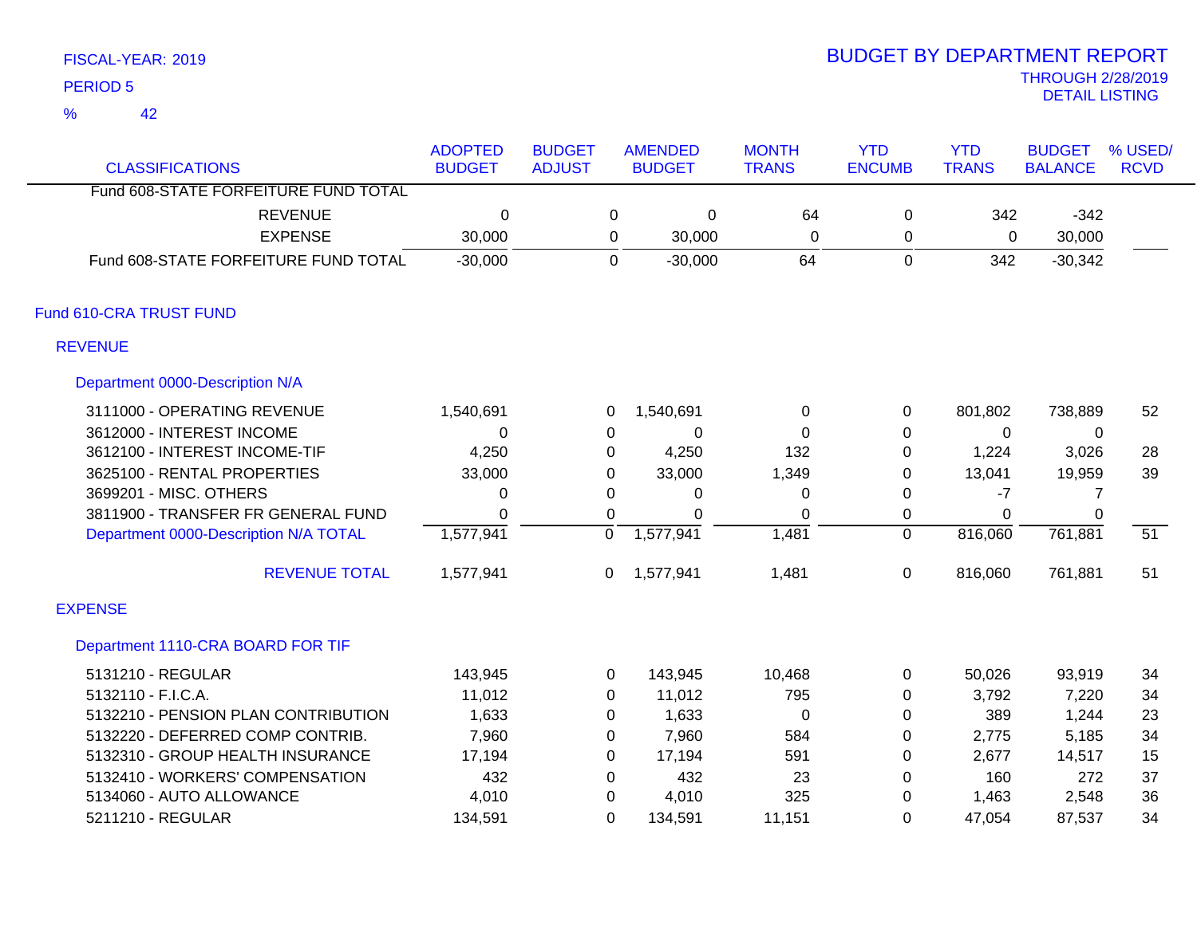FISCAL-YEAR: 2019

PERIOD 5

% 42

# BUDGET BY DEPARTMENT REPORT

THROUGH 2/28/2019

DETAIL LISTING

| CLASSIFICATIONS | ADOPTED BUDGET | BUDGET ADJUST | AMENDED BUDGET | MONTH TRANS | YTD ENCUMB | YTD TRANS | BUDGET BALANCE | % USED/ RCVD |
|---|---|---|---|---|---|---|---|---|
| Fund 608-STATE FORFEITURE FUND TOTAL | | | | | | | | |
| REVENUE | 0 | 0 | 0 | 64 | 0 | 342 | -342 | |
| EXPENSE | 30,000 | 0 | 30,000 | 0 | 0 | 0 | 30,000 | |
| Fund 608-STATE FORFEITURE FUND TOTAL | -30,000 | 0 | -30,000 | 64 | 0 | 342 | -30,342 | |
| **Fund 610-CRA TRUST FUND** | | | | | | | | |
| **REVENUE** | | | | | | | | |
| **Department 0000-Description N/A** | | | | | | | | |
| 3111000 - OPERATING REVENUE | 1,540,691 | 0 | 1,540,691 | 0 | 0 | 801,802 | 738,889 | 52 |
| 3612000 - INTEREST INCOME | 0 | 0 | 0 | 0 | 0 | 0 | 0 | |
| 3612100 - INTEREST INCOME-TIF | 4,250 | 0 | 4,250 | 132 | 0 | 1,224 | 3,026 | 28 |
| 3625100 - RENTAL PROPERTIES | 33,000 | 0 | 33,000 | 1,349 | 0 | 13,041 | 19,959 | 39 |
| 3699201 - MISC. OTHERS | 0 | 0 | 0 | 0 | 0 | -7 | 7 | |
| 3811900 - TRANSFER FR GENERAL FUND | 0 | 0 | 0 | 0 | 0 | 0 | 0 | |
| Department 0000-Description N/A TOTAL | 1,577,941 | 0 | 1,577,941 | 1,481 | 0 | 816,060 | 761,881 | 51 |
| REVENUE TOTAL | 1,577,941 | 0 | 1,577,941 | 1,481 | 0 | 816,060 | 761,881 | 51 |
| **EXPENSE** | | | | | | | | |
| **Department 1110-CRA BOARD FOR TIF** | | | | | | | | |
| 5131210 - REGULAR | 143,945 | 0 | 143,945 | 10,468 | 0 | 50,026 | 93,919 | 34 |
| 5132110 - F.I.C.A. | 11,012 | 0 | 11,012 | 795 | 0 | 3,792 | 7,220 | 34 |
| 5132210 - PENSION PLAN CONTRIBUTION | 1,633 | 0 | 1,633 | 0 | 0 | 389 | 1,244 | 23 |
| 5132220 - DEFERRED COMP CONTRIB. | 7,960 | 0 | 7,960 | 584 | 0 | 2,775 | 5,185 | 34 |
| 5132310 - GROUP HEALTH INSURANCE | 17,194 | 0 | 17,194 | 591 | 0 | 2,677 | 14,517 | 15 |
| 5132410 - WORKERS' COMPENSATION | 432 | 0 | 432 | 23 | 0 | 160 | 272 | 37 |
| 5134060 - AUTO ALLOWANCE | 4,010 | 0 | 4,010 | 325 | 0 | 1,463 | 2,548 | 36 |
| 5211210 - REGULAR | 134,591 | 0 | 134,591 | 11,151 | 0 | 47,054 | 87,537 | 34 |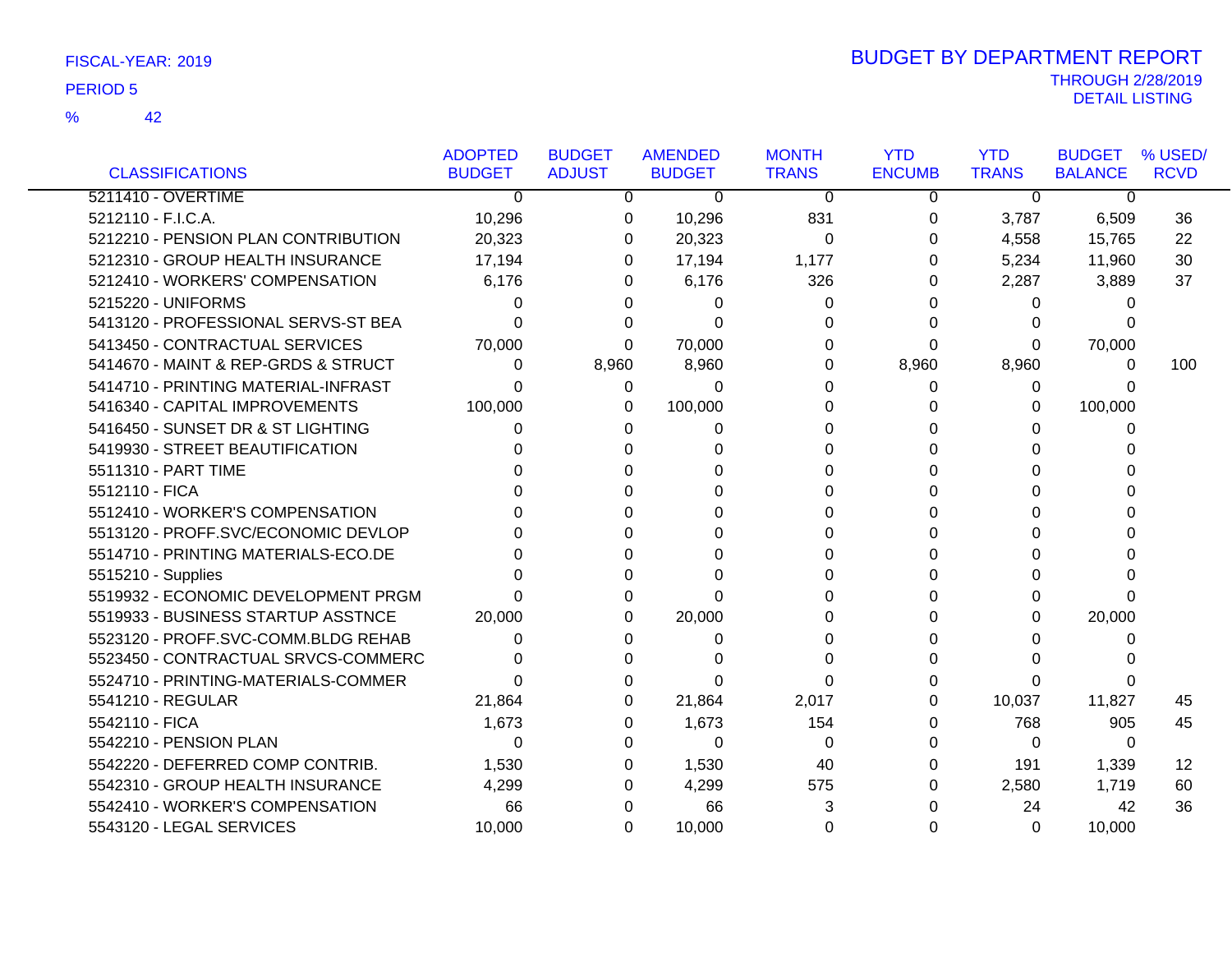FISCAL-YEAR: 2019

PERIOD 5

% 42

# BUDGET BY DEPARTMENT REPORT

THROUGH 2/28/2019

DETAIL LISTING

| CLASSIFICATIONS | ADOPTED BUDGET | BUDGET ADJUST | AMENDED BUDGET | MONTH TRANS | YTD ENCUMB | YTD TRANS | BUDGET BALANCE | % USED/ RCVD |
|---|---|---|---|---|---|---|---|---|
| 5211410 - OVERTIME | 0 | 0 | 0 | 0 | 0 | 0 | 0 | |
| 5212110 - F.I.C.A. | 10,296 | 0 | 10,296 | 831 | 0 | 3,787 | 6,509 | 36 |
| 5212210 - PENSION PLAN CONTRIBUTION | 20,323 | 0 | 20,323 | 0 | 0 | 4,558 | 15,765 | 22 |
| 5212310 - GROUP HEALTH INSURANCE | 17,194 | 0 | 17,194 | 1,177 | 0 | 5,234 | 11,960 | 30 |
| 5212410 - WORKERS' COMPENSATION | 6,176 | 0 | 6,176 | 326 | 0 | 2,287 | 3,889 | 37 |
| 5215220 - UNIFORMS | 0 | 0 | 0 | 0 | 0 | 0 | 0 | |
| 5413120 - PROFESSIONAL SERVS-ST BEA | 0 | 0 | 0 | 0 | 0 | 0 | 0 | |
| 5413450 - CONTRACTUAL SERVICES | 70,000 | 0 | 70,000 | 0 | 0 | 0 | 70,000 | |
| 5414670 - MAINT & REP-GRDS & STRUCT | 0 | 8,960 | 8,960 | 0 | 8,960 | 8,960 | 0 | 100 |
| 5414710 - PRINTING MATERIAL-INFRAST | 0 | 0 | 0 | 0 | 0 | 0 | 0 | |
| 5416340 - CAPITAL IMPROVEMENTS | 100,000 | 0 | 100,000 | 0 | 0 | 0 | 100,000 | |
| 5416450 - SUNSET DR & ST LIGHTING | 0 | 0 | 0 | 0 | 0 | 0 | 0 | |
| 5419930 - STREET BEAUTIFICATION | 0 | 0 | 0 | 0 | 0 | 0 | 0 | |
| 5511310 - PART TIME | 0 | 0 | 0 | 0 | 0 | 0 | 0 | |
| 5512110 - FICA | 0 | 0 | 0 | 0 | 0 | 0 | 0 | |
| 5512410 - WORKER'S COMPENSATION | 0 | 0 | 0 | 0 | 0 | 0 | 0 | |
| 5513120 - PROFF.SVC/ECONOMIC DEVLOP | 0 | 0 | 0 | 0 | 0 | 0 | 0 | |
| 5514710 - PRINTING MATERIALS-ECO.DE | 0 | 0 | 0 | 0 | 0 | 0 | 0 | |
| 5515210 - Supplies | 0 | 0 | 0 | 0 | 0 | 0 | 0 | |
| 5519932 - ECONOMIC DEVELOPMENT PRGM | 0 | 0 | 0 | 0 | 0 | 0 | 0 | |
| 5519933 - BUSINESS STARTUP ASSTNCE | 20,000 | 0 | 20,000 | 0 | 0 | 0 | 20,000 | |
| 5523120 - PROFF.SVC-COMM.BLDG REHAB | 0 | 0 | 0 | 0 | 0 | 0 | 0 | |
| 5523450 - CONTRACTUAL SRVCS-COMMERC | 0 | 0 | 0 | 0 | 0 | 0 | 0 | |
| 5524710 - PRINTING-MATERIALS-COMMER | 0 | 0 | 0 | 0 | 0 | 0 | 0 | |
| 5541210 - REGULAR | 21,864 | 0 | 21,864 | 2,017 | 0 | 10,037 | 11,827 | 45 |
| 5542110 - FICA | 1,673 | 0 | 1,673 | 154 | 0 | 768 | 905 | 45 |
| 5542210 - PENSION PLAN | 0 | 0 | 0 | 0 | 0 | 0 | 0 | |
| 5542220 - DEFERRED COMP CONTRIB. | 1,530 | 0 | 1,530 | 40 | 0 | 191 | 1,339 | 12 |
| 5542310 - GROUP HEALTH INSURANCE | 4,299 | 0 | 4,299 | 575 | 0 | 2,580 | 1,719 | 60 |
| 5542410 - WORKER'S COMPENSATION | 66 | 0 | 66 | 3 | 0 | 24 | 42 | 36 |
| 5543120 - LEGAL SERVICES | 10,000 | 0 | 10,000 | 0 | 0 | 0 | 10,000 | |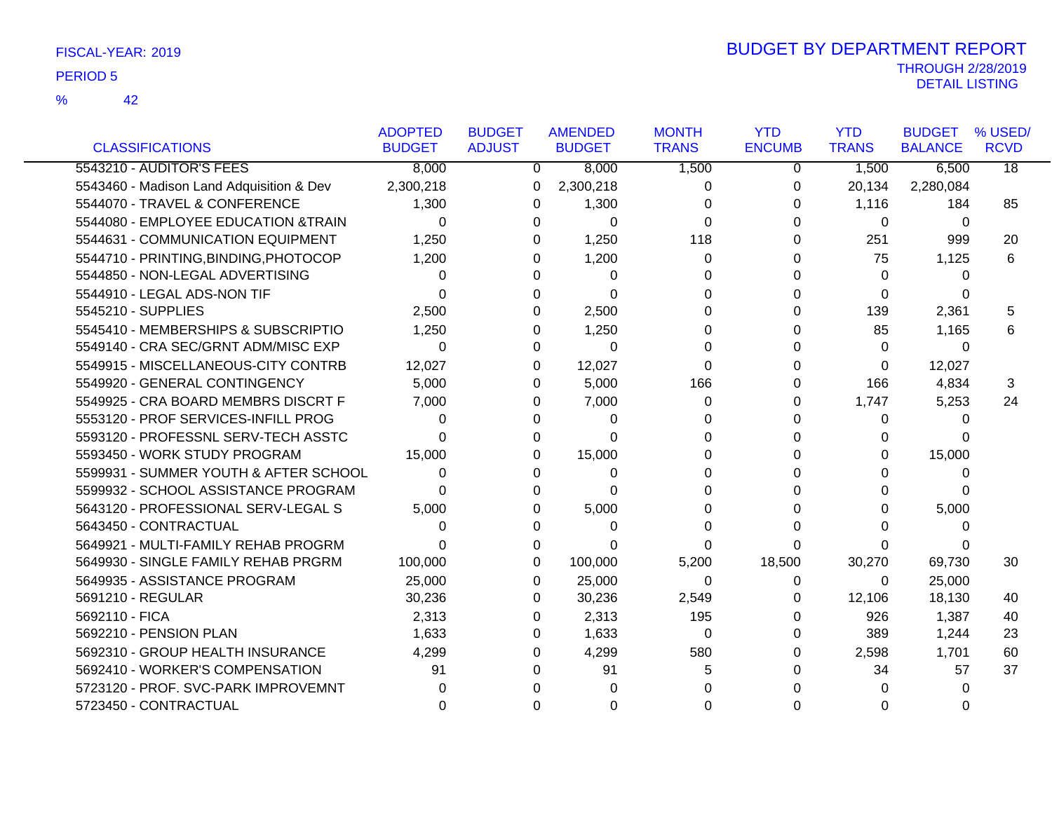FISCAL-YEAR: 2019

PERIOD 5

% 42

# BUDGET BY DEPARTMENT REPORT

THROUGH 2/28/2019
DETAIL LISTING

| CLASSIFICATIONS | ADOPTED BUDGET | BUDGET ADJUST | AMENDED BUDGET | MONTH TRANS | YTD ENCUMB | YTD TRANS | BUDGET BALANCE | % USED/ RCVD |
|---|---|---|---|---|---|---|---|---|
| 5543210 - AUDITOR'S FEES | 8,000 | 0 | 8,000 | 1,500 | 0 | 1,500 | 6,500 | 18 |
| 5543460 - Madison Land Adquisition & Dev | 2,300,218 | 0 | 2,300,218 | 0 | 0 | 20,134 | 2,280,084 | |
| 5544070 - TRAVEL & CONFERENCE | 1,300 | 0 | 1,300 | 0 | 0 | 1,116 | 184 | 85 |
| 5544080 - EMPLOYEE EDUCATION &TRAIN | 0 | 0 | 0 | 0 | 0 | 0 | 0 | |
| 5544631 - COMMUNICATION EQUIPMENT | 1,250 | 0 | 1,250 | 118 | 0 | 251 | 999 | 20 |
| 5544710 - PRINTING,BINDING,PHOTOCOP | 1,200 | 0 | 1,200 | 0 | 0 | 75 | 1,125 | 6 |
| 5544850 - NON-LEGAL ADVERTISING | 0 | 0 | 0 | 0 | 0 | 0 | 0 | |
| 5544910 - LEGAL ADS-NON TIF | 0 | 0 | 0 | 0 | 0 | 0 | 0 | |
| 5545210 - SUPPLIES | 2,500 | 0 | 2,500 | 0 | 0 | 139 | 2,361 | 5 |
| 5545410 - MEMBERSHIPS & SUBSCRIPTIO | 1,250 | 0 | 1,250 | 0 | 0 | 85 | 1,165 | 6 |
| 5549140 - CRA SEC/GRNT ADM/MISC EXP | 0 | 0 | 0 | 0 | 0 | 0 | 0 | |
| 5549915 - MISCELLANEOUS-CITY CONTRB | 12,027 | 0 | 12,027 | 0 | 0 | 0 | 12,027 | |
| 5549920 - GENERAL CONTINGENCY | 5,000 | 0 | 5,000 | 166 | 0 | 166 | 4,834 | 3 |
| 5549925 - CRA BOARD MEMBRS DISCRT F | 7,000 | 0 | 7,000 | 0 | 0 | 1,747 | 5,253 | 24 |
| 5553120 - PROF SERVICES-INFILL PROG | 0 | 0 | 0 | 0 | 0 | 0 | 0 | |
| 5593120 - PROFESSNL SERV-TECH ASSTC | 0 | 0 | 0 | 0 | 0 | 0 | 0 | |
| 5593450 - WORK STUDY PROGRAM | 15,000 | 0 | 15,000 | 0 | 0 | 0 | 15,000 | |
| 5599931 - SUMMER YOUTH & AFTER SCHOOL | 0 | 0 | 0 | 0 | 0 | 0 | 0 | |
| 5599932 - SCHOOL ASSISTANCE PROGRAM | 0 | 0 | 0 | 0 | 0 | 0 | 0 | |
| 5643120 - PROFESSIONAL SERV-LEGAL S | 5,000 | 0 | 5,000 | 0 | 0 | 0 | 5,000 | |
| 5643450 - CONTRACTUAL | 0 | 0 | 0 | 0 | 0 | 0 | 0 | |
| 5649921 - MULTI-FAMILY REHAB PROGRM | 0 | 0 | 0 | 0 | 0 | 0 | 0 | |
| 5649930 - SINGLE FAMILY REHAB PRGRM | 100,000 | 0 | 100,000 | 5,200 | 18,500 | 30,270 | 69,730 | 30 |
| 5649935 - ASSISTANCE PROGRAM | 25,000 | 0 | 25,000 | 0 | 0 | 0 | 25,000 | |
| 5691210 - REGULAR | 30,236 | 0 | 30,236 | 2,549 | 0 | 12,106 | 18,130 | 40 |
| 5692110 - FICA | 2,313 | 0 | 2,313 | 195 | 0 | 926 | 1,387 | 40 |
| 5692210 - PENSION PLAN | 1,633 | 0 | 1,633 | 0 | 0 | 389 | 1,244 | 23 |
| 5692310 - GROUP HEALTH INSURANCE | 4,299 | 0 | 4,299 | 580 | 0 | 2,598 | 1,701 | 60 |
| 5692410 - WORKER'S COMPENSATION | 91 | 0 | 91 | 5 | 0 | 34 | 57 | 37 |
| 5723120 - PROF. SVC-PARK IMPROVEMNT | 0 | 0 | 0 | 0 | 0 | 0 | 0 | |
| 5723450 - CONTRACTUAL | 0 | 0 | 0 | 0 | 0 | 0 | 0 | |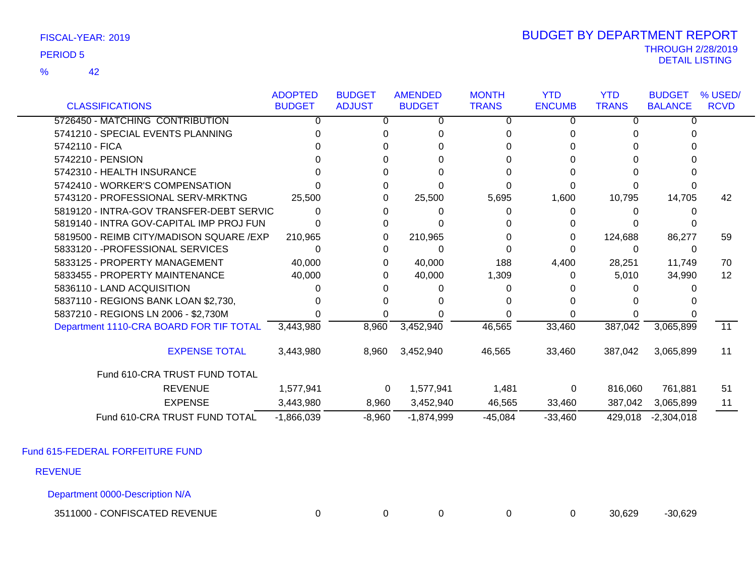FISCAL-YEAR: 2019

PERIOD 5

% 42

# BUDGET BY DEPARTMENT REPORT

THROUGH 2/28/2019

DETAIL LISTING

| CLASSIFICATIONS | ADOPTED BUDGET | BUDGET ADJUST | AMENDED BUDGET | MONTH TRANS | YTD ENCUMB | YTD TRANS | BUDGET BALANCE | % USED/ RCVD |
|---|---|---|---|---|---|---|---|---|
| 5726450 - MATCHING CONTRIBUTION | 0 | 0 | 0 | 0 | 0 | 0 | 0 | |
| 5741210 - SPECIAL EVENTS PLANNING | 0 | 0 | 0 | 0 | 0 | 0 | 0 | |
| 5742110 - FICA | 0 | 0 | 0 | 0 | 0 | 0 | 0 | |
| 5742210 - PENSION | 0 | 0 | 0 | 0 | 0 | 0 | 0 | |
| 5742310 - HEALTH INSURANCE | 0 | 0 | 0 | 0 | 0 | 0 | 0 | |
| 5742410 - WORKER'S COMPENSATION | 0 | 0 | 0 | 0 | 0 | 0 | 0 | |
| 5743120 - PROFESSIONAL SERV-MRKTNG | 25,500 | 0 | 25,500 | 5,695 | 1,600 | 10,795 | 14,705 | 42 |
| 5819120 - INTRA-GOV TRANSFER-DEBT SERVIC | 0 | 0 | 0 | 0 | 0 | 0 | 0 | |
| 5819140 - INTRA GOV-CAPITAL IMP PROJ FUN | 0 | 0 | 0 | 0 | 0 | 0 | 0 | |
| 5819500 - REIMB CITY/MADISON SQUARE /EXP | 210,965 | 0 | 210,965 | 0 | 0 | 124,688 | 86,277 | 59 |
| 5833120 - -PROFESSIONAL SERVICES | 0 | 0 | 0 | 0 | 0 | 0 | 0 | |
| 5833125 - PROPERTY MANAGEMENT | 40,000 | 0 | 40,000 | 188 | 4,400 | 28,251 | 11,749 | 70 |
| 5833455 - PROPERTY MAINTENANCE | 40,000 | 0 | 40,000 | 1,309 | 0 | 5,010 | 34,990 | 12 |
| 5836110 - LAND ACQUISITION | 0 | 0 | 0 | 0 | 0 | 0 | 0 | |
| 5837110 - REGIONS BANK LOAN $2,730, | 0 | 0 | 0 | 0 | 0 | 0 | 0 | |
| 5837210 - REGIONS LN 2006 - $2,730M | 0 | 0 | 0 | 0 | 0 | 0 | 0 | |
| Department 1110-CRA BOARD FOR TIF TOTAL | 3,443,980 | 8,960 | 3,452,940 | 46,565 | 33,460 | 387,042 | 3,065,899 | 11 |
| EXPENSE TOTAL | 3,443,980 | 8,960 | 3,452,940 | 46,565 | 33,460 | 387,042 | 3,065,899 | 11 |
| Fund 610-CRA TRUST FUND TOTAL | | | | | | | | |
| REVENUE | 1,577,941 | 0 | 1,577,941 | 1,481 | 0 | 816,060 | 761,881 | 51 |
| EXPENSE | 3,443,980 | 8,960 | 3,452,940 | 46,565 | 33,460 | 387,042 | 3,065,899 | 11 |
| Fund 610-CRA TRUST FUND TOTAL | -1,866,039 | -8,960 | -1,874,999 | -45,084 | -33,460 | 429,018 | -2,304,018 | |

## Fund 615-FEDERAL FORFEITURE FUND

### REVENUE

#### Department 0000-Description N/A

| CLASSIFICATIONS | ADOPTED BUDGET | BUDGET ADJUST | AMENDED BUDGET | MONTH TRANS | YTD ENCUMB | YTD TRANS | BUDGET BALANCE | % USED/ RCVD |
|---|---|---|---|---|---|---|---|---|
| 3511000 - CONFISCATED REVENUE | 0 | 0 | 0 | 0 | 0 | 30,629 | -30,629 | |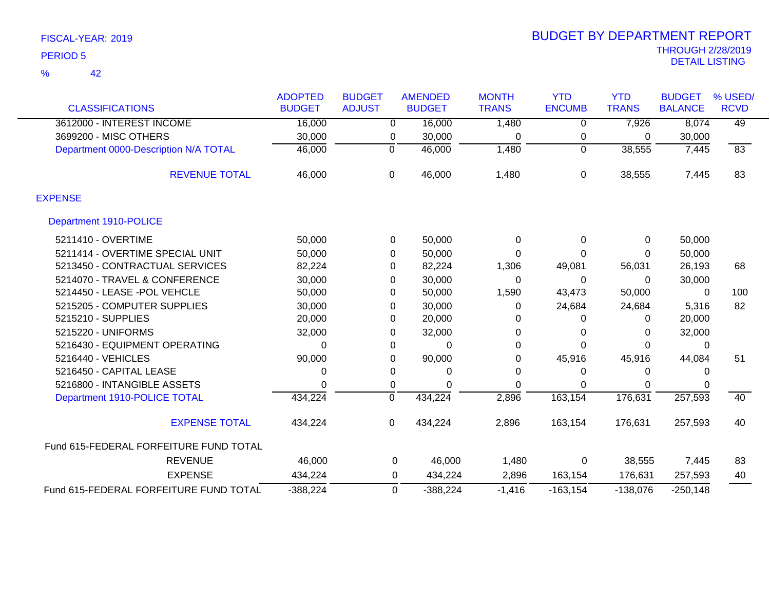FISCAL-YEAR: 2019

PERIOD 5

% 42

# BUDGET BY DEPARTMENT REPORT

THROUGH 2/28/2019

DETAIL LISTING

| CLASSIFICATIONS | ADOPTED BUDGET | BUDGET ADJUST | AMENDED BUDGET | MONTH TRANS | YTD ENCUMB | YTD TRANS | BUDGET BALANCE | % USED/ RCVD |
|---|---|---|---|---|---|---|---|---|
| 3612000 - INTEREST INCOME | 16,000 | 0 | 16,000 | 1,480 | 0 | 7,926 | 8,074 | 49 |
| 3699200 - MISC OTHERS | 30,000 | 0 | 30,000 | 0 | 0 | 0 | 30,000 | |
| Department 0000-Description N/A TOTAL | 46,000 | 0 | 46,000 | 1,480 | 0 | 38,555 | 7,445 | 83 |
| REVENUE TOTAL | 46,000 | 0 | 46,000 | 1,480 | 0 | 38,555 | 7,445 | 83 |
| EXPENSE | | | | | | | | |
| Department 1910-POLICE | | | | | | | | |
| 5211410 - OVERTIME | 50,000 | 0 | 50,000 | 0 | 0 | 0 | 50,000 | |
| 5211414 - OVERTIME SPECIAL UNIT | 50,000 | 0 | 50,000 | 0 | 0 | 0 | 50,000 | |
| 5213450 - CONTRACTUAL SERVICES | 82,224 | 0 | 82,224 | 1,306 | 49,081 | 56,031 | 26,193 | 68 |
| 5214070 - TRAVEL & CONFERENCE | 30,000 | 0 | 30,000 | 0 | 0 | 0 | 30,000 | |
| 5214450 - LEASE -POL VEHCLE | 50,000 | 0 | 50,000 | 1,590 | 43,473 | 50,000 | 0 | 100 |
| 5215205 - COMPUTER SUPPLIES | 30,000 | 0 | 30,000 | 0 | 24,684 | 24,684 | 5,316 | 82 |
| 5215210 - SUPPLIES | 20,000 | 0 | 20,000 | 0 | 0 | 0 | 20,000 | |
| 5215220 - UNIFORMS | 32,000 | 0 | 32,000 | 0 | 0 | 0 | 32,000 | |
| 5216430 - EQUIPMENT OPERATING | 0 | 0 | 0 | 0 | 0 | 0 | 0 | |
| 5216440 - VEHICLES | 90,000 | 0 | 90,000 | 0 | 45,916 | 45,916 | 44,084 | 51 |
| 5216450 - CAPITAL LEASE | 0 | 0 | 0 | 0 | 0 | 0 | 0 | |
| 5216800 - INTANGIBLE ASSETS | 0 | 0 | 0 | 0 | 0 | 0 | 0 | |
| Department 1910-POLICE TOTAL | 434,224 | 0 | 434,224 | 2,896 | 163,154 | 176,631 | 257,593 | 40 |
| EXPENSE TOTAL | 434,224 | 0 | 434,224 | 2,896 | 163,154 | 176,631 | 257,593 | 40 |
| Fund 615-FEDERAL FORFEITURE FUND TOTAL | | | | | | | | |
| REVENUE | 46,000 | 0 | 46,000 | 1,480 | 0 | 38,555 | 7,445 | 83 |
| EXPENSE | 434,224 | 0 | 434,224 | 2,896 | 163,154 | 176,631 | 257,593 | 40 |
| Fund 615-FEDERAL FORFEITURE FUND TOTAL | -388,224 | 0 | -388,224 | -1,416 | -163,154 | -138,076 | -250,148 | |